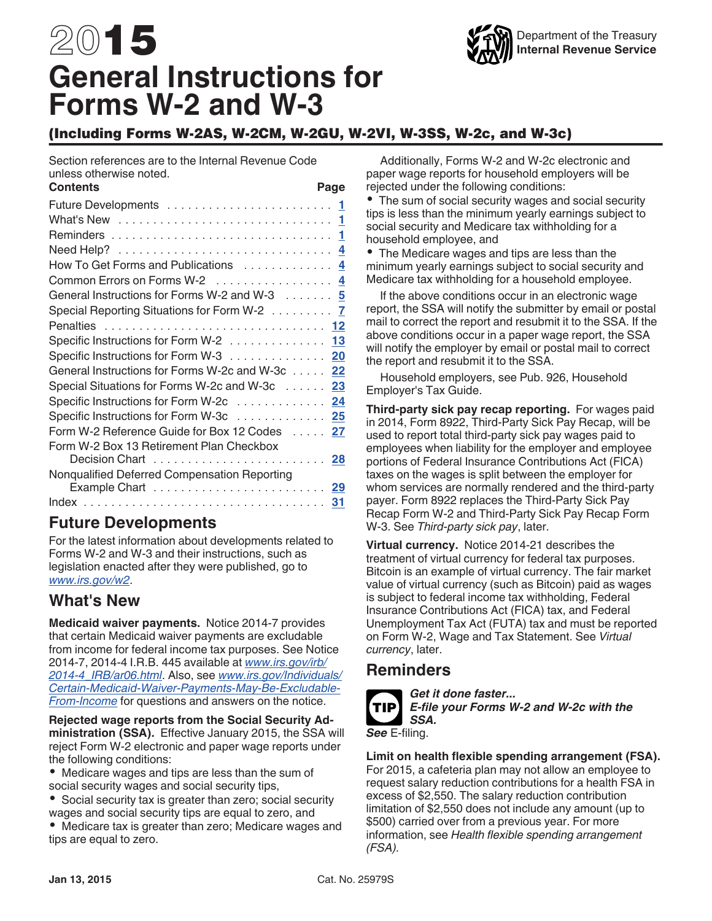# 2015 General Instructions for Forms W-2 and W-3

Department of the Treasury
Internal Revenue Service

## (Including Forms W-2AS, W-2CM, W-2GU, W-2VI, W-3SS, W-2c, and W-3c)

Section references are to the Internal Revenue Code unless otherwise noted.

| Contents | Page |
| --- | --- |
| Future Developments | 1 |
| What's New | 1 |
| Reminders | 1 |
| Need Help? | 4 |
| How To Get Forms and Publications | 4 |
| Common Errors on Forms W-2 | 4 |
| General Instructions for Forms W-2 and W-3 | 5 |
| Special Reporting Situations for Form W-2 | 7 |
| Penalties | 12 |
| Specific Instructions for Form W-2 | 13 |
| Specific Instructions for Form W-3 | 20 |
| General Instructions for Forms W-2c and W-3c | 22 |
| Special Situations for Forms W-2c and W-3c | 23 |
| Specific Instructions for Form W-2c | 24 |
| Specific Instructions for Form W-3c | 25 |
| Form W-2 Reference Guide for Box 12 Codes | 27 |
| Form W-2 Box 13 Retirement Plan Checkbox Decision Chart | 28 |
| Nonqualified Deferred Compensation Reporting Example Chart | 29 |
| Index | 31 |

## Future Developments

For the latest information about developments related to Forms W-2 and W-3 and their instructions, such as legislation enacted after they were published, go to *www.irs.gov/w2*.

## What's New

**Medicaid waiver payments.** Notice 2014-7 provides that certain Medicaid waiver payments are excludable from income for federal income tax purposes. See Notice 2014-7, 2014-4 I.R.B. 445 available at *www.irs.gov/irb/2014-4_IRB/ar06.html*. Also, see *www.irs.gov/Individuals/Certain-Medicaid-Waiver-Payments-May-Be-Excludable-From-Income* for questions and answers on the notice.

**Rejected wage reports from the Social Security Administration (SSA).** Effective January 2015, the SSA will reject Form W-2 electronic and paper wage reports under the following conditions:

- Medicare wages and tips are less than the sum of social security wages and social security tips,
- Social security tax is greater than zero; social security wages and social security tips are equal to zero, and
- Medicare tax is greater than zero; Medicare wages and tips are equal to zero.

Additionally, Forms W-2 and W-2c electronic and paper wage reports for household employers will be rejected under the following conditions:

- The sum of social security wages and social security tips is less than the minimum yearly earnings subject to social security and Medicare tax withholding for a household employee, and
- The Medicare wages and tips are less than the minimum yearly earnings subject to social security and Medicare tax withholding for a household employee.

If the above conditions occur in an electronic wage report, the SSA will notify the submitter by email or postal mail to correct the report and resubmit it to the SSA. If the above conditions occur in a paper wage report, the SSA will notify the employer by email or postal mail to correct the report and resubmit it to the SSA.

Household employers, see Pub. 926, Household Employer's Tax Guide.

**Third-party sick pay recap reporting.** For wages paid in 2014, Form 8922, Third-Party Sick Pay Recap, will be used to report total third-party sick pay wages paid to employees when liability for the employer and employee portions of Federal Insurance Contributions Act (FICA) taxes on the wages is split between the employer for whom services are normally rendered and the third-party payer. Form 8922 replaces the Third-Party Sick Pay Recap Form W-2 and Third-Party Sick Pay Recap Form W-3. See *Third-party sick pay*, later.

**Virtual currency.** Notice 2014-21 describes the treatment of virtual currency for federal tax purposes. Bitcoin is an example of virtual currency. The fair market value of virtual currency (such as Bitcoin) paid as wages is subject to federal income tax withholding, Federal Insurance Contributions Act (FICA) tax, and Federal Unemployment Tax Act (FUTA) tax and must be reported on Form W-2, Wage and Tax Statement. See *Virtual currency*, later.

## Reminders

**TIP** *Get it done faster... E-file your Forms W-2 and W-2c with the SSA. See* E-filing.

**Limit on health flexible spending arrangement (FSA).** For 2015, a cafeteria plan may not allow an employee to request salary reduction contributions for a health FSA in excess of $2,550. The salary reduction contribution limitation of $2,550 does not include any amount (up to $500) carried over from a previous year. For more information, see *Health flexible spending arrangement (FSA).*

Jan 13, 2015 Cat. No. 25979S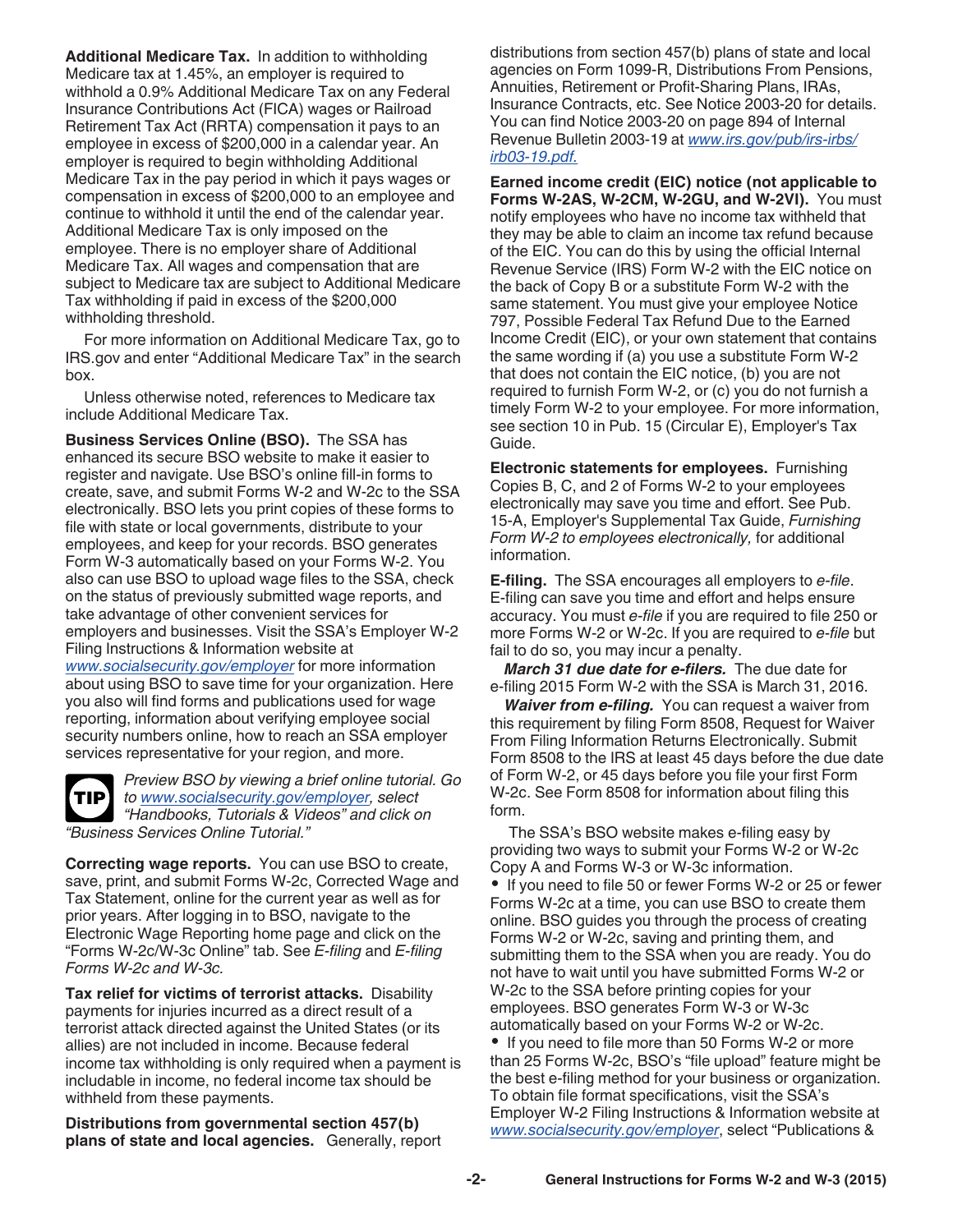**Additional Medicare Tax.** In addition to withholding Medicare tax at 1.45%, an employer is required to withhold a 0.9% Additional Medicare Tax on any Federal Insurance Contributions Act (FICA) wages or Railroad Retirement Tax Act (RRTA) compensation it pays to an employee in excess of $200,000 in a calendar year. An employer is required to begin withholding Additional Medicare Tax in the pay period in which it pays wages or compensation in excess of $200,000 to an employee and continue to withhold it until the end of the calendar year. Additional Medicare Tax is only imposed on the employee. There is no employer share of Additional Medicare Tax. All wages and compensation that are subject to Medicare tax are subject to Additional Medicare Tax withholding if paid in excess of the $200,000 withholding threshold.

For more information on Additional Medicare Tax, go to IRS.gov and enter "Additional Medicare Tax" in the search box.

Unless otherwise noted, references to Medicare tax include Additional Medicare Tax.

**Business Services Online (BSO).** The SSA has enhanced its secure BSO website to make it easier to register and navigate. Use BSO's online fill-in forms to create, save, and submit Forms W-2 and W-2c to the SSA electronically. BSO lets you print copies of these forms to file with state or local governments, distribute to your employees, and keep for your records. BSO generates Form W-3 automatically based on your Forms W-2. You also can use BSO to upload wage files to the SSA, check on the status of previously submitted wage reports, and take advantage of other convenient services for employers and businesses. Visit the SSA's Employer W-2 Filing Instructions & Information website at *www.socialsecurity.gov/employer* for more information about using BSO to save time for your organization. Here you also will find forms and publications used for wage reporting, information about verifying employee social security numbers online, how to reach an SSA employer services representative for your region, and more.

**TIP** *Preview BSO by viewing a brief online tutorial. Go to www.socialsecurity.gov/employer, select "Handbooks, Tutorials & Videos" and click on "Business Services Online Tutorial."*

**Correcting wage reports.** You can use BSO to create, save, print, and submit Forms W-2c, Corrected Wage and Tax Statement, online for the current year as well as for prior years. After logging in to BSO, navigate to the Electronic Wage Reporting home page and click on the "Forms W-2c/W-3c Online" tab. See *E-filing* and *E-filing Forms W-2c and W-3c.*

**Tax relief for victims of terrorist attacks.** Disability payments for injuries incurred as a direct result of a terrorist attack directed against the United States (or its allies) are not included in income. Because federal income tax withholding is only required when a payment is includable in income, no federal income tax should be withheld from these payments.

**Distributions from governmental section 457(b) plans of state and local agencies.** Generally, report distributions from section 457(b) plans of state and local agencies on Form 1099-R, Distributions From Pensions, Annuities, Retirement or Profit-Sharing Plans, IRAs, Insurance Contracts, etc. See Notice 2003-20 for details. You can find Notice 2003-20 on page 894 of Internal Revenue Bulletin 2003-19 at *www.irs.gov/pub/irs-irbs/irb03-19.pdf.*

**Earned income credit (EIC) notice (not applicable to Forms W-2AS, W-2CM, W-2GU, and W-2VI).** You must notify employees who have no income tax withheld that they may be able to claim an income tax refund because of the EIC. You can do this by using the official Internal Revenue Service (IRS) Form W-2 with the EIC notice on the back of Copy B or a substitute Form W-2 with the same statement. You must give your employee Notice 797, Possible Federal Tax Refund Due to the Earned Income Credit (EIC), or your own statement that contains the same wording if (a) you use a substitute Form W-2 that does not contain the EIC notice, (b) you are not required to furnish Form W-2, or (c) you do not furnish a timely Form W-2 to your employee. For more information, see section 10 in Pub. 15 (Circular E), Employer's Tax Guide.

**Electronic statements for employees.** Furnishing Copies B, C, and 2 of Forms W-2 to your employees electronically may save you time and effort. See Pub. 15-A, Employer's Supplemental Tax Guide, *Furnishing Form W-2 to employees electronically,* for additional information.

**E-filing.** The SSA encourages all employers to *e-file*. E-filing can save you time and effort and helps ensure accuracy. You must *e-file* if you are required to file 250 or more Forms W-2 or W-2c. If you are required to *e-file* but fail to do so, you may incur a penalty.

***March 31 due date for e-filers.*** The due date for e-filing 2015 Form W-2 with the SSA is March 31, 2016.

***Waiver from e-filing.*** You can request a waiver from this requirement by filing Form 8508, Request for Waiver From Filing Information Returns Electronically. Submit Form 8508 to the IRS at least 45 days before the due date of Form W-2, or 45 days before you file your first Form W-2c. See Form 8508 for information about filing this form.

The SSA's BSO website makes e-filing easy by providing two ways to submit your Forms W-2 or W-2c Copy A and Forms W-3 or W-3c information.

- If you need to file 50 or fewer Forms W-2 or 25 or fewer Forms W-2c at a time, you can use BSO to create them online. BSO guides you through the process of creating Forms W-2 or W-2c, saving and printing them, and submitting them to the SSA when you are ready. You do not have to wait until you have submitted Forms W-2 or W-2c to the SSA before printing copies for your employees. BSO generates Form W-3 or W-3c automatically based on your Forms W-2 or W-2c.
- If you need to file more than 50 Forms W-2 or more than 25 Forms W-2c, BSO's "file upload" feature might be the best e-filing method for your business or organization. To obtain file format specifications, visit the SSA's Employer W-2 Filing Instructions & Information website at *www.socialsecurity.gov/employer*, select "Publications &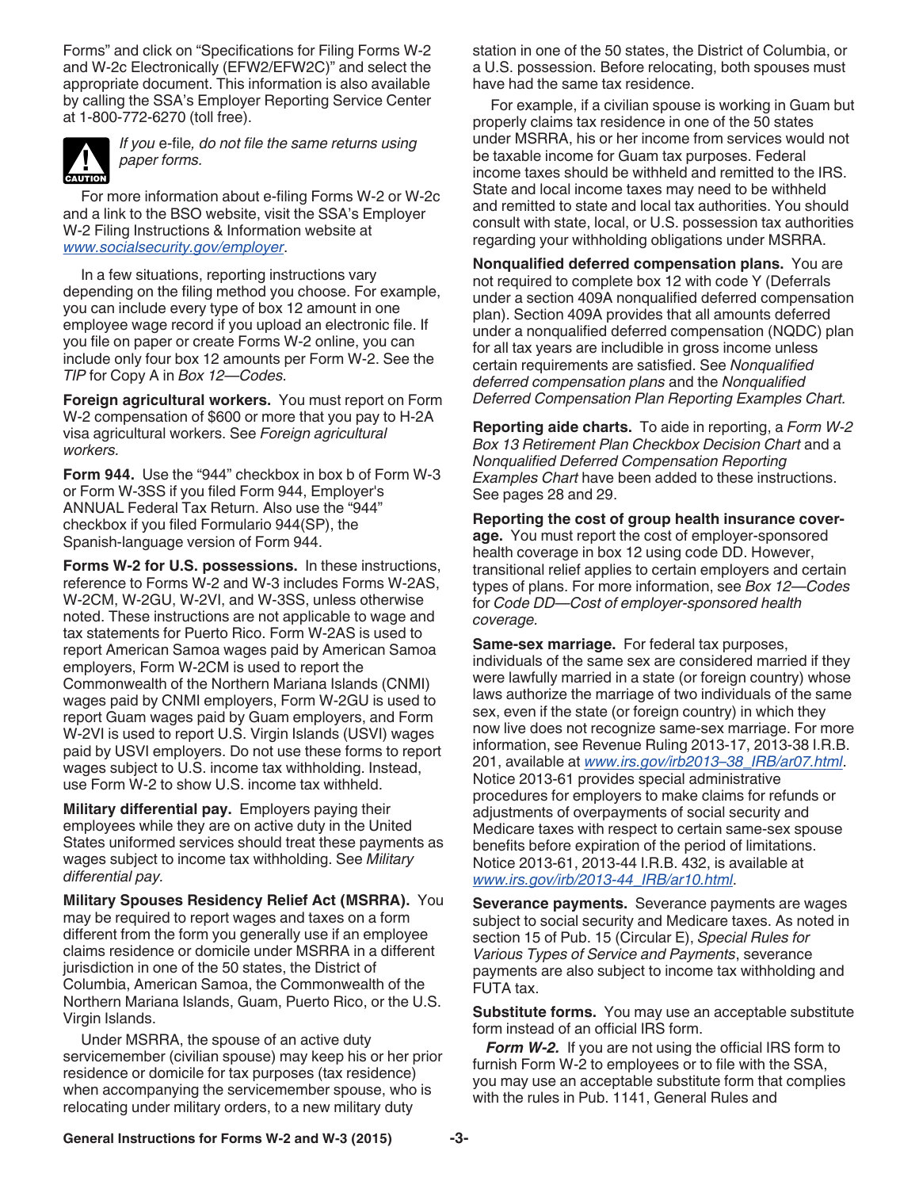Forms" and click on "Specifications for Filing Forms W-2 and W-2c Electronically (EFW2/EFW2C)" and select the appropriate document. This information is also available by calling the SSA's Employer Reporting Service Center at 1-800-772-6270 (toll free).

**CAUTION** *If you* e-file, *do not file the same returns using paper forms.*

For more information about e-filing Forms W-2 or W-2c and a link to the BSO website, visit the SSA's Employer W-2 Filing Instructions & Information website at *www.socialsecurity.gov/employer*.

In a few situations, reporting instructions vary depending on the filing method you choose. For example, you can include every type of box 12 amount in one employee wage record if you upload an electronic file. If you file on paper or create Forms W-2 online, you can include only four box 12 amounts per Form W-2. See the *TIP* for Copy A in *Box 12—Codes.*

**Foreign agricultural workers.** You must report on Form W-2 compensation of $600 or more that you pay to H-2A visa agricultural workers. See *Foreign agricultural workers.*

**Form 944.** Use the "944" checkbox in box b of Form W-3 or Form W-3SS if you filed Form 944, Employer's ANNUAL Federal Tax Return. Also use the "944" checkbox if you filed Formulario 944(SP), the Spanish-language version of Form 944.

**Forms W-2 for U.S. possessions.** In these instructions, reference to Forms W-2 and W-3 includes Forms W-2AS, W-2CM, W-2GU, W-2VI, and W-3SS, unless otherwise noted. These instructions are not applicable to wage and tax statements for Puerto Rico. Form W-2AS is used to report American Samoa wages paid by American Samoa employers, Form W-2CM is used to report the Commonwealth of the Northern Mariana Islands (CNMI) wages paid by CNMI employers, Form W-2GU is used to report Guam wages paid by Guam employers, and Form W-2VI is used to report U.S. Virgin Islands (USVI) wages paid by USVI employers. Do not use these forms to report wages subject to U.S. income tax withholding. Instead, use Form W-2 to show U.S. income tax withheld.

**Military differential pay.** Employers paying their employees while they are on active duty in the United States uniformed services should treat these payments as wages subject to income tax withholding. See *Military differential pay.*

**Military Spouses Residency Relief Act (MSRRA).** You may be required to report wages and taxes on a form different from the form you generally use if an employee claims residence or domicile under MSRRA in a different jurisdiction in one of the 50 states, the District of Columbia, American Samoa, the Commonwealth of the Northern Mariana Islands, Guam, Puerto Rico, or the U.S. Virgin Islands.

Under MSRRA, the spouse of an active duty servicemember (civilian spouse) may keep his or her prior residence or domicile for tax purposes (tax residence) when accompanying the servicemember spouse, who is relocating under military orders, to a new military duty station in one of the 50 states, the District of Columbia, or a U.S. possession. Before relocating, both spouses must have had the same tax residence.

For example, if a civilian spouse is working in Guam but properly claims tax residence in one of the 50 states under MSRRA, his or her income from services would not be taxable income for Guam tax purposes. Federal income taxes should be withheld and remitted to the IRS. State and local income taxes may need to be withheld and remitted to state and local tax authorities. You should consult with state, local, or U.S. possession tax authorities regarding your withholding obligations under MSRRA.

**Nonqualified deferred compensation plans.** You are not required to complete box 12 with code Y (Deferrals under a section 409A nonqualified deferred compensation plan). Section 409A provides that all amounts deferred under a nonqualified deferred compensation (NQDC) plan for all tax years are includible in gross income unless certain requirements are satisfied. See *Nonqualified deferred compensation plans* and the *Nonqualified Deferred Compensation Plan Reporting Examples Chart.*

**Reporting aide charts.** To aide in reporting, a *Form W-2 Box 13 Retirement Plan Checkbox Decision Chart* and a *Nonqualified Deferred Compensation Reporting Examples Chart* have been added to these instructions. See pages 28 and 29.

**Reporting the cost of group health insurance coverage.** You must report the cost of employer-sponsored health coverage in box 12 using code DD. However, transitional relief applies to certain employers and certain types of plans. For more information, see *Box 12—Codes* for *Code DD—Cost of employer-sponsored health coverage.*

**Same-sex marriage.** For federal tax purposes, individuals of the same sex are considered married if they were lawfully married in a state (or foreign country) whose laws authorize the marriage of two individuals of the same sex, even if the state (or foreign country) in which they now live does not recognize same-sex marriage. For more information, see Revenue Ruling 2013-17, 2013-38 I.R.B. 201, available at *www.irs.gov/irb2013–38_IRB/ar07.html*. Notice 2013-61 provides special administrative procedures for employers to make claims for refunds or adjustments of overpayments of social security and Medicare taxes with respect to certain same-sex spouse benefits before expiration of the period of limitations. Notice 2013-61, 2013-44 I.R.B. 432, is available at *www.irs.gov/irb/2013-44_IRB/ar10.html*.

**Severance payments.** Severance payments are wages subject to social security and Medicare taxes. As noted in section 15 of Pub. 15 (Circular E), *Special Rules for Various Types of Service and Payments*, severance payments are also subject to income tax withholding and FUTA tax.

**Substitute forms.** You may use an acceptable substitute form instead of an official IRS form.

***Form W-2.*** If you are not using the official IRS form to furnish Form W-2 to employees or to file with the SSA, you may use an acceptable substitute form that complies with the rules in Pub. 1141, General Rules and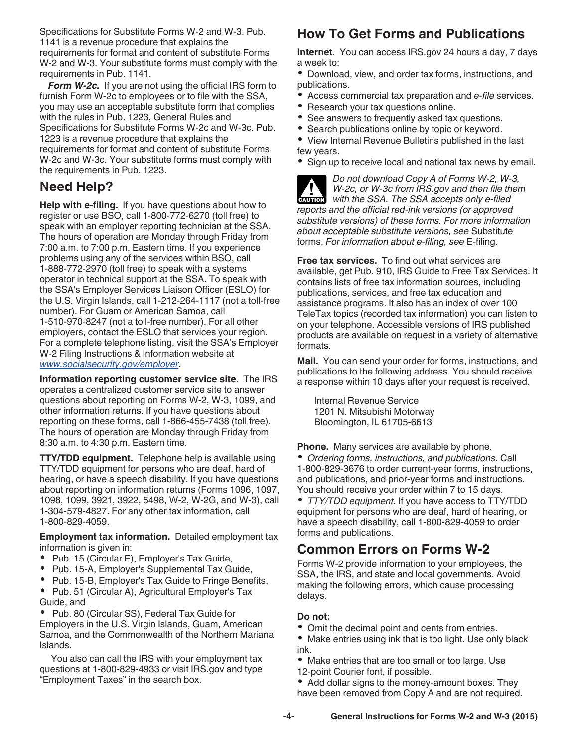Specifications for Substitute Forms W-2 and W-3. Pub. 1141 is a revenue procedure that explains the requirements for format and content of substitute Forms W-2 and W-3. Your substitute forms must comply with the requirements in Pub. 1141.

***Form W-2c.*** If you are not using the official IRS form to furnish Form W-2c to employees or to file with the SSA, you may use an acceptable substitute form that complies with the rules in Pub. 1223, General Rules and Specifications for Substitute Forms W-2c and W-3c. Pub. 1223 is a revenue procedure that explains the requirements for format and content of substitute Forms W-2c and W-3c. Your substitute forms must comply with the requirements in Pub. 1223.

## Need Help?

**Help with e-filing.** If you have questions about how to register or use BSO, call 1-800-772-6270 (toll free) to speak with an employer reporting technician at the SSA. The hours of operation are Monday through Friday from 7:00 a.m. to 7:00 p.m. Eastern time. If you experience problems using any of the services within BSO, call 1-888-772-2970 (toll free) to speak with a systems operator in technical support at the SSA. To speak with the SSA's Employer Services Liaison Officer (ESLO) for the U.S. Virgin Islands, call 1-212-264-1117 (not a toll-free number). For Guam or American Samoa, call 1-510-970-8247 (not a toll-free number). For all other employers, contact the ESLO that services your region. For a complete telephone listing, visit the SSA's Employer W-2 Filing Instructions & Information website at *www.socialsecurity.gov/employer*.

**Information reporting customer service site.** The IRS operates a centralized customer service site to answer questions about reporting on Forms W-2, W-3, 1099, and other information returns. If you have questions about reporting on these forms, call 1-866-455-7438 (toll free). The hours of operation are Monday through Friday from 8:30 a.m. to 4:30 p.m. Eastern time.

**TTY/TDD equipment.** Telephone help is available using TTY/TDD equipment for persons who are deaf, hard of hearing, or have a speech disability. If you have questions about reporting on information returns (Forms 1096, 1097, 1098, 1099, 3921, 3922, 5498, W-2, W-2G, and W-3), call 1-304-579-4827. For any other tax information, call 1-800-829-4059.

**Employment tax information.** Detailed employment tax information is given in:

- Pub. 15 (Circular E), Employer's Tax Guide,
- Pub. 15-A, Employer's Supplemental Tax Guide,
- Pub. 15-B, Employer's Tax Guide to Fringe Benefits,
- Pub. 51 (Circular A), Agricultural Employer's Tax Guide, and
- Pub. 80 (Circular SS), Federal Tax Guide for Employers in the U.S. Virgin Islands, Guam, American Samoa, and the Commonwealth of the Northern Mariana Islands.

You also can call the IRS with your employment tax questions at 1-800-829-4933 or visit IRS.gov and type "Employment Taxes" in the search box.

## How To Get Forms and Publications

**Internet.** You can access IRS.gov 24 hours a day, 7 days a week to:

- Download, view, and order tax forms, instructions, and publications.
- Access commercial tax preparation and *e-file* services.
- Research your tax questions online.
- See answers to frequently asked tax questions.
- Search publications online by topic or keyword.
- View Internal Revenue Bulletins published in the last few years.
- Sign up to receive local and national tax news by email.

**CAUTION:** *Do not download Copy A of Forms W-2, W-3, W-2c, or W-3c from IRS.gov and then file them with the SSA. The SSA accepts only e-filed reports and the official red-ink versions (or approved substitute versions) of these forms. For more information about acceptable substitute versions, see* Substitute forms. *For information about e-filing, see* E-filing.

**Free tax services.** To find out what services are available, get Pub. 910, IRS Guide to Free Tax Services. It contains lists of free tax information sources, including publications, services, and free tax education and assistance programs. It also has an index of over 100 TeleTax topics (recorded tax information) you can listen to on your telephone. Accessible versions of IRS published products are available on request in a variety of alternative formats.

**Mail.** You can send your order for forms, instructions, and publications to the following address. You should receive a response within 10 days after your request is received.

Internal Revenue Service
1201 N. Mitsubishi Motorway
Bloomington, IL 61705-6613

**Phone.** Many services are available by phone.

- *Ordering forms, instructions, and publications.* Call 1-800-829-3676 to order current-year forms, instructions, and publications, and prior-year forms and instructions. You should receive your order within 7 to 15 days.
- *TTY/TDD equipment.* If you have access to TTY/TDD equipment for persons who are deaf, hard of hearing, or have a speech disability, call 1-800-829-4059 to order forms and publications.

## Common Errors on Forms W-2

Forms W-2 provide information to your employees, the SSA, the IRS, and state and local governments. Avoid making the following errors, which cause processing delays.

**Do not:**

- Omit the decimal point and cents from entries.
- Make entries using ink that is too light. Use only black ink.
- Make entries that are too small or too large. Use 12-point Courier font, if possible.
- Add dollar signs to the money-amount boxes. They have been removed from Copy A and are not required.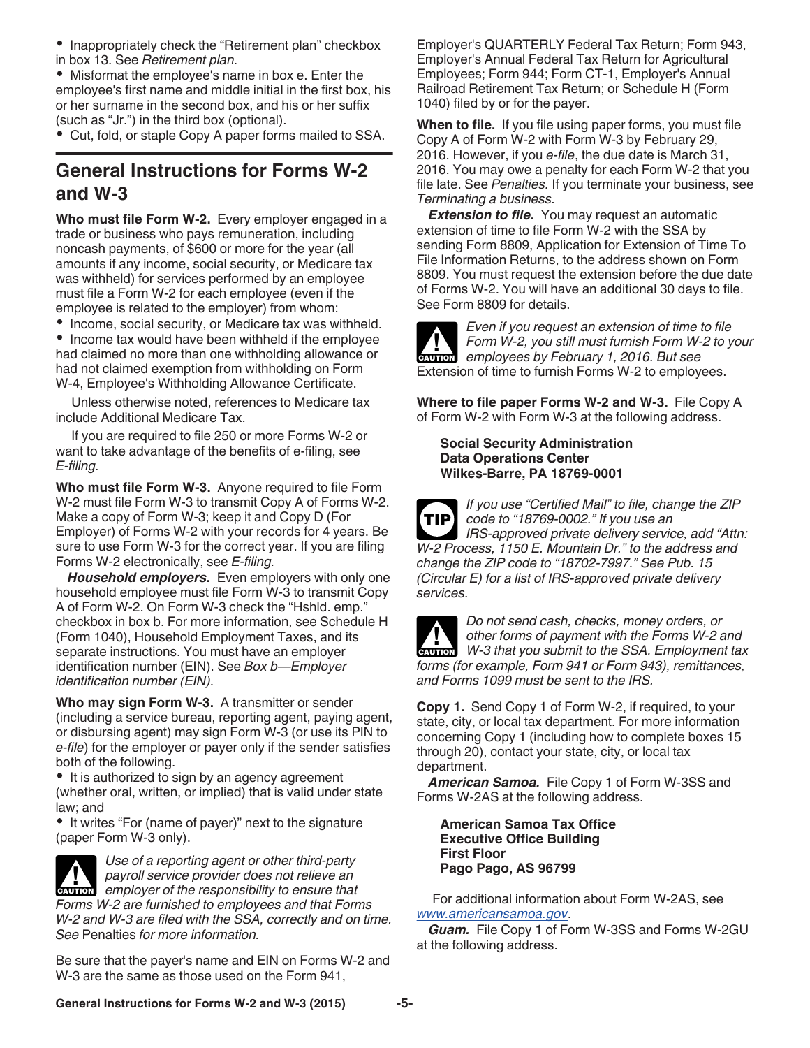- Inappropriately check the "Retirement plan" checkbox in box 13. See *Retirement plan.*
- Misformat the employee's name in box e. Enter the employee's first name and middle initial in the first box, his or her surname in the second box, and his or her suffix (such as "Jr.") in the third box (optional).
- Cut, fold, or staple Copy A paper forms mailed to SSA.

## General Instructions for Forms W-2 and W-3

**Who must file Form W-2.** Every employer engaged in a trade or business who pays remuneration, including noncash payments, of $600 or more for the year (all amounts if any income, social security, or Medicare tax was withheld) for services performed by an employee must file a Form W-2 for each employee (even if the employee is related to the employer) from whom:

- Income, social security, or Medicare tax was withheld.
- Income tax would have been withheld if the employee had claimed no more than one withholding allowance or had not claimed exemption from withholding on Form W-4, Employee's Withholding Allowance Certificate.

Unless otherwise noted, references to Medicare tax include Additional Medicare Tax.

If you are required to file 250 or more Forms W-2 or want to take advantage of the benefits of e-filing, see *E-filing.*

**Who must file Form W-3.** Anyone required to file Form W-2 must file Form W-3 to transmit Copy A of Forms W-2. Make a copy of Form W-3; keep it and Copy D (For Employer) of Forms W-2 with your records for 4 years. Be sure to use Form W-3 for the correct year. If you are filing Forms W-2 electronically, see *E-filing.*

***Household employers.*** Even employers with only one household employee must file Form W-3 to transmit Copy A of Form W-2. On Form W-3 check the "Hshld. emp." checkbox in box b. For more information, see Schedule H (Form 1040), Household Employment Taxes, and its separate instructions. You must have an employer identification number (EIN). See *Box b—Employer identification number (EIN).*

**Who may sign Form W-3.** A transmitter or sender (including a service bureau, reporting agent, paying agent, or disbursing agent) may sign Form W-3 (or use its PIN to *e-file*) for the employer or payer only if the sender satisfies both of the following.

- It is authorized to sign by an agency agreement (whether oral, written, or implied) that is valid under state law; and
- It writes "For (name of payer)" next to the signature (paper Form W-3 only).

**CAUTION** *Use of a reporting agent or other third-party payroll service provider does not relieve an employer of the responsibility to ensure that Forms W-2 are furnished to employees and that Forms W-2 and W-3 are filed with the SSA, correctly and on time. See* Penalties *for more information.*

Be sure that the payer's name and EIN on Forms W-2 and W-3 are the same as those used on the Form 941, Employer's QUARTERLY Federal Tax Return; Form 943, Employer's Annual Federal Tax Return for Agricultural Employees; Form 944; Form CT-1, Employer's Annual Railroad Retirement Tax Return; or Schedule H (Form 1040) filed by or for the payer.

**When to file.** If you file using paper forms, you must file Copy A of Form W-2 with Form W-3 by February 29, 2016. However, if you *e-file*, the due date is March 31, 2016. You may owe a penalty for each Form W-2 that you file late. See *Penalties.* If you terminate your business, see *Terminating a business.*

***Extension to file.*** You may request an automatic extension of time to file Form W-2 with the SSA by sending Form 8809, Application for Extension of Time To File Information Returns, to the address shown on Form 8809. You must request the extension before the due date of Forms W-2. You will have an additional 30 days to file. See Form 8809 for details.

**CAUTION** *Even if you request an extension of time to file Form W-2, you still must furnish Form W-2 to your employees by February 1, 2016. But see* Extension of time to furnish Forms W-2 to employees.

**Where to file paper Forms W-2 and W-3.** File Copy A of Form W-2 with Form W-3 at the following address.

**Social Security Administration**
**Data Operations Center**
**Wilkes-Barre, PA 18769-0001**

**TIP** *If you use "Certified Mail" to file, change the ZIP code to "18769-0002." If you use an IRS-approved private delivery service, add "Attn: W-2 Process, 1150 E. Mountain Dr." to the address and change the ZIP code to "18702-7997." See Pub. 15 (Circular E) for a list of IRS-approved private delivery services.*

**CAUTION** *Do not send cash, checks, money orders, or other forms of payment with the Forms W-2 and W-3 that you submit to the SSA. Employment tax forms (for example, Form 941 or Form 943), remittances, and Forms 1099 must be sent to the IRS.*

**Copy 1.** Send Copy 1 of Form W-2, if required, to your state, city, or local tax department. For more information concerning Copy 1 (including how to complete boxes 15 through 20), contact your state, city, or local tax department.

***American Samoa.*** File Copy 1 of Form W-3SS and Forms W-2AS at the following address.

**American Samoa Tax Office**
**Executive Office Building**
**First Floor**
**Pago Pago, AS 96799**

For additional information about Form W-2AS, see *www.americansamoa.gov*.

***Guam.*** File Copy 1 of Form W-3SS and Forms W-2GU at the following address.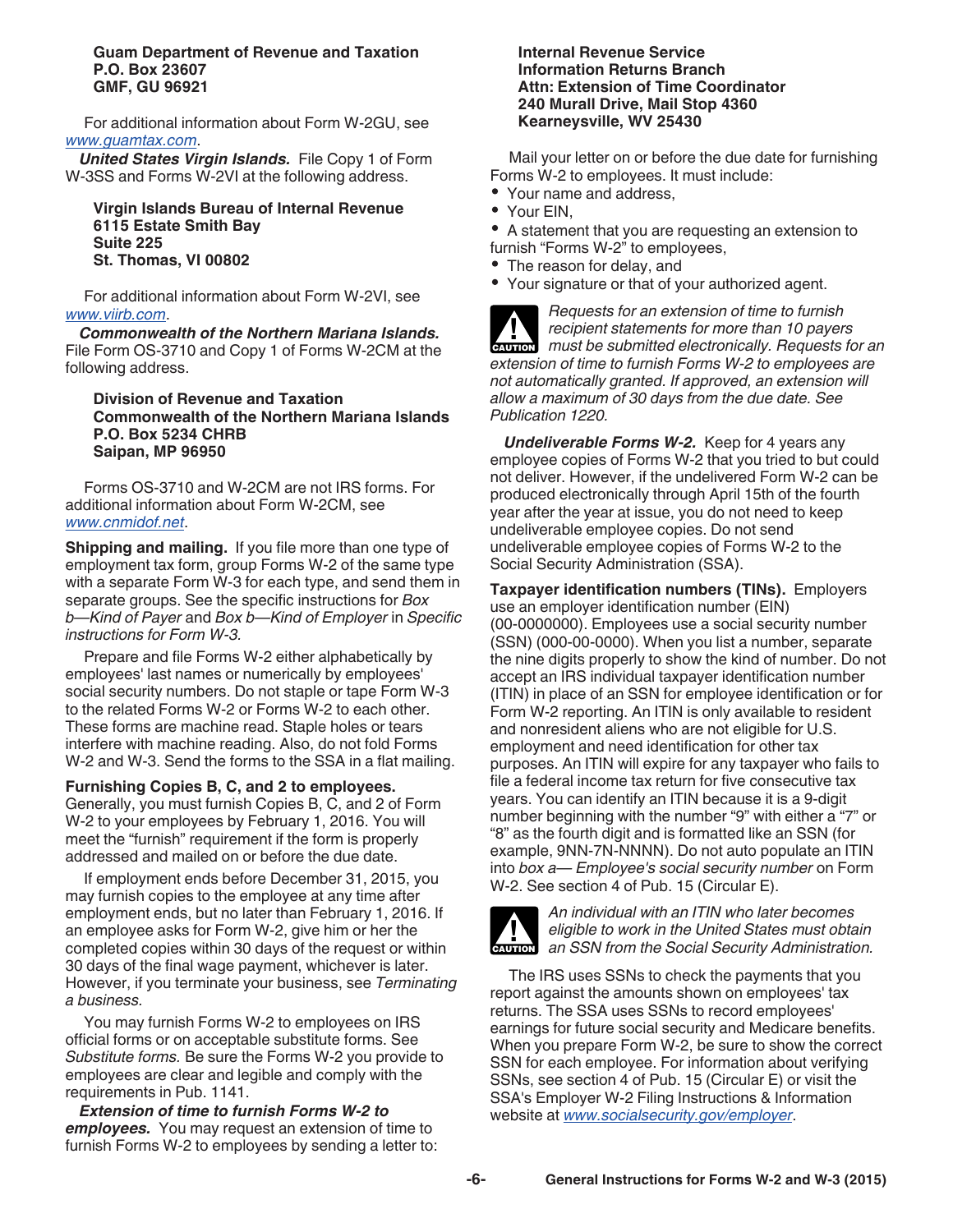**Guam Department of Revenue and Taxation**
**P.O. Box 23607**
**GMF, GU 96921**

For additional information about Form W-2GU, see www.guamtax.com.

***United States Virgin Islands.*** File Copy 1 of Form W-3SS and Forms W-2VI at the following address.

**Virgin Islands Bureau of Internal Revenue**
**6115 Estate Smith Bay**
**Suite 225**
**St. Thomas, VI 00802**

For additional information about Form W-2VI, see www.viirb.com.

***Commonwealth of the Northern Mariana Islands.*** File Form OS-3710 and Copy 1 of Forms W-2CM at the following address.

**Division of Revenue and Taxation**
**Commonwealth of the Northern Mariana Islands**
**P.O. Box 5234 CHRB**
**Saipan, MP 96950**

Forms OS-3710 and W-2CM are not IRS forms. For additional information about Form W-2CM, see www.cnmidof.net.

**Shipping and mailing.** If you file more than one type of employment tax form, group Forms W-2 of the same type with a separate Form W-3 for each type, and send them in separate groups. See the specific instructions for *Box b—Kind of Payer* and *Box b—Kind of Employer* in *Specific instructions for Form W-3*.

Prepare and file Forms W-2 either alphabetically by employees' last names or numerically by employees' social security numbers. Do not staple or tape Form W-3 to the related Forms W-2 or Forms W-2 to each other. These forms are machine read. Staple holes or tears interfere with machine reading. Also, do not fold Forms W-2 and W-3. Send the forms to the SSA in a flat mailing.

**Furnishing Copies B, C, and 2 to employees.** Generally, you must furnish Copies B, C, and 2 of Form W-2 to your employees by February 1, 2016. You will meet the "furnish" requirement if the form is properly addressed and mailed on or before the due date.

If employment ends before December 31, 2015, you may furnish copies to the employee at any time after employment ends, but no later than February 1, 2016. If an employee asks for Form W-2, give him or her the completed copies within 30 days of the request or within 30 days of the final wage payment, whichever is later. However, if you terminate your business, see *Terminating a business*.

You may furnish Forms W-2 to employees on IRS official forms or on acceptable substitute forms. See *Substitute forms*. Be sure the Forms W-2 you provide to employees are clear and legible and comply with the requirements in Pub. 1141.

***Extension of time to furnish Forms W-2 to employees.*** You may request an extension of time to furnish Forms W-2 to employees by sending a letter to:

**Internal Revenue Service**
**Information Returns Branch**
**Attn: Extension of Time Coordinator**
**240 Murall Drive, Mail Stop 4360**
**Kearneysville, WV 25430**

Mail your letter on or before the due date for furnishing Forms W-2 to employees. It must include:

- Your name and address,
- Your EIN,
- A statement that you are requesting an extension to furnish "Forms W-2" to employees,
- The reason for delay, and
- Your signature or that of your authorized agent.

**CAUTION** *Requests for an extension of time to furnish recipient statements for more than 10 payers must be submitted electronically. Requests for an extension of time to furnish Forms W-2 to employees are not automatically granted. If approved, an extension will allow a maximum of 30 days from the due date. See Publication 1220.*

***Undeliverable Forms W-2.*** Keep for 4 years any employee copies of Forms W-2 that you tried to but could not deliver. However, if the undelivered Form W-2 can be produced electronically through April 15th of the fourth year after the year at issue, you do not need to keep undeliverable employee copies. Do not send undeliverable employee copies of Forms W-2 to the Social Security Administration (SSA).

**Taxpayer identification numbers (TINs).** Employers use an employer identification number (EIN) (00-0000000). Employees use a social security number (SSN) (000-00-0000). When you list a number, separate the nine digits properly to show the kind of number. Do not accept an IRS individual taxpayer identification number (ITIN) in place of an SSN for employee identification or for Form W-2 reporting. An ITIN is only available to resident and nonresident aliens who are not eligible for U.S. employment and need identification for other tax purposes. An ITIN will expire for any taxpayer who fails to file a federal income tax return for five consecutive tax years. You can identify an ITIN because it is a 9-digit number beginning with the number "9" with either a "7" or "8" as the fourth digit and is formatted like an SSN (for example, 9NN-7N-NNNN). Do not auto populate an ITIN into *box a— Employee's social security number* on Form W-2. See section 4 of Pub. 15 (Circular E).

**CAUTION** *An individual with an ITIN who later becomes eligible to work in the United States must obtain an SSN from the Social Security Administration.*

The IRS uses SSNs to check the payments that you report against the amounts shown on employees' tax returns. The SSA uses SSNs to record employees' earnings for future social security and Medicare benefits. When you prepare Form W-2, be sure to show the correct SSN for each employee. For information about verifying SSNs, see section 4 of Pub. 15 (Circular E) or visit the SSA's Employer W-2 Filing Instructions & Information website at www.socialsecurity.gov/employer.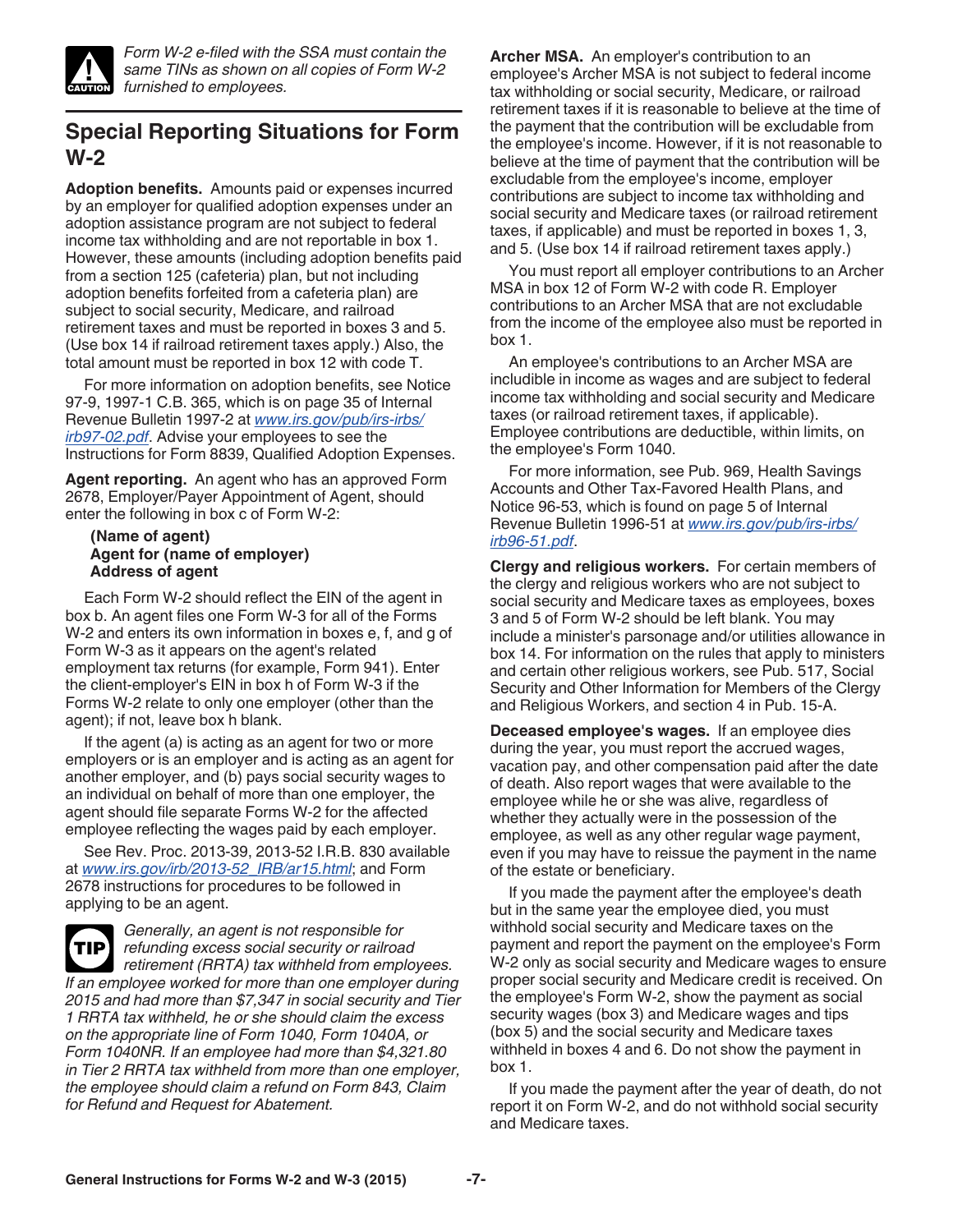*Form W-2 e-filed with the SSA must contain the same TINs as shown on all copies of Form W-2 furnished to employees.*

## Special Reporting Situations for Form W-2

**Adoption benefits.** Amounts paid or expenses incurred by an employer for qualified adoption expenses under an adoption assistance program are not subject to federal income tax withholding and are not reportable in box 1. However, these amounts (including adoption benefits paid from a section 125 (cafeteria) plan, but not including adoption benefits forfeited from a cafeteria plan) are subject to social security, Medicare, and railroad retirement taxes and must be reported in boxes 3 and 5. (Use box 14 if railroad retirement taxes apply.) Also, the total amount must be reported in box 12 with code T.

For more information on adoption benefits, see Notice 97-9, 1997-1 C.B. 365, which is on page 35 of Internal Revenue Bulletin 1997-2 at *www.irs.gov/pub/irs-irbs/irb97-02.pdf*. Advise your employees to see the Instructions for Form 8839, Qualified Adoption Expenses.

**Agent reporting.** An agent who has an approved Form 2678, Employer/Payer Appointment of Agent, should enter the following in box c of Form W-2:

**(Name of agent)**
**Agent for (name of employer)**
**Address of agent**

Each Form W-2 should reflect the EIN of the agent in box b. An agent files one Form W-3 for all of the Forms W-2 and enters its own information in boxes e, f, and g of Form W-3 as it appears on the agent's related employment tax returns (for example, Form 941). Enter the client-employer's EIN in box h of Form W-3 if the Forms W-2 relate to only one employer (other than the agent); if not, leave box h blank.

If the agent (a) is acting as an agent for two or more employers or is an employer and is acting as an agent for another employer, and (b) pays social security wages to an individual on behalf of more than one employer, the agent should file separate Forms W-2 for the affected employee reflecting the wages paid by each employer.

See Rev. Proc. 2013-39, 2013-52 I.R.B. 830 available at *www.irs.gov/irb/2013-52_IRB/ar15.html*; and Form 2678 instructions for procedures to be followed in applying to be an agent.

*Generally, an agent is not responsible for refunding excess social security or railroad retirement (RRTA) tax withheld from employees. If an employee worked for more than one employer during 2015 and had more than $7,347 in social security and Tier 1 RRTA tax withheld, he or she should claim the excess on the appropriate line of Form 1040, Form 1040A, or Form 1040NR. If an employee had more than $4,321.80 in Tier 2 RRTA tax withheld from more than one employer, the employee should claim a refund on Form 843, Claim for Refund and Request for Abatement.*

**Archer MSA.** An employer's contribution to an employee's Archer MSA is not subject to federal income tax withholding or social security, Medicare, or railroad retirement taxes if it is reasonable to believe at the time of the payment that the contribution will be excludable from the employee's income. However, if it is not reasonable to believe at the time of payment that the contribution will be excludable from the employee's income, employer contributions are subject to income tax withholding and social security and Medicare taxes (or railroad retirement taxes, if applicable) and must be reported in boxes 1, 3, and 5. (Use box 14 if railroad retirement taxes apply.)

You must report all employer contributions to an Archer MSA in box 12 of Form W-2 with code R. Employer contributions to an Archer MSA that are not excludable from the income of the employee also must be reported in box 1.

An employee's contributions to an Archer MSA are includible in income as wages and are subject to federal income tax withholding and social security and Medicare taxes (or railroad retirement taxes, if applicable). Employee contributions are deductible, within limits, on the employee's Form 1040.

For more information, see Pub. 969, Health Savings Accounts and Other Tax-Favored Health Plans, and Notice 96-53, which is found on page 5 of Internal Revenue Bulletin 1996-51 at *www.irs.gov/pub/irs-irbs/irb96-51.pdf*.

**Clergy and religious workers.** For certain members of the clergy and religious workers who are not subject to social security and Medicare taxes as employees, boxes 3 and 5 of Form W-2 should be left blank. You may include a minister's parsonage and/or utilities allowance in box 14. For information on the rules that apply to ministers and certain other religious workers, see Pub. 517, Social Security and Other Information for Members of the Clergy and Religious Workers, and section 4 in Pub. 15-A.

**Deceased employee's wages.** If an employee dies during the year, you must report the accrued wages, vacation pay, and other compensation paid after the date of death. Also report wages that were available to the employee while he or she was alive, regardless of whether they actually were in the possession of the employee, as well as any other regular wage payment, even if you may have to reissue the payment in the name of the estate or beneficiary.

If you made the payment after the employee's death but in the same year the employee died, you must withhold social security and Medicare taxes on the payment and report the payment on the employee's Form W-2 only as social security and Medicare wages to ensure proper social security and Medicare credit is received. On the employee's Form W-2, show the payment as social security wages (box 3) and Medicare wages and tips (box 5) and the social security and Medicare taxes withheld in boxes 4 and 6. Do not show the payment in box 1.

If you made the payment after the year of death, do not report it on Form W-2, and do not withhold social security and Medicare taxes.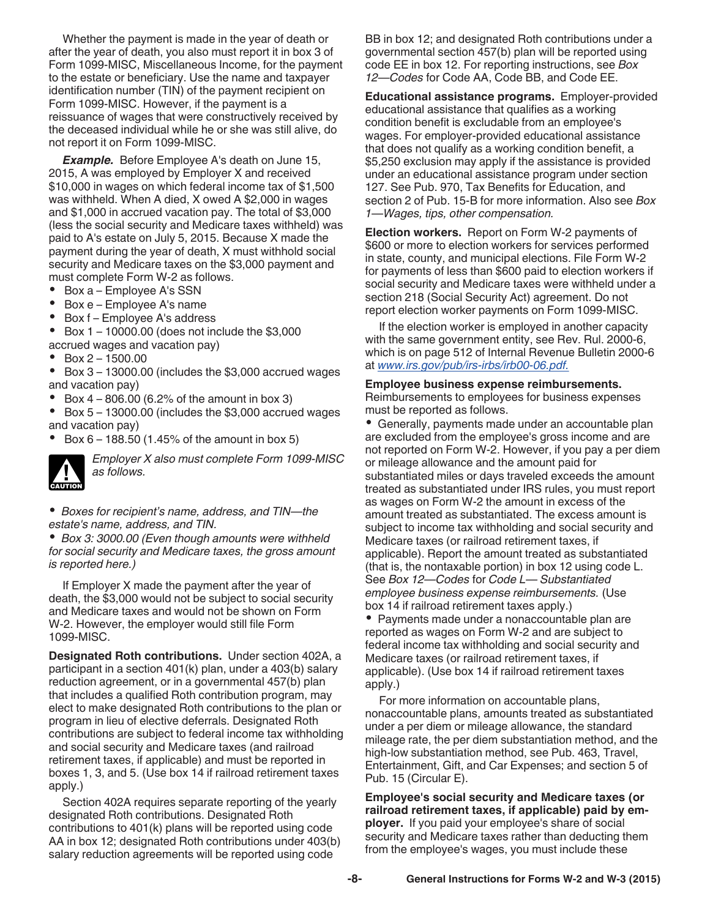Whether the payment is made in the year of death or after the year of death, you also must report it in box 3 of Form 1099-MISC, Miscellaneous Income, for the payment to the estate or beneficiary. Use the name and taxpayer identification number (TIN) of the payment recipient on Form 1099-MISC. However, if the payment is a reissuance of wages that were constructively received by the deceased individual while he or she was still alive, do not report it on Form 1099-MISC.

***Example.*** Before Employee A's death on June 15, 2015, A was employed by Employer X and received $10,000 in wages on which federal income tax of $1,500 was withheld. When A died, X owed A $2,000 in wages and $1,000 in accrued vacation pay. The total of $3,000 (less the social security and Medicare taxes withheld) was paid to A's estate on July 5, 2015. Because X made the payment during the year of death, X must withhold social security and Medicare taxes on the $3,000 payment and must complete Form W-2 as follows.

- Box a – Employee A's SSN
- Box e – Employee A's name
- Box f – Employee A's address
- Box 1 – 10000.00 (does not include the $3,000 accrued wages and vacation pay)
- Box 2 – 1500.00
- Box 3 – 13000.00 (includes the $3,000 accrued wages and vacation pay)
- Box 4 – 806.00 (6.2% of the amount in box 3)
- Box 5 – 13000.00 (includes the $3,000 accrued wages and vacation pay)
- Box 6 – 188.50 (1.45% of the amount in box 5)

CAUTION: *Employer X also must complete Form 1099-MISC as follows.*

- *Boxes for recipient's name, address, and TIN—the estate's name, address, and TIN.*
- *Box 3: 3000.00 (Even though amounts were withheld for social security and Medicare taxes, the gross amount is reported here.)*

If Employer X made the payment after the year of death, the $3,000 would not be subject to social security and Medicare taxes and would not be shown on Form W-2. However, the employer would still file Form 1099-MISC.

**Designated Roth contributions.** Under section 402A, a participant in a section 401(k) plan, under a 403(b) salary reduction agreement, or in a governmental 457(b) plan that includes a qualified Roth contribution program, may elect to make designated Roth contributions to the plan or program in lieu of elective deferrals. Designated Roth contributions are subject to federal income tax withholding and social security and Medicare taxes (and railroad retirement taxes, if applicable) and must be reported in boxes 1, 3, and 5. (Use box 14 if railroad retirement taxes apply.)

Section 402A requires separate reporting of the yearly designated Roth contributions. Designated Roth contributions to 401(k) plans will be reported using code AA in box 12; designated Roth contributions under 403(b) salary reduction agreements will be reported using code BB in box 12; and designated Roth contributions under a governmental section 457(b) plan will be reported using code EE in box 12. For reporting instructions, see *Box 12—Codes* for Code AA, Code BB, and Code EE.

**Educational assistance programs.** Employer-provided educational assistance that qualifies as a working condition benefit is excludable from an employee's wages. For employer-provided educational assistance that does not qualify as a working condition benefit, a $5,250 exclusion may apply if the assistance is provided under an educational assistance program under section 127. See Pub. 970, Tax Benefits for Education, and section 2 of Pub. 15-B for more information. Also see *Box 1—Wages, tips, other compensation*.

**Election workers.** Report on Form W-2 payments of $600 or more to election workers for services performed in state, county, and municipal elections. File Form W-2 for payments of less than $600 paid to election workers if social security and Medicare taxes were withheld under a section 218 (Social Security Act) agreement. Do not report election worker payments on Form 1099-MISC.

If the election worker is employed in another capacity with the same government entity, see Rev. Rul. 2000-6, which is on page 512 of Internal Revenue Bulletin 2000-6 at *www.irs.gov/pub/irs-irbs/irb00-06.pdf.*

**Employee business expense reimbursements.** Reimbursements to employees for business expenses must be reported as follows.

- Generally, payments made under an accountable plan are excluded from the employee's gross income and are not reported on Form W-2. However, if you pay a per diem or mileage allowance and the amount paid for substantiated miles or days traveled exceeds the amount treated as substantiated under IRS rules, you must report as wages on Form W-2 the amount in excess of the amount treated as substantiated. The excess amount is subject to income tax withholding and social security and Medicare taxes (or railroad retirement taxes, if applicable). Report the amount treated as substantiated (that is, the nontaxable portion) in box 12 using code L. See *Box 12—Codes* for *Code L— Substantiated employee business expense reimbursements.* (Use box 14 if railroad retirement taxes apply.)
- Payments made under a nonaccountable plan are reported as wages on Form W-2 and are subject to federal income tax withholding and social security and Medicare taxes (or railroad retirement taxes, if applicable). (Use box 14 if railroad retirement taxes apply.)

For more information on accountable plans, nonaccountable plans, amounts treated as substantiated under a per diem or mileage allowance, the standard mileage rate, the per diem substantiation method, and the high-low substantiation method, see Pub. 463, Travel, Entertainment, Gift, and Car Expenses; and section 5 of Pub. 15 (Circular E).

**Employee's social security and Medicare taxes (or railroad retirement taxes, if applicable) paid by employer.** If you paid your employee's share of social security and Medicare taxes rather than deducting them from the employee's wages, you must include these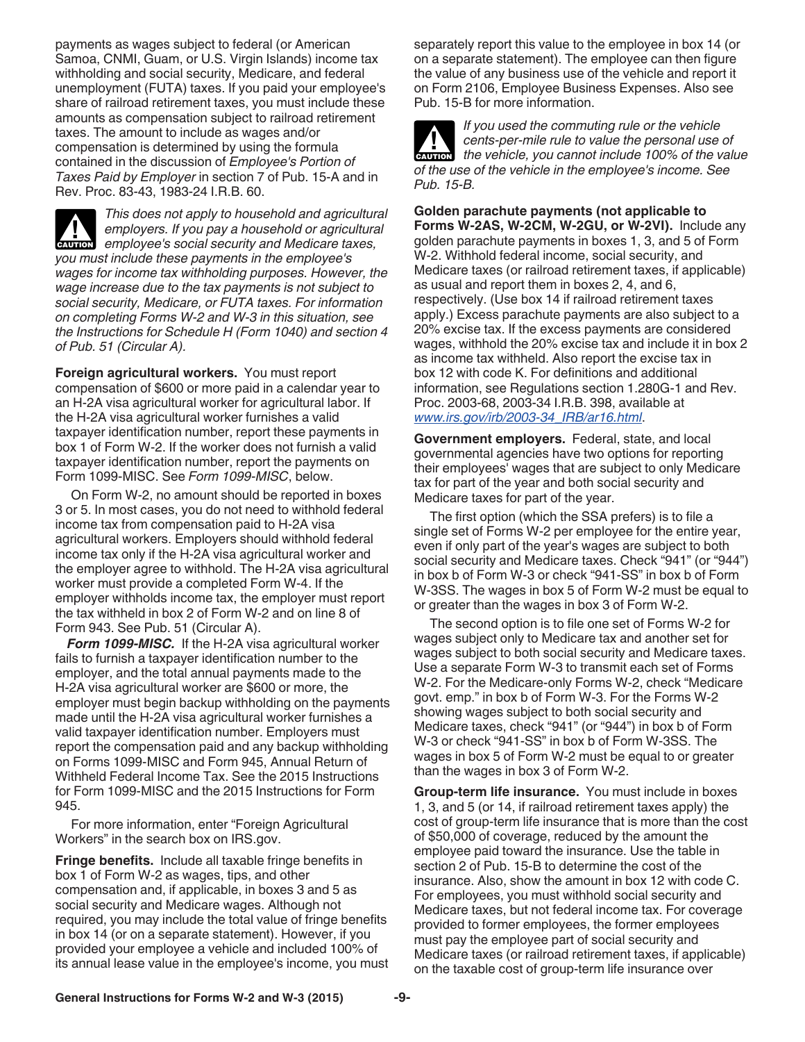payments as wages subject to federal (or American Samoa, CNMI, Guam, or U.S. Virgin Islands) income tax withholding and social security, Medicare, and federal unemployment (FUTA) taxes. If you paid your employee's share of railroad retirement taxes, you must include these amounts as compensation subject to railroad retirement taxes. The amount to include as wages and/or compensation is determined by using the formula contained in the discussion of *Employee's Portion of Taxes Paid by Employer* in section 7 of Pub. 15-A and in Rev. Proc. 83-43, 1983-24 I.R.B. 60.

**CAUTION** *This does not apply to household and agricultural employers. If you pay a household or agricultural employee's social security and Medicare taxes, you must include these payments in the employee's wages for income tax withholding purposes. However, the wage increase due to the tax payments is not subject to social security, Medicare, or FUTA taxes. For information on completing Forms W-2 and W-3 in this situation, see the Instructions for Schedule H (Form 1040) and section 4 of Pub. 51 (Circular A).*

**Foreign agricultural workers.** You must report compensation of $600 or more paid in a calendar year to an H-2A visa agricultural worker for agricultural labor. If the H-2A visa agricultural worker furnishes a valid taxpayer identification number, report these payments in box 1 of Form W-2. If the worker does not furnish a valid taxpayer identification number, report the payments on Form 1099-MISC. See *Form 1099-MISC*, below.

On Form W-2, no amount should be reported in boxes 3 or 5. In most cases, you do not need to withhold federal income tax from compensation paid to H-2A visa agricultural workers. Employers should withhold federal income tax only if the H-2A visa agricultural worker and the employer agree to withhold. The H-2A visa agricultural worker must provide a completed Form W-4. If the employer withholds income tax, the employer must report the tax withheld in box 2 of Form W-2 and on line 8 of Form 943. See Pub. 51 (Circular A).

***Form 1099-MISC.*** If the H-2A visa agricultural worker fails to furnish a taxpayer identification number to the employer, and the total annual payments made to the H-2A visa agricultural worker are $600 or more, the employer must begin backup withholding on the payments made until the H-2A visa agricultural worker furnishes a valid taxpayer identification number. Employers must report the compensation paid and any backup withholding on Forms 1099-MISC and Form 945, Annual Return of Withheld Federal Income Tax. See the 2015 Instructions for Form 1099-MISC and the 2015 Instructions for Form 945.

For more information, enter "Foreign Agricultural Workers" in the search box on IRS.gov.

**Fringe benefits.** Include all taxable fringe benefits in box 1 of Form W-2 as wages, tips, and other compensation and, if applicable, in boxes 3 and 5 as social security and Medicare wages. Although not required, you may include the total value of fringe benefits in box 14 (or on a separate statement). However, if you provided your employee a vehicle and included 100% of its annual lease value in the employee's income, you must separately report this value to the employee in box 14 (or on a separate statement). The employee can then figure the value of any business use of the vehicle and report it on Form 2106, Employee Business Expenses. Also see Pub. 15-B for more information.

**CAUTION** *If you used the commuting rule or the vehicle cents-per-mile rule to value the personal use of the vehicle, you cannot include 100% of the value of the use of the vehicle in the employee's income. See Pub. 15-B.*

**Golden parachute payments (not applicable to Forms W-2AS, W-2CM, W-2GU, or W-2VI).** Include any golden parachute payments in boxes 1, 3, and 5 of Form W-2. Withhold federal income, social security, and Medicare taxes (or railroad retirement taxes, if applicable) as usual and report them in boxes 2, 4, and 6, respectively. (Use box 14 if railroad retirement taxes apply.) Excess parachute payments are also subject to a 20% excise tax. If the excess payments are considered wages, withhold the 20% excise tax and include it in box 2 as income tax withheld. Also report the excise tax in box 12 with code K. For definitions and additional information, see Regulations section 1.280G-1 and Rev. Proc. 2003-68, 2003-34 I.R.B. 398, available at *www.irs.gov/irb/2003-34_IRB/ar16.html*.

**Government employers.** Federal, state, and local governmental agencies have two options for reporting their employees' wages that are subject to only Medicare tax for part of the year and both social security and Medicare taxes for part of the year.

The first option (which the SSA prefers) is to file a single set of Forms W-2 per employee for the entire year, even if only part of the year's wages are subject to both social security and Medicare taxes. Check "941" (or "944") in box b of Form W-3 or check "941-SS" in box b of Form W-3SS. The wages in box 5 of Form W-2 must be equal to or greater than the wages in box 3 of Form W-2.

The second option is to file one set of Forms W-2 for wages subject only to Medicare tax and another set for wages subject to both social security and Medicare taxes. Use a separate Form W-3 to transmit each set of Forms W-2. For the Medicare-only Forms W-2, check "Medicare govt. emp." in box b of Form W-3. For the Forms W-2 showing wages subject to both social security and Medicare taxes, check "941" (or "944") in box b of Form W-3 or check "941-SS" in box b of Form W-3SS. The wages in box 5 of Form W-2 must be equal to or greater than the wages in box 3 of Form W-2.

**Group-term life insurance.** You must include in boxes 1, 3, and 5 (or 14, if railroad retirement taxes apply) the cost of group-term life insurance that is more than the cost of $50,000 of coverage, reduced by the amount the employee paid toward the insurance. Use the table in section 2 of Pub. 15-B to determine the cost of the insurance. Also, show the amount in box 12 with code C. For employees, you must withhold social security and Medicare taxes, but not federal income tax. For coverage provided to former employees, the former employees must pay the employee part of social security and Medicare taxes (or railroad retirement taxes, if applicable) on the taxable cost of group-term life insurance over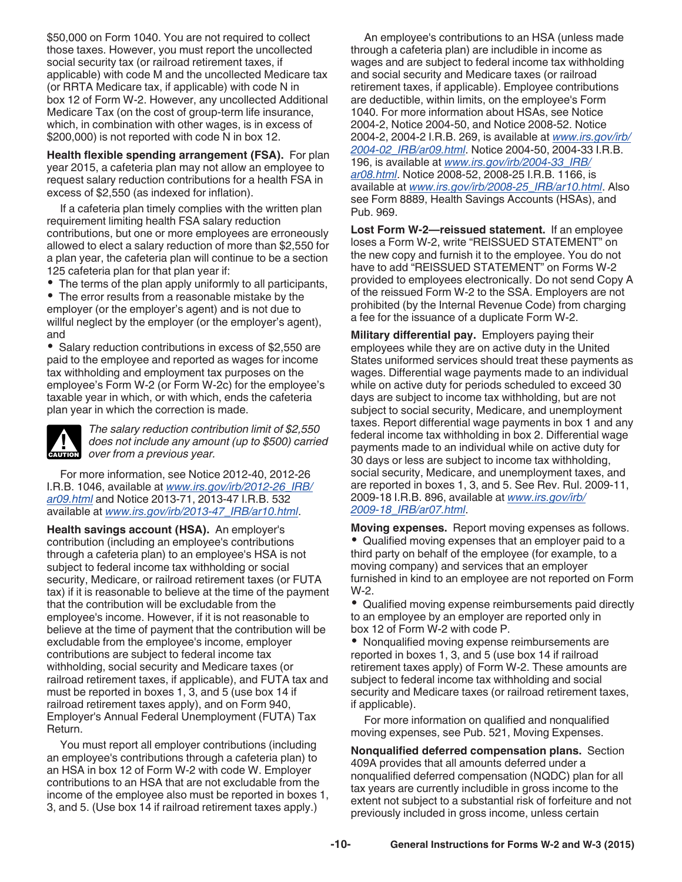$50,000 on Form 1040. You are not required to collect those taxes. However, you must report the uncollected social security tax (or railroad retirement taxes, if applicable) with code M and the uncollected Medicare tax (or RRTA Medicare tax, if applicable) with code N in box 12 of Form W-2. However, any uncollected Additional Medicare Tax (on the cost of group-term life insurance, which, in combination with other wages, is in excess of $200,000) is not reported with code N in box 12.

**Health flexible spending arrangement (FSA).** For plan year 2015, a cafeteria plan may not allow an employee to request salary reduction contributions for a health FSA in excess of $2,550 (as indexed for inflation).

If a cafeteria plan timely complies with the written plan requirement limiting health FSA salary reduction contributions, but one or more employees are erroneously allowed to elect a salary reduction of more than $2,550 for a plan year, the cafeteria plan will continue to be a section 125 cafeteria plan for that plan year if:

- The terms of the plan apply uniformly to all participants,
- The error results from a reasonable mistake by the employer (or the employer's agent) and is not due to willful neglect by the employer (or the employer's agent), and
- Salary reduction contributions in excess of $2,550 are paid to the employee and reported as wages for income tax withholding and employment tax purposes on the employee's Form W-2 (or Form W-2c) for the employee's taxable year in which, or with which, ends the cafeteria plan year in which the correction is made.

CAUTION: *The salary reduction contribution limit of $2,550 does not include any amount (up to $500) carried over from a previous year.*

For more information, see Notice 2012-40, 2012-26 I.R.B. 1046, available at *www.irs.gov/irb/2012-26_IRB/ar09.html* and Notice 2013-71, 2013-47 I.R.B. 532 available at *www.irs.gov/irb/2013-47_IRB/ar10.html*.

**Health savings account (HSA).** An employer's contribution (including an employee's contributions through a cafeteria plan) to an employee's HSA is not subject to federal income tax withholding or social security, Medicare, or railroad retirement taxes (or FUTA tax) if it is reasonable to believe at the time of the payment that the contribution will be excludable from the employee's income. However, if it is not reasonable to believe at the time of payment that the contribution will be excludable from the employee's income, employer contributions are subject to federal income tax withholding, social security and Medicare taxes (or railroad retirement taxes, if applicable), and FUTA tax and must be reported in boxes 1, 3, and 5 (use box 14 if railroad retirement taxes apply), and on Form 940, Employer's Annual Federal Unemployment (FUTA) Tax Return.

You must report all employer contributions (including an employee's contributions through a cafeteria plan) to an HSA in box 12 of Form W-2 with code W. Employer contributions to an HSA that are not excludable from the income of the employee also must be reported in boxes 1, 3, and 5. (Use box 14 if railroad retirement taxes apply.)

An employee's contributions to an HSA (unless made through a cafeteria plan) are includible in income as wages and are subject to federal income tax withholding and social security and Medicare taxes (or railroad retirement taxes, if applicable). Employee contributions are deductible, within limits, on the employee's Form 1040. For more information about HSAs, see Notice 2004-2, Notice 2004-50, and Notice 2008-52. Notice 2004-2, 2004-2 I.R.B. 269, is available at *www.irs.gov/irb/2004-02_IRB/ar09.html*. Notice 2004-50, 2004-33 I.R.B. 196, is available at *www.irs.gov/irb/2004-33_IRB/ar08.html*. Notice 2008-52, 2008-25 I.R.B. 1166, is available at *www.irs.gov/irb/2008-25_IRB/ar10.html*. Also see Form 8889, Health Savings Accounts (HSAs), and Pub. 969.

**Lost Form W-2—reissued statement.** If an employee loses a Form W-2, write "REISSUED STATEMENT" on the new copy and furnish it to the employee. You do not have to add "REISSUED STATEMENT" on Forms W-2 provided to employees electronically. Do not send Copy A of the reissued Form W-2 to the SSA. Employers are not prohibited (by the Internal Revenue Code) from charging a fee for the issuance of a duplicate Form W-2.

**Military differential pay.** Employers paying their employees while they are on active duty in the United States uniformed services should treat these payments as wages. Differential wage payments made to an individual while on active duty for periods scheduled to exceed 30 days are subject to income tax withholding, but are not subject to social security, Medicare, and unemployment taxes. Report differential wage payments in box 1 and any federal income tax withholding in box 2. Differential wage payments made to an individual while on active duty for 30 days or less are subject to income tax withholding, social security, Medicare, and unemployment taxes, and are reported in boxes 1, 3, and 5. See Rev. Rul. 2009-11, 2009-18 I.R.B. 896, available at *www.irs.gov/irb/2009-18_IRB/ar07.html*.

**Moving expenses.** Report moving expenses as follows.

- Qualified moving expenses that an employer paid to a third party on behalf of the employee (for example, to a moving company) and services that an employer furnished in kind to an employee are not reported on Form W-2.
- Qualified moving expense reimbursements paid directly to an employee by an employer are reported only in box 12 of Form W-2 with code P.
- Nonqualified moving expense reimbursements are reported in boxes 1, 3, and 5 (use box 14 if railroad retirement taxes apply) of Form W-2. These amounts are subject to federal income tax withholding and social security and Medicare taxes (or railroad retirement taxes, if applicable).

For more information on qualified and nonqualified moving expenses, see Pub. 521, Moving Expenses.

**Nonqualified deferred compensation plans.** Section 409A provides that all amounts deferred under a nonqualified deferred compensation (NQDC) plan for all tax years are currently includible in gross income to the extent not subject to a substantial risk of forfeiture and not previously included in gross income, unless certain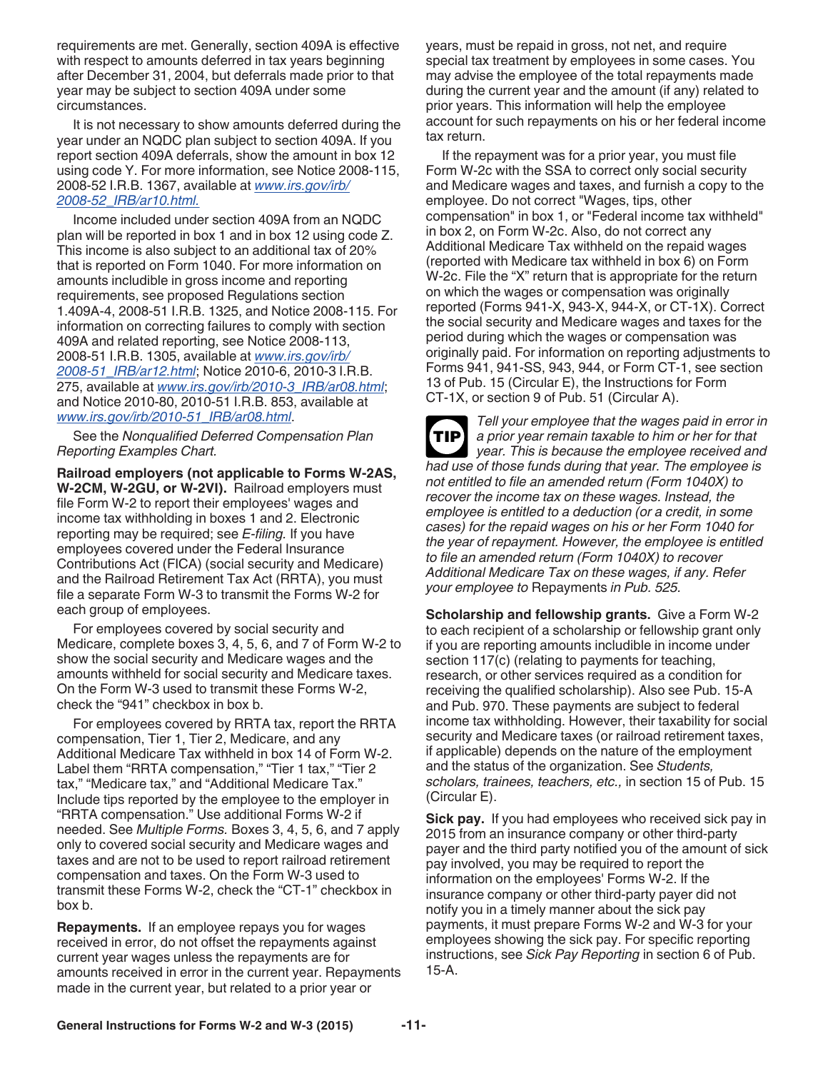requirements are met. Generally, section 409A is effective with respect to amounts deferred in tax years beginning after December 31, 2004, but deferrals made prior to that year may be subject to section 409A under some circumstances.

It is not necessary to show amounts deferred during the year under an NQDC plan subject to section 409A. If you report section 409A deferrals, show the amount in box 12 using code Y. For more information, see Notice 2008-115, 2008-52 I.R.B. 1367, available at *www.irs.gov/irb/2008-52_IRB/ar10.html.*

Income included under section 409A from an NQDC plan will be reported in box 1 and in box 12 using code Z. This income is also subject to an additional tax of 20% that is reported on Form 1040. For more information on amounts includible in gross income and reporting requirements, see proposed Regulations section 1.409A-4, 2008-51 I.R.B. 1325, and Notice 2008-115. For information on correcting failures to comply with section 409A and related reporting, see Notice 2008-113, 2008-51 I.R.B. 1305, available at *www.irs.gov/irb/2008-51_IRB/ar12.html*; Notice 2010-6, 2010-3 I.R.B. 275, available at *www.irs.gov/irb/2010-3_IRB/ar08.html*; and Notice 2010-80, 2010-51 I.R.B. 853, available at *www.irs.gov/irb/2010-51_IRB/ar08.html*.

See the *Nonqualified Deferred Compensation Plan Reporting Examples Chart*.

**Railroad employers (not applicable to Forms W-2AS, W-2CM, W-2GU, or W-2VI).** Railroad employers must file Form W-2 to report their employees' wages and income tax withholding in boxes 1 and 2. Electronic reporting may be required; see *E-filing*. If you have employees covered under the Federal Insurance Contributions Act (FICA) (social security and Medicare) and the Railroad Retirement Tax Act (RRTA), you must file a separate Form W-3 to transmit the Forms W-2 for each group of employees.

For employees covered by social security and Medicare, complete boxes 3, 4, 5, 6, and 7 of Form W-2 to show the social security and Medicare wages and the amounts withheld for social security and Medicare taxes. On the Form W-3 used to transmit these Forms W-2, check the "941" checkbox in box b.

For employees covered by RRTA tax, report the RRTA compensation, Tier 1, Tier 2, Medicare, and any Additional Medicare Tax withheld in box 14 of Form W-2. Label them "RRTA compensation," "Tier 1 tax," "Tier 2 tax," "Medicare tax," and "Additional Medicare Tax." Include tips reported by the employee to the employer in "RRTA compensation." Use additional Forms W-2 if needed. See *Multiple Forms.* Boxes 3, 4, 5, 6, and 7 apply only to covered social security and Medicare wages and taxes and are not to be used to report railroad retirement compensation and taxes. On the Form W-3 used to transmit these Forms W-2, check the "CT-1" checkbox in box b.

**Repayments.** If an employee repays you for wages received in error, do not offset the repayments against current year wages unless the repayments are for amounts received in error in the current year. Repayments made in the current year, but related to a prior year or years, must be repaid in gross, not net, and require special tax treatment by employees in some cases. You may advise the employee of the total repayments made during the current year and the amount (if any) related to prior years. This information will help the employee account for such repayments on his or her federal income tax return.

If the repayment was for a prior year, you must file Form W-2c with the SSA to correct only social security and Medicare wages and taxes, and furnish a copy to the employee. Do not correct "Wages, tips, other compensation" in box 1, or "Federal income tax withheld" in box 2, on Form W-2c. Also, do not correct any Additional Medicare Tax withheld on the repaid wages (reported with Medicare tax withheld in box 6) on Form W-2c. File the "X" return that is appropriate for the return on which the wages or compensation was originally reported (Forms 941-X, 943-X, 944-X, or CT-1X). Correct the social security and Medicare wages and taxes for the period during which the wages or compensation was originally paid. For information on reporting adjustments to Forms 941, 941-SS, 943, 944, or Form CT-1, see section 13 of Pub. 15 (Circular E), the Instructions for Form CT-1X, or section 9 of Pub. 51 (Circular A).

**TIP** *Tell your employee that the wages paid in error in a prior year remain taxable to him or her for that year. This is because the employee received and had use of those funds during that year. The employee is not entitled to file an amended return (Form 1040X) to recover the income tax on these wages. Instead, the employee is entitled to a deduction (or a credit, in some cases) for the repaid wages on his or her Form 1040 for the year of repayment. However, the employee is entitled to file an amended return (Form 1040X) to recover Additional Medicare Tax on these wages, if any. Refer your employee to* Repayments *in Pub. 525.*

**Scholarship and fellowship grants.** Give a Form W-2 to each recipient of a scholarship or fellowship grant only if you are reporting amounts includible in income under section 117(c) (relating to payments for teaching, research, or other services required as a condition for receiving the qualified scholarship). Also see Pub. 15-A and Pub. 970. These payments are subject to federal income tax withholding. However, their taxability for social security and Medicare taxes (or railroad retirement taxes, if applicable) depends on the nature of the employment and the status of the organization. See *Students, scholars, trainees, teachers, etc.,* in section 15 of Pub. 15 (Circular E).

**Sick pay.** If you had employees who received sick pay in 2015 from an insurance company or other third-party payer and the third party notified you of the amount of sick pay involved, you may be required to report the information on the employees' Forms W-2. If the insurance company or other third-party payer did not notify you in a timely manner about the sick pay payments, it must prepare Forms W-2 and W-3 for your employees showing the sick pay. For specific reporting instructions, see *Sick Pay Reporting* in section 6 of Pub. 15-A.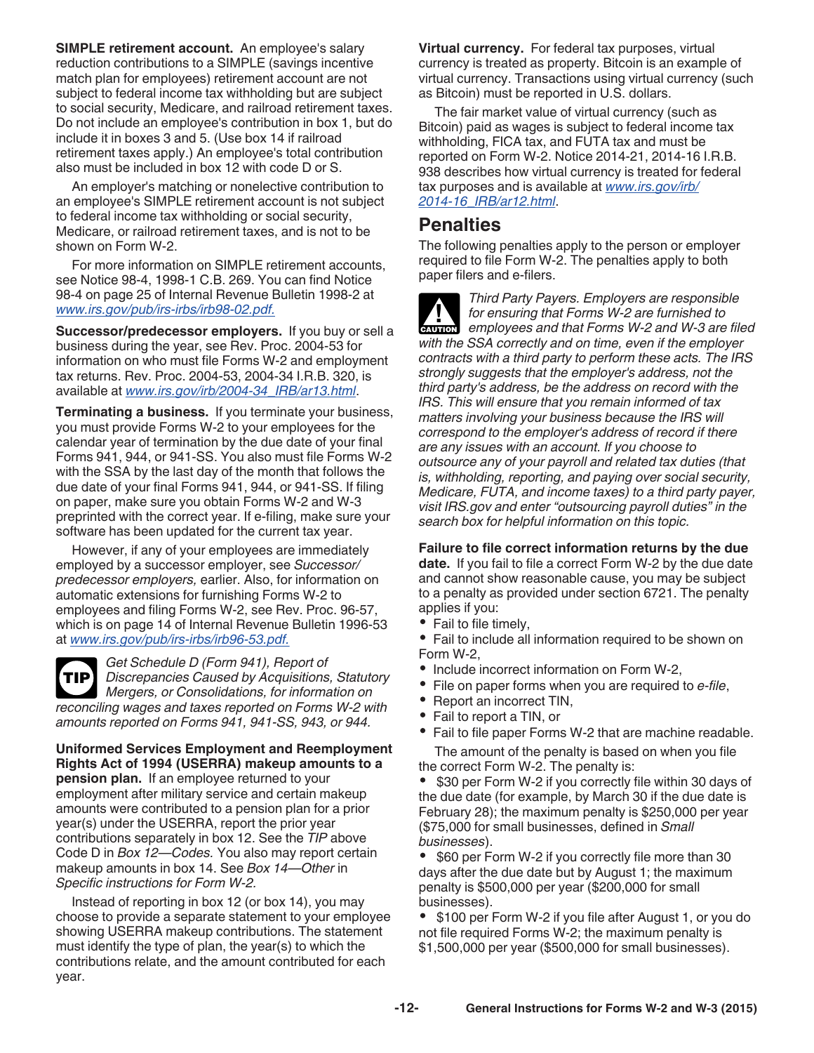**SIMPLE retirement account.** An employee's salary reduction contributions to a SIMPLE (savings incentive match plan for employees) retirement account are not subject to federal income tax withholding but are subject to social security, Medicare, and railroad retirement taxes. Do not include an employee's contribution in box 1, but do include it in boxes 3 and 5. (Use box 14 if railroad retirement taxes apply.) An employee's total contribution also must be included in box 12 with code D or S.

An employer's matching or nonelective contribution to an employee's SIMPLE retirement account is not subject to federal income tax withholding or social security, Medicare, or railroad retirement taxes, and is not to be shown on Form W-2.

For more information on SIMPLE retirement accounts, see Notice 98-4, 1998-1 C.B. 269. You can find Notice 98-4 on page 25 of Internal Revenue Bulletin 1998-2 at www.irs.gov/pub/irs-irbs/irb98-02.pdf.

**Successor/predecessor employers.** If you buy or sell a business during the year, see Rev. Proc. 2004-53 for information on who must file Forms W-2 and employment tax returns. Rev. Proc. 2004-53, 2004-34 I.R.B. 320, is available at www.irs.gov/irb/2004-34_IRB/ar13.html.

**Terminating a business.** If you terminate your business, you must provide Forms W-2 to your employees for the calendar year of termination by the due date of your final Forms 941, 944, or 941-SS. You also must file Forms W-2 with the SSA by the last day of the month that follows the due date of your final Forms 941, 944, or 941-SS. If filing on paper, make sure you obtain Forms W-2 and W-3 preprinted with the correct year. If e-filing, make sure your software has been updated for the current tax year.

However, if any of your employees are immediately employed by a successor employer, see *Successor/predecessor employers,* earlier. Also, for information on automatic extensions for furnishing Forms W-2 to employees and filing Forms W-2, see Rev. Proc. 96-57, which is on page 14 of Internal Revenue Bulletin 1996-53 at www.irs.gov/pub/irs-irbs/irb96-53.pdf.

TIP *Get Schedule D (Form 941), Report of Discrepancies Caused by Acquisitions, Statutory Mergers, or Consolidations, for information on reconciling wages and taxes reported on Forms W-2 with amounts reported on Forms 941, 941-SS, 943, or 944.*

**Uniformed Services Employment and Reemployment Rights Act of 1994 (USERRA) makeup amounts to a pension plan.** If an employee returned to your employment after military service and certain makeup amounts were contributed to a pension plan for a prior year(s) under the USERRA, report the prior year contributions separately in box 12. See the *TIP* above Code D in *Box 12—Codes.* You also may report certain makeup amounts in box 14. See *Box 14—Other* in *Specific instructions for Form W-2.*

Instead of reporting in box 12 (or box 14), you may choose to provide a separate statement to your employee showing USERRA makeup contributions. The statement must identify the type of plan, the year(s) to which the contributions relate, and the amount contributed for each year.

**Virtual currency.** For federal tax purposes, virtual currency is treated as property. Bitcoin is an example of virtual currency. Transactions using virtual currency (such as Bitcoin) must be reported in U.S. dollars.

The fair market value of virtual currency (such as Bitcoin) paid as wages is subject to federal income tax withholding, FICA tax, and FUTA tax and must be reported on Form W-2. Notice 2014-21, 2014-16 I.R.B. 938 describes how virtual currency is treated for federal tax purposes and is available at www.irs.gov/irb/2014-16_IRB/ar12.html.

## Penalties

The following penalties apply to the person or employer required to file Form W-2. The penalties apply to both paper filers and e-filers.

CAUTION *Third Party Payers. Employers are responsible for ensuring that Forms W-2 are furnished to employees and that Forms W-2 and W-3 are filed with the SSA correctly and on time, even if the employer contracts with a third party to perform these acts. The IRS strongly suggests that the employer's address, not the third party's address, be the address on record with the IRS. This will ensure that you remain informed of tax matters involving your business because the IRS will correspond to the employer's address of record if there are any issues with an account. If you choose to outsource any of your payroll and related tax duties (that is, withholding, reporting, and paying over social security, Medicare, FUTA, and income taxes) to a third party payer, visit IRS.gov and enter "outsourcing payroll duties" in the search box for helpful information on this topic.*

**Failure to file correct information returns by the due date.** If you fail to file a correct Form W-2 by the due date and cannot show reasonable cause, you may be subject to a penalty as provided under section 6721. The penalty applies if you:

- Fail to file timely,
- Fail to include all information required to be shown on Form W-2,
- Include incorrect information on Form W-2,
- File on paper forms when you are required to *e-file*,
- Report an incorrect TIN,
- Fail to report a TIN, or
- Fail to file paper Forms W-2 that are machine readable.

The amount of the penalty is based on when you file the correct Form W-2. The penalty is:

- $30 per Form W-2 if you correctly file within 30 days of the due date (for example, by March 30 if the due date is February 28); the maximum penalty is $250,000 per year ($75,000 for small businesses, defined in *Small businesses*).
- $60 per Form W-2 if you correctly file more than 30 days after the due date but by August 1; the maximum penalty is $500,000 per year ($200,000 for small businesses).
- $100 per Form W-2 if you file after August 1, or you do not file required Forms W-2; the maximum penalty is $1,500,000 per year ($500,000 for small businesses).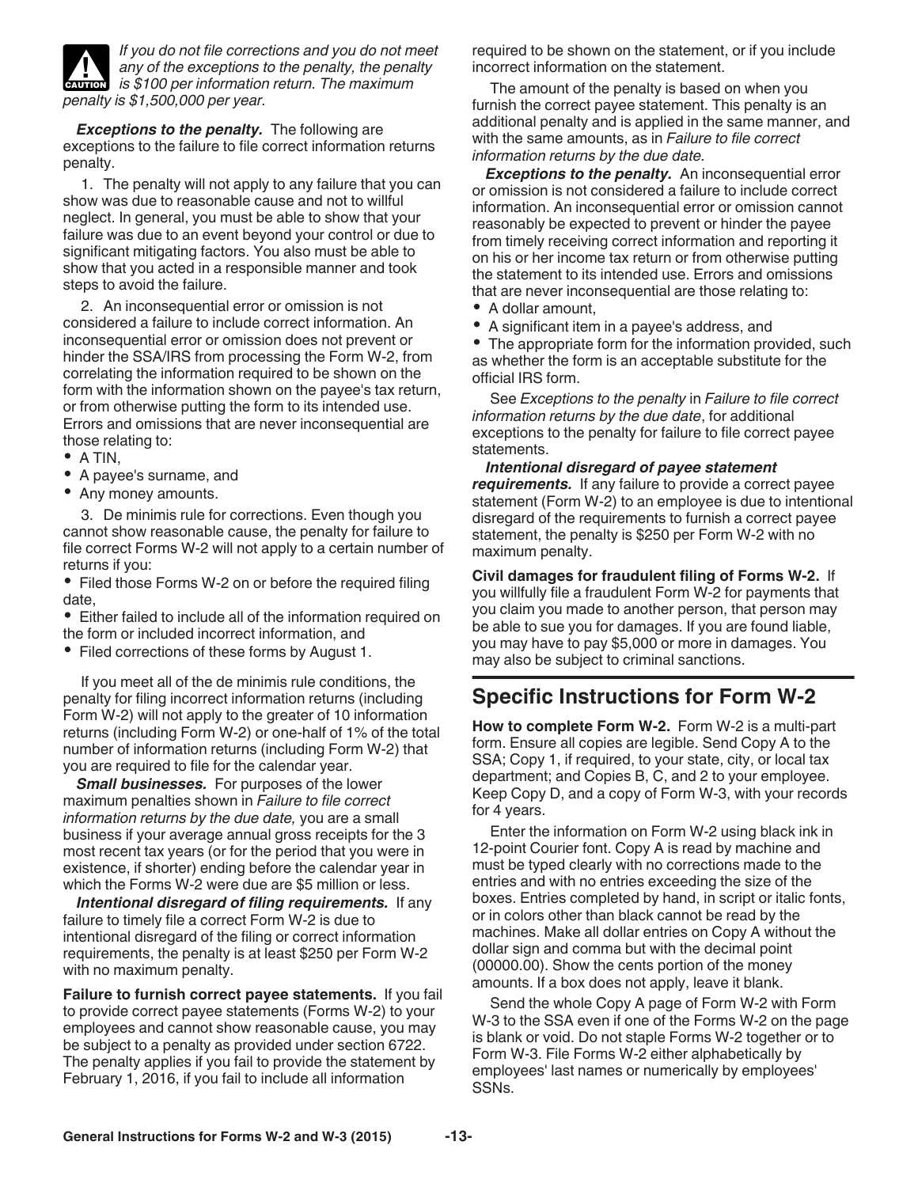*If you do not file corrections and you do not meet any of the exceptions to the penalty, the penalty is $100 per information return. The maximum penalty is $1,500,000 per year.*

***Exceptions to the penalty.*** The following are exceptions to the failure to file correct information returns penalty.

1. The penalty will not apply to any failure that you can show was due to reasonable cause and not to willful neglect. In general, you must be able to show that your failure was due to an event beyond your control or due to significant mitigating factors. You also must be able to show that you acted in a responsible manner and took steps to avoid the failure.

2. An inconsequential error or omission is not considered a failure to include correct information. An inconsequential error or omission does not prevent or hinder the SSA/IRS from processing the Form W-2, from correlating the information required to be shown on the form with the information shown on the payee's tax return, or from otherwise putting the form to its intended use. Errors and omissions that are never inconsequential are those relating to:

- A TIN,
- A payee's surname, and
- Any money amounts.

3. De minimis rule for corrections. Even though you cannot show reasonable cause, the penalty for failure to file correct Forms W-2 will not apply to a certain number of returns if you:

- Filed those Forms W-2 on or before the required filing date,
- Either failed to include all of the information required on the form or included incorrect information, and
- Filed corrections of these forms by August 1.

If you meet all of the de minimis rule conditions, the penalty for filing incorrect information returns (including Form W-2) will not apply to the greater of 10 information returns (including Form W-2) or one-half of 1% of the total number of information returns (including Form W-2) that you are required to file for the calendar year.

***Small businesses.*** For purposes of the lower maximum penalties shown in *Failure to file correct information returns by the due date,* you are a small business if your average annual gross receipts for the 3 most recent tax years (or for the period that you were in existence, if shorter) ending before the calendar year in which the Forms W-2 were due are $5 million or less.

***Intentional disregard of filing requirements.*** If any failure to timely file a correct Form W-2 is due to intentional disregard of the filing or correct information requirements, the penalty is at least $250 per Form W-2 with no maximum penalty.

**Failure to furnish correct payee statements.** If you fail to provide correct payee statements (Forms W-2) to your employees and cannot show reasonable cause, you may be subject to a penalty as provided under section 6722. The penalty applies if you fail to provide the statement by February 1, 2016, if you fail to include all information required to be shown on the statement, or if you include incorrect information on the statement.

The amount of the penalty is based on when you furnish the correct payee statement. This penalty is an additional penalty and is applied in the same manner, and with the same amounts, as in *Failure to file correct information returns by the due date.*

***Exceptions to the penalty.*** An inconsequential error or omission is not considered a failure to include correct information. An inconsequential error or omission cannot reasonably be expected to prevent or hinder the payee from timely receiving correct information and reporting it on his or her income tax return or from otherwise putting the statement to its intended use. Errors and omissions that are never inconsequential are those relating to:

- A dollar amount,
- A significant item in a payee's address, and
- The appropriate form for the information provided, such as whether the form is an acceptable substitute for the official IRS form.

See *Exceptions to the penalty* in *Failure to file correct information returns by the due date*, for additional exceptions to the penalty for failure to file correct payee statements.

***Intentional disregard of payee statement requirements.*** If any failure to provide a correct payee statement (Form W-2) to an employee is due to intentional disregard of the requirements to furnish a correct payee statement, the penalty is $250 per Form W-2 with no maximum penalty.

**Civil damages for fraudulent filing of Forms W-2.** If you willfully file a fraudulent Form W-2 for payments that you claim you made to another person, that person may be able to sue you for damages. If you are found liable, you may have to pay $5,000 or more in damages. You may also be subject to criminal sanctions.

## Specific Instructions for Form W-2

**How to complete Form W-2.** Form W-2 is a multi-part form. Ensure all copies are legible. Send Copy A to the SSA; Copy 1, if required, to your state, city, or local tax department; and Copies B, C, and 2 to your employee. Keep Copy D, and a copy of Form W-3, with your records for 4 years.

Enter the information on Form W-2 using black ink in 12-point Courier font. Copy A is read by machine and must be typed clearly with no corrections made to the entries and with no entries exceeding the size of the boxes. Entries completed by hand, in script or italic fonts, or in colors other than black cannot be read by the machines. Make all dollar entries on Copy A without the dollar sign and comma but with the decimal point (00000.00). Show the cents portion of the money amounts. If a box does not apply, leave it blank.

Send the whole Copy A page of Form W-2 with Form W-3 to the SSA even if one of the Forms W-2 on the page is blank or void. Do not staple Forms W-2 together or to Form W-3. File Forms W-2 either alphabetically by employees' last names or numerically by employees' SSNs.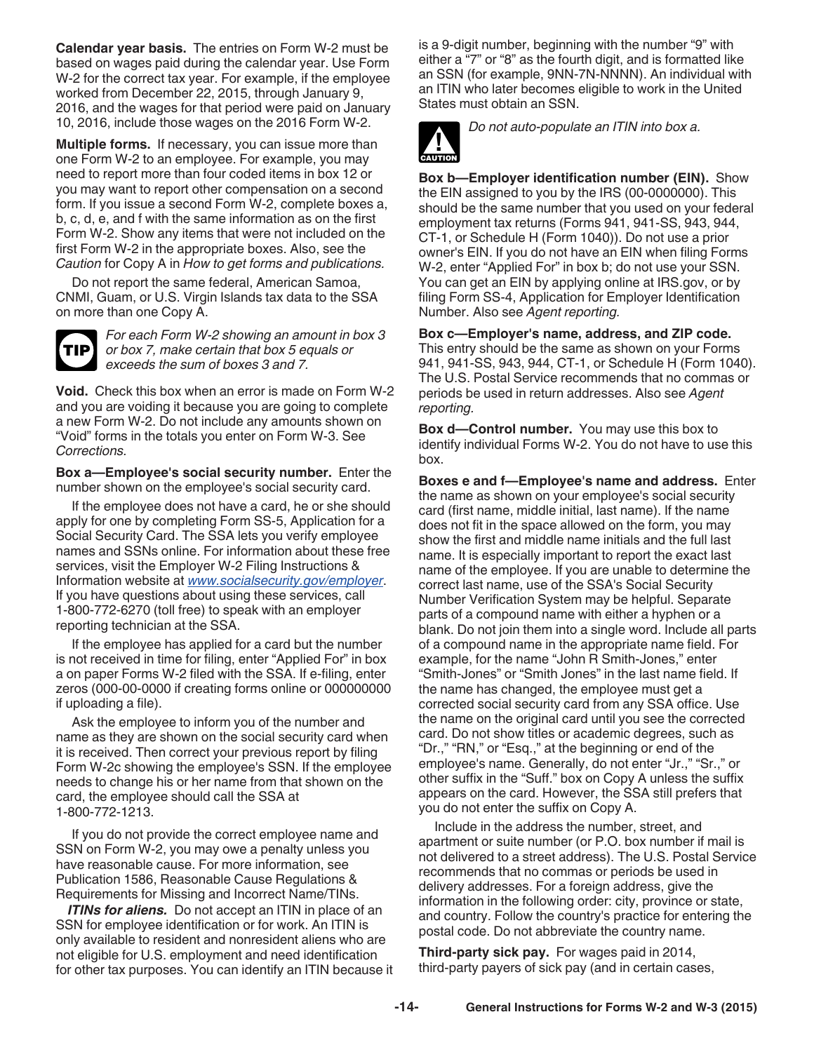**Calendar year basis.** The entries on Form W-2 must be based on wages paid during the calendar year. Use Form W-2 for the correct tax year. For example, if the employee worked from December 22, 2015, through January 9, 2016, and the wages for that period were paid on January 10, 2016, include those wages on the 2016 Form W-2.

**Multiple forms.** If necessary, you can issue more than one Form W-2 to an employee. For example, you may need to report more than four coded items in box 12 or you may want to report other compensation on a second form. If you issue a second Form W-2, complete boxes a, b, c, d, e, and f with the same information as on the first Form W-2. Show any items that were not included on the first Form W-2 in the appropriate boxes. Also, see the *Caution* for Copy A in *How to get forms and publications.*

Do not report the same federal, American Samoa, CNMI, Guam, or U.S. Virgin Islands tax data to the SSA on more than one Copy A.

TIP *For each Form W-2 showing an amount in box 3 or box 7, make certain that box 5 equals or exceeds the sum of boxes 3 and 7.*

**Void.** Check this box when an error is made on Form W-2 and you are voiding it because you are going to complete a new Form W-2. Do not include any amounts shown on "Void" forms in the totals you enter on Form W-3. See *Corrections.*

**Box a—Employee's social security number.** Enter the number shown on the employee's social security card.

If the employee does not have a card, he or she should apply for one by completing Form SS-5, Application for a Social Security Card. The SSA lets you verify employee names and SSNs online. For information about these free services, visit the Employer W-2 Filing Instructions & Information website at *www.socialsecurity.gov/employer*. If you have questions about using these services, call 1-800-772-6270 (toll free) to speak with an employer reporting technician at the SSA.

If the employee has applied for a card but the number is not received in time for filing, enter "Applied For" in box a on paper Forms W-2 filed with the SSA. If e-filing, enter zeros (000-00-0000 if creating forms online or 000000000 if uploading a file).

Ask the employee to inform you of the number and name as they are shown on the social security card when it is received. Then correct your previous report by filing Form W-2c showing the employee's SSN. If the employee needs to change his or her name from that shown on the card, the employee should call the SSA at 1-800-772-1213.

If you do not provide the correct employee name and SSN on Form W-2, you may owe a penalty unless you have reasonable cause. For more information, see Publication 1586, Reasonable Cause Regulations & Requirements for Missing and Incorrect Name/TINs.

***ITINs for aliens.*** Do not accept an ITIN in place of an SSN for employee identification or for work. An ITIN is only available to resident and nonresident aliens who are not eligible for U.S. employment and need identification for other tax purposes. You can identify an ITIN because it is a 9-digit number, beginning with the number "9" with either a "7" or "8" as the fourth digit, and is formatted like an SSN (for example, 9NN-7N-NNNN). An individual with an ITIN who later becomes eligible to work in the United States must obtain an SSN.

CAUTION *Do not auto-populate an ITIN into box a.*

**Box b—Employer identification number (EIN).** Show the EIN assigned to you by the IRS (00-0000000). This should be the same number that you used on your federal employment tax returns (Forms 941, 941-SS, 943, 944, CT-1, or Schedule H (Form 1040)). Do not use a prior owner's EIN. If you do not have an EIN when filing Forms W-2, enter "Applied For" in box b; do not use your SSN. You can get an EIN by applying online at IRS.gov, or by filing Form SS-4, Application for Employer Identification Number. Also see *Agent reporting.*

**Box c—Employer's name, address, and ZIP code.** This entry should be the same as shown on your Forms 941, 941-SS, 943, 944, CT-1, or Schedule H (Form 1040). The U.S. Postal Service recommends that no commas or periods be used in return addresses. Also see *Agent reporting.*

**Box d—Control number.** You may use this box to identify individual Forms W-2. You do not have to use this box.

**Boxes e and f—Employee's name and address.** Enter the name as shown on your employee's social security card (first name, middle initial, last name). If the name does not fit in the space allowed on the form, you may show the first and middle name initials and the full last name. It is especially important to report the exact last name of the employee. If you are unable to determine the correct last name, use of the SSA's Social Security Number Verification System may be helpful. Separate parts of a compound name with either a hyphen or a blank. Do not join them into a single word. Include all parts of a compound name in the appropriate name field. For example, for the name "John R Smith-Jones," enter "Smith-Jones" or "Smith Jones" in the last name field. If the name has changed, the employee must get a corrected social security card from any SSA office. Use the name on the original card until you see the corrected card. Do not show titles or academic degrees, such as "Dr.," "RN," or "Esq.," at the beginning or end of the employee's name. Generally, do not enter "Jr.," "Sr.," or other suffix in the "Suff." box on Copy A unless the suffix appears on the card. However, the SSA still prefers that you do not enter the suffix on Copy A.

Include in the address the number, street, and apartment or suite number (or P.O. box number if mail is not delivered to a street address). The U.S. Postal Service recommends that no commas or periods be used in delivery addresses. For a foreign address, give the information in the following order: city, province or state, and country. Follow the country's practice for entering the postal code. Do not abbreviate the country name.

**Third-party sick pay.** For wages paid in 2014, third-party payers of sick pay (and in certain cases,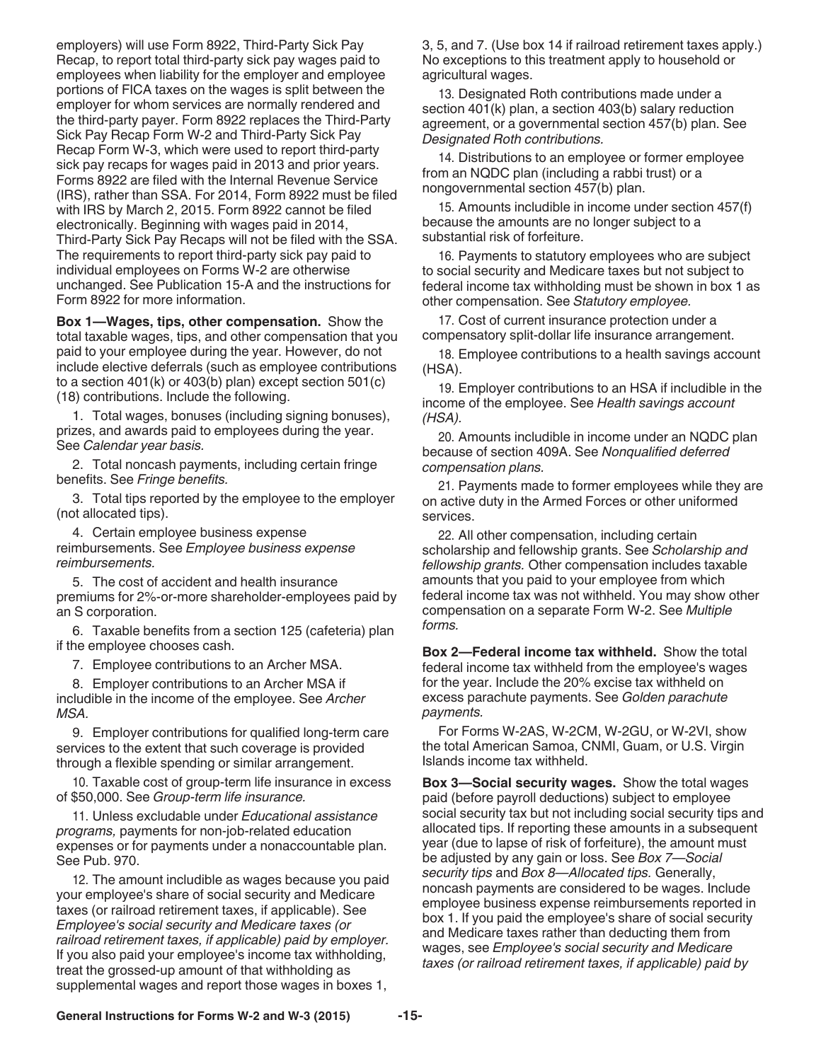employers) will use Form 8922, Third-Party Sick Pay Recap, to report total third-party sick pay wages paid to employees when liability for the employer and employee portions of FICA taxes on the wages is split between the employer for whom services are normally rendered and the third-party payer. Form 8922 replaces the Third-Party Sick Pay Recap Form W-2 and Third-Party Sick Pay Recap Form W-3, which were used to report third-party sick pay recaps for wages paid in 2013 and prior years. Forms 8922 are filed with the Internal Revenue Service (IRS), rather than SSA. For 2014, Form 8922 must be filed with IRS by March 2, 2015. Form 8922 cannot be filed electronically. Beginning with wages paid in 2014, Third-Party Sick Pay Recaps will not be filed with the SSA. The requirements to report third-party sick pay paid to individual employees on Forms W-2 are otherwise unchanged. See Publication 15-A and the instructions for Form 8922 for more information.

**Box 1—Wages, tips, other compensation.** Show the total taxable wages, tips, and other compensation that you paid to your employee during the year. However, do not include elective deferrals (such as employee contributions to a section 401(k) or 403(b) plan) except section 501(c)(18) contributions. Include the following.

1. Total wages, bonuses (including signing bonuses), prizes, and awards paid to employees during the year. See *Calendar year basis*.

2. Total noncash payments, including certain fringe benefits. See *Fringe benefits*.

3. Total tips reported by the employee to the employer (not allocated tips).

4. Certain employee business expense reimbursements. See *Employee business expense reimbursements*.

5. The cost of accident and health insurance premiums for 2%-or-more shareholder-employees paid by an S corporation.

6. Taxable benefits from a section 125 (cafeteria) plan if the employee chooses cash.

7. Employee contributions to an Archer MSA.

8. Employer contributions to an Archer MSA if includible in the income of the employee. See *Archer MSA*.

9. Employer contributions for qualified long-term care services to the extent that such coverage is provided through a flexible spending or similar arrangement.

10. Taxable cost of group-term life insurance in excess of $50,000. See *Group-term life insurance*.

11. Unless excludable under *Educational assistance programs,* payments for non-job-related education expenses or for payments under a nonaccountable plan. See Pub. 970.

12. The amount includible as wages because you paid your employee's share of social security and Medicare taxes (or railroad retirement taxes, if applicable). See *Employee's social security and Medicare taxes (or railroad retirement taxes, if applicable) paid by employer*. If you also paid your employee's income tax withholding, treat the grossed-up amount of that withholding as supplemental wages and report those wages in boxes 1, 3, 5, and 7. (Use box 14 if railroad retirement taxes apply.) No exceptions to this treatment apply to household or agricultural wages.

13. Designated Roth contributions made under a section 401(k) plan, a section 403(b) salary reduction agreement, or a governmental section 457(b) plan. See *Designated Roth contributions*.

14. Distributions to an employee or former employee from an NQDC plan (including a rabbi trust) or a nongovernmental section 457(b) plan.

15. Amounts includible in income under section 457(f) because the amounts are no longer subject to a substantial risk of forfeiture.

16. Payments to statutory employees who are subject to social security and Medicare taxes but not subject to federal income tax withholding must be shown in box 1 as other compensation. See *Statutory employee*.

17. Cost of current insurance protection under a compensatory split-dollar life insurance arrangement.

18. Employee contributions to a health savings account (HSA).

19. Employer contributions to an HSA if includible in the income of the employee. See *Health savings account (HSA)*.

20. Amounts includible in income under an NQDC plan because of section 409A. See *Nonqualified deferred compensation plans*.

21. Payments made to former employees while they are on active duty in the Armed Forces or other uniformed services.

22. All other compensation, including certain scholarship and fellowship grants. See *Scholarship and fellowship grants*. Other compensation includes taxable amounts that you paid to your employee from which federal income tax was not withheld. You may show other compensation on a separate Form W-2. See *Multiple forms*.

**Box 2—Federal income tax withheld.** Show the total federal income tax withheld from the employee's wages for the year. Include the 20% excise tax withheld on excess parachute payments. See *Golden parachute payments*.

For Forms W-2AS, W-2CM, W-2GU, or W-2VI, show the total American Samoa, CNMI, Guam, or U.S. Virgin Islands income tax withheld.

**Box 3—Social security wages.** Show the total wages paid (before payroll deductions) subject to employee social security tax but not including social security tips and allocated tips. If reporting these amounts in a subsequent year (due to lapse of risk of forfeiture), the amount must be adjusted by any gain or loss. See *Box 7—Social security tips* and *Box 8—Allocated tips.* Generally, noncash payments are considered to be wages. Include employee business expense reimbursements reported in box 1. If you paid the employee's share of social security and Medicare taxes rather than deducting them from wages, see *Employee's social security and Medicare taxes (or railroad retirement taxes, if applicable) paid by*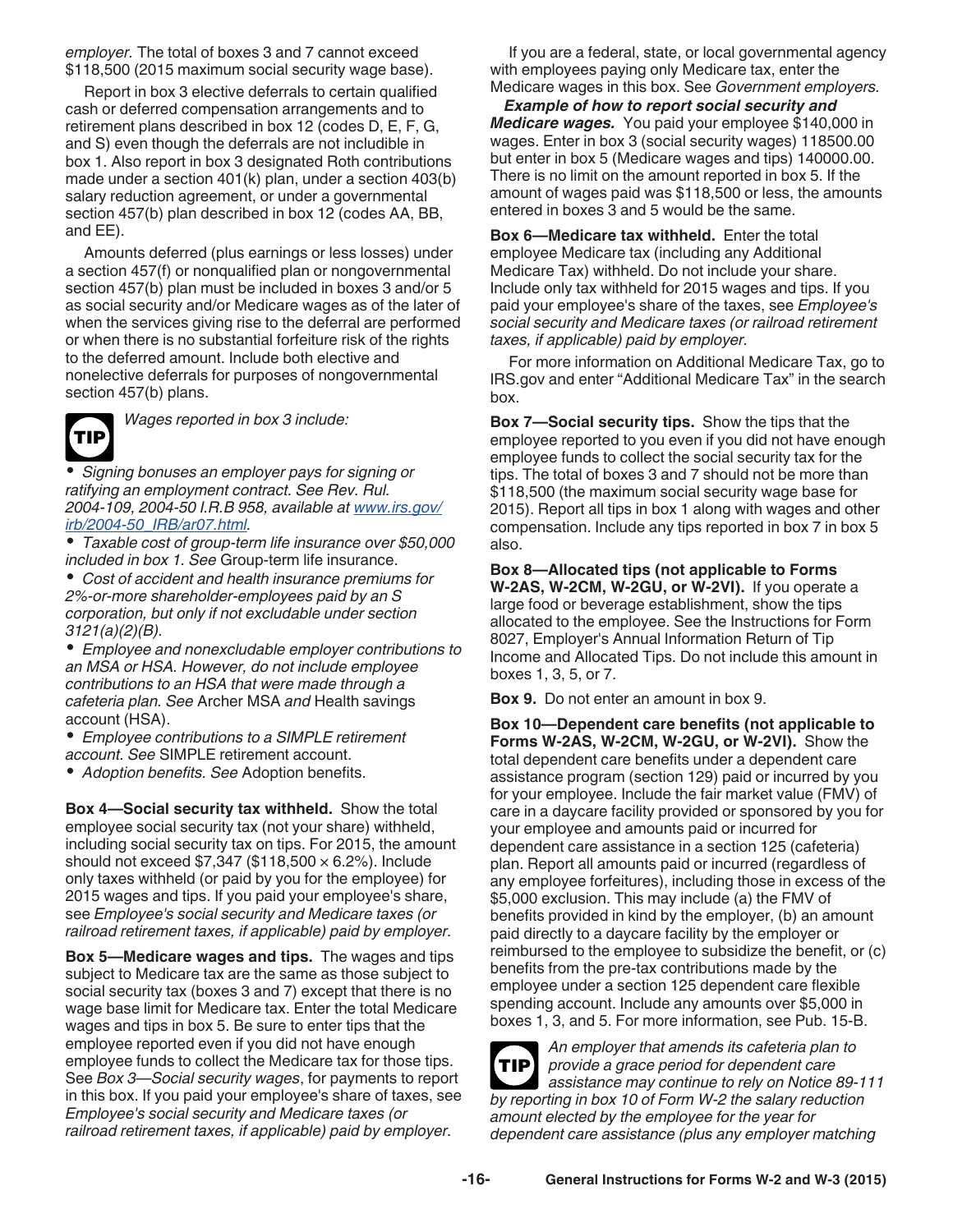*employer.* The total of boxes 3 and 7 cannot exceed $118,500 (2015 maximum social security wage base).

Report in box 3 elective deferrals to certain qualified cash or deferred compensation arrangements and to retirement plans described in box 12 (codes D, E, F, G, and S) even though the deferrals are not includible in box 1. Also report in box 3 designated Roth contributions made under a section 401(k) plan, under a section 403(b) salary reduction agreement, or under a governmental section 457(b) plan described in box 12 (codes AA, BB, and EE).

Amounts deferred (plus earnings or less losses) under a section 457(f) or nonqualified plan or nongovernmental section 457(b) plan must be included in boxes 3 and/or 5 as social security and/or Medicare wages as of the later of when the services giving rise to the deferral are performed or when there is no substantial forfeiture risk of the rights to the deferred amount. Include both elective and nonelective deferrals for purposes of nongovernmental section 457(b) plans.

**TIP** *Wages reported in box 3 include:*

- *Signing bonuses an employer pays for signing or ratifying an employment contract. See Rev. Rul. 2004-109, 2004-50 I.R.B 958, available at www.irs.gov/irb/2004-50_IRB/ar07.html.*
- *Taxable cost of group-term life insurance over $50,000 included in box 1. See* Group-term life insurance.
- *Cost of accident and health insurance premiums for 2%-or-more shareholder-employees paid by an S corporation, but only if not excludable under section 3121(a)(2)(B).*
- *Employee and nonexcludable employer contributions to an MSA or HSA. However, do not include employee contributions to an HSA that were made through a cafeteria plan. See* Archer MSA *and* Health savings account (HSA).
- *Employee contributions to a SIMPLE retirement account. See* SIMPLE retirement account.
- *Adoption benefits. See* Adoption benefits.

**Box 4—Social security tax withheld.** Show the total employee social security tax (not your share) withheld, including social security tax on tips. For 2015, the amount should not exceed $7,347 ($118,500 × 6.2%). Include only taxes withheld (or paid by you for the employee) for 2015 wages and tips. If you paid your employee's share, see *Employee's social security and Medicare taxes (or railroad retirement taxes, if applicable) paid by employer.*

**Box 5—Medicare wages and tips.** The wages and tips subject to Medicare tax are the same as those subject to social security tax (boxes 3 and 7) except that there is no wage base limit for Medicare tax. Enter the total Medicare wages and tips in box 5. Be sure to enter tips that the employee reported even if you did not have enough employee funds to collect the Medicare tax for those tips. See *Box 3—Social security wages*, for payments to report in this box. If you paid your employee's share of taxes, see *Employee's social security and Medicare taxes (or railroad retirement taxes, if applicable) paid by employer.*

If you are a federal, state, or local governmental agency with employees paying only Medicare tax, enter the Medicare wages in this box. See *Government employers.*

***Example of how to report social security and Medicare wages.*** You paid your employee $140,000 in wages. Enter in box 3 (social security wages) 118500.00 but enter in box 5 (Medicare wages and tips) 140000.00. There is no limit on the amount reported in box 5. If the amount of wages paid was $118,500 or less, the amounts entered in boxes 3 and 5 would be the same.

**Box 6—Medicare tax withheld.** Enter the total employee Medicare tax (including any Additional Medicare Tax) withheld. Do not include your share. Include only tax withheld for 2015 wages and tips. If you paid your employee's share of the taxes, see *Employee's social security and Medicare taxes (or railroad retirement taxes, if applicable) paid by employer.*

For more information on Additional Medicare Tax, go to IRS.gov and enter "Additional Medicare Tax" in the search box.

**Box 7—Social security tips.** Show the tips that the employee reported to you even if you did not have enough employee funds to collect the social security tax for the tips. The total of boxes 3 and 7 should not be more than $118,500 (the maximum social security wage base for 2015). Report all tips in box 1 along with wages and other compensation. Include any tips reported in box 7 in box 5 also.

**Box 8—Allocated tips (not applicable to Forms W-2AS, W-2CM, W-2GU, or W-2VI).** If you operate a large food or beverage establishment, show the tips allocated to the employee. See the Instructions for Form 8027, Employer's Annual Information Return of Tip Income and Allocated Tips. Do not include this amount in boxes 1, 3, 5, or 7.

**Box 9.** Do not enter an amount in box 9.

**Box 10—Dependent care benefits (not applicable to Forms W-2AS, W-2CM, W-2GU, or W-2VI).** Show the total dependent care benefits under a dependent care assistance program (section 129) paid or incurred by you for your employee. Include the fair market value (FMV) of care in a daycare facility provided or sponsored by you for your employee and amounts paid or incurred for dependent care assistance in a section 125 (cafeteria) plan. Report all amounts paid or incurred (regardless of any employee forfeitures), including those in excess of the $5,000 exclusion. This may include (a) the FMV of benefits provided in kind by the employer, (b) an amount paid directly to a daycare facility by the employer or reimbursed to the employee to subsidize the benefit, or (c) benefits from the pre-tax contributions made by the employee under a section 125 dependent care flexible spending account. Include any amounts over $5,000 in boxes 1, 3, and 5. For more information, see Pub. 15-B.

**TIP** *An employer that amends its cafeteria plan to provide a grace period for dependent care assistance may continue to rely on Notice 89-111 by reporting in box 10 of Form W-2 the salary reduction amount elected by the employee for the year for dependent care assistance (plus any employer matching*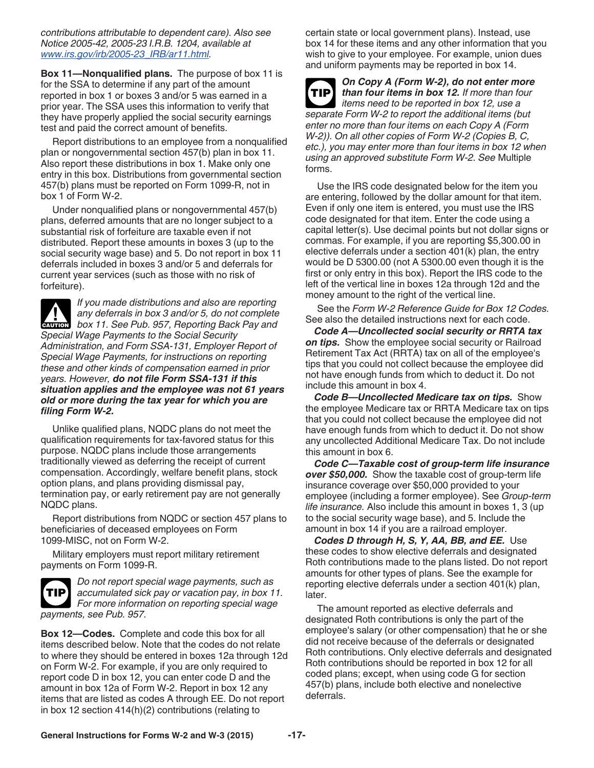*contributions attributable to dependent care). Also see Notice 2005-42, 2005-23 I.R.B. 1204, available at www.irs.gov/irb/2005-23_IRB/ar11.html.*

**Box 11—Nonqualified plans.** The purpose of box 11 is for the SSA to determine if any part of the amount reported in box 1 or boxes 3 and/or 5 was earned in a prior year. The SSA uses this information to verify that they have properly applied the social security earnings test and paid the correct amount of benefits.

Report distributions to an employee from a nonqualified plan or nongovernmental section 457(b) plan in box 11. Also report these distributions in box 1. Make only one entry in this box. Distributions from governmental section 457(b) plans must be reported on Form 1099-R, not in box 1 of Form W-2.

Under nonqualified plans or nongovernmental 457(b) plans, deferred amounts that are no longer subject to a substantial risk of forfeiture are taxable even if not distributed. Report these amounts in boxes 3 (up to the social security wage base) and 5. Do not report in box 11 deferrals included in boxes 3 and/or 5 and deferrals for current year services (such as those with no risk of forfeiture).

CAUTION: *If you made distributions and also are reporting any deferrals in box 3 and/or 5, do not complete box 11. See Pub. 957, Reporting Back Pay and Special Wage Payments to the Social Security Administration, and Form SSA-131, Employer Report of Special Wage Payments, for instructions on reporting these and other kinds of compensation earned in prior years. However,* ***do not file Form SSA-131 if this situation applies and the employee was not 61 years old or more during the tax year for which you are filing Form W-2.***

Unlike qualified plans, NQDC plans do not meet the qualification requirements for tax-favored status for this purpose. NQDC plans include those arrangements traditionally viewed as deferring the receipt of current compensation. Accordingly, welfare benefit plans, stock option plans, and plans providing dismissal pay, termination pay, or early retirement pay are not generally NQDC plans.

Report distributions from NQDC or section 457 plans to beneficiaries of deceased employees on Form 1099-MISC, not on Form W-2.

Military employers must report military retirement payments on Form 1099-R.

TIP: *Do not report special wage payments, such as accumulated sick pay or vacation pay, in box 11. For more information on reporting special wage payments, see Pub. 957.*

**Box 12—Codes.** Complete and code this box for all items described below. Note that the codes do not relate to where they should be entered in boxes 12a through 12d on Form W-2. For example, if you are only required to report code D in box 12, you can enter code D and the amount in box 12a of Form W-2. Report in box 12 any items that are listed as codes A through EE. Do not report in box 12 section 414(h)(2) contributions (relating to certain state or local government plans). Instead, use box 14 for these items and any other information that you wish to give to your employee. For example, union dues and uniform payments may be reported in box 14.

TIP: ***On Copy A (Form W-2), do not enter more than four items in box 12.*** *If more than four items need to be reported in box 12, use a separate Form W-2 to report the additional items (but enter no more than four items on each Copy A (Form W-2)). On all other copies of Form W-2 (Copies B, C, etc.), you may enter more than four items in box 12 when using an approved substitute Form W-2. See* Multiple forms.

Use the IRS code designated below for the item you are entering, followed by the dollar amount for that item. Even if only one item is entered, you must use the IRS code designated for that item. Enter the code using a capital letter(s). Use decimal points but not dollar signs or commas. For example, if you are reporting $5,300.00 in elective deferrals under a section 401(k) plan, the entry would be D 5300.00 (not A 5300.00 even though it is the first or only entry in this box). Report the IRS code to the left of the vertical line in boxes 12a through 12d and the money amount to the right of the vertical line.

See the *Form W-2 Reference Guide for Box 12 Codes.* See also the detailed instructions next for each code.

***Code A—Uncollected social security or RRTA tax on tips.*** Show the employee social security or Railroad Retirement Tax Act (RRTA) tax on all of the employee's tips that you could not collect because the employee did not have enough funds from which to deduct it. Do not include this amount in box 4.

***Code B—Uncollected Medicare tax on tips.*** Show the employee Medicare tax or RRTA Medicare tax on tips that you could not collect because the employee did not have enough funds from which to deduct it. Do not show any uncollected Additional Medicare Tax. Do not include this amount in box 6.

***Code C—Taxable cost of group-term life insurance over $50,000.*** Show the taxable cost of group-term life insurance coverage over $50,000 provided to your employee (including a former employee). See *Group-term life insurance.* Also include this amount in boxes 1, 3 (up to the social security wage base), and 5. Include the amount in box 14 if you are a railroad employer.

***Codes D through H, S, Y, AA, BB, and EE.*** Use these codes to show elective deferrals and designated Roth contributions made to the plans listed. Do not report amounts for other types of plans. See the example for reporting elective deferrals under a section 401(k) plan, later.

The amount reported as elective deferrals and designated Roth contributions is only the part of the employee's salary (or other compensation) that he or she did not receive because of the deferrals or designated Roth contributions. Only elective deferrals and designated Roth contributions should be reported in box 12 for all coded plans; except, when using code G for section 457(b) plans, include both elective and nonelective deferrals.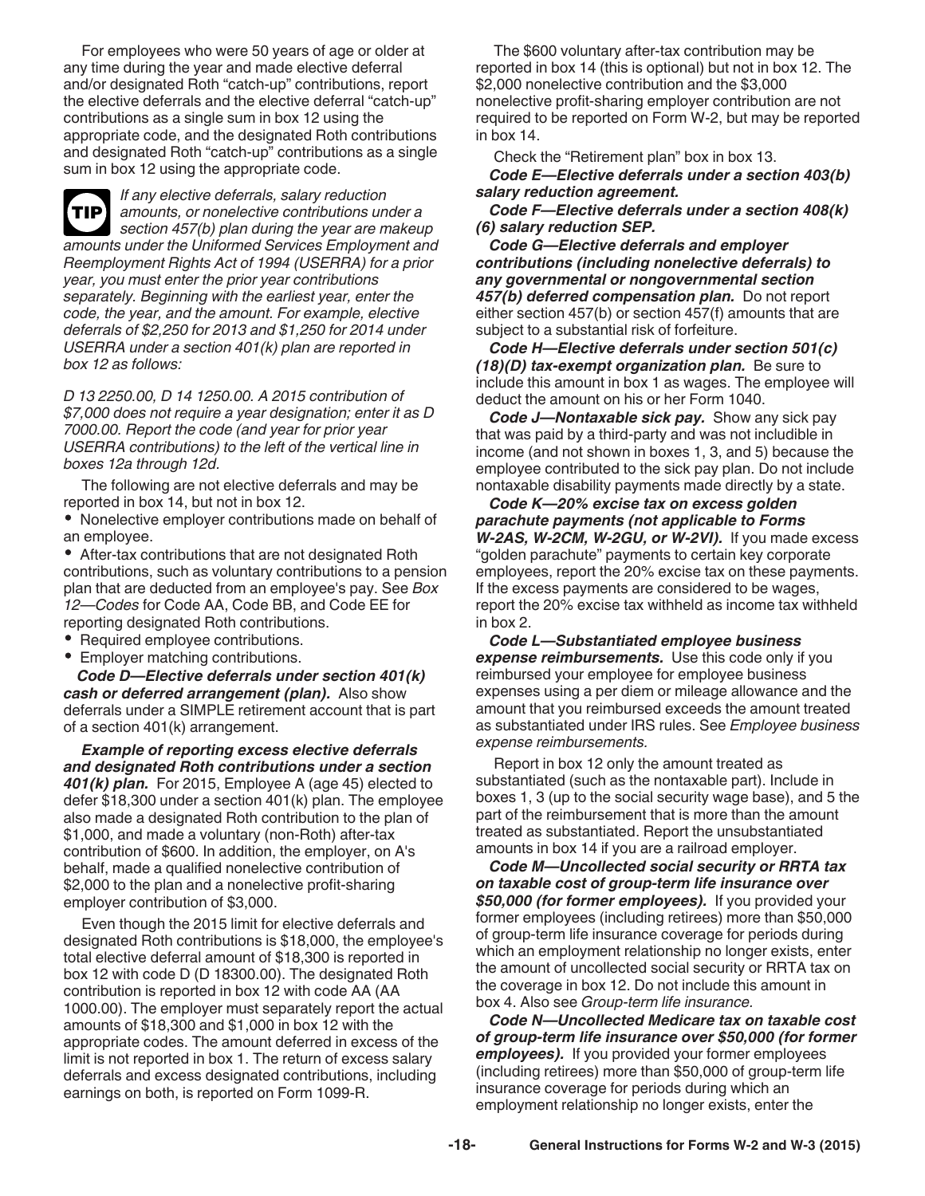For employees who were 50 years of age or older at any time during the year and made elective deferral and/or designated Roth "catch-up" contributions, report the elective deferrals and the elective deferral "catch-up" contributions as a single sum in box 12 using the appropriate code, and the designated Roth contributions and designated Roth "catch-up" contributions as a single sum in box 12 using the appropriate code.

**TIP** *If any elective deferrals, salary reduction amounts, or nonelective contributions under a section 457(b) plan during the year are makeup amounts under the Uniformed Services Employment and Reemployment Rights Act of 1994 (USERRA) for a prior year, you must enter the prior year contributions separately. Beginning with the earliest year, enter the code, the year, and the amount. For example, elective deferrals of $2,250 for 2013 and $1,250 for 2014 under USERRA under a section 401(k) plan are reported in box 12 as follows:*

*D 13 2250.00, D 14 1250.00. A 2015 contribution of $7,000 does not require a year designation; enter it as D 7000.00. Report the code (and year for prior year USERRA contributions) to the left of the vertical line in boxes 12a through 12d.*

The following are not elective deferrals and may be reported in box 14, but not in box 12.

- Nonelective employer contributions made on behalf of an employee.
- After-tax contributions that are not designated Roth contributions, such as voluntary contributions to a pension plan that are deducted from an employee's pay. See *Box 12—Codes* for Code AA, Code BB, and Code EE for reporting designated Roth contributions.
- Required employee contributions.
- Employer matching contributions.

***Code D—Elective deferrals under section 401(k) cash or deferred arrangement (plan).*** Also show deferrals under a SIMPLE retirement account that is part of a section 401(k) arrangement.

***Example of reporting excess elective deferrals and designated Roth contributions under a section 401(k) plan.*** For 2015, Employee A (age 45) elected to defer $18,300 under a section 401(k) plan. The employee also made a designated Roth contribution to the plan of $1,000, and made a voluntary (non-Roth) after-tax contribution of $600. In addition, the employer, on A's behalf, made a qualified nonelective contribution of $2,000 to the plan and a nonelective profit-sharing employer contribution of $3,000.

Even though the 2015 limit for elective deferrals and designated Roth contributions is $18,000, the employee's total elective deferral amount of $18,300 is reported in box 12 with code D (D 18300.00). The designated Roth contribution is reported in box 12 with code AA (AA 1000.00). The employer must separately report the actual amounts of $18,300 and $1,000 in box 12 with the appropriate codes. The amount deferred in excess of the limit is not reported in box 1. The return of excess salary deferrals and excess designated contributions, including earnings on both, is reported on Form 1099-R.

The $600 voluntary after-tax contribution may be reported in box 14 (this is optional) but not in box 12. The $2,000 nonelective contribution and the $3,000 nonelective profit-sharing employer contribution are not required to be reported on Form W-2, but may be reported in box 14.

Check the "Retirement plan" box in box 13.

***Code E—Elective deferrals under a section 403(b) salary reduction agreement.***

***Code F—Elective deferrals under a section 408(k)(6) salary reduction SEP.***

***Code G—Elective deferrals and employer contributions (including nonelective deferrals) to any governmental or nongovernmental section 457(b) deferred compensation plan.*** Do not report either section 457(b) or section 457(f) amounts that are subject to a substantial risk of forfeiture.

***Code H—Elective deferrals under section 501(c)(18)(D) tax-exempt organization plan.*** Be sure to include this amount in box 1 as wages. The employee will deduct the amount on his or her Form 1040.

***Code J—Nontaxable sick pay.*** Show any sick pay that was paid by a third-party and was not includible in income (and not shown in boxes 1, 3, and 5) because the employee contributed to the sick pay plan. Do not include nontaxable disability payments made directly by a state.

***Code K—20% excise tax on excess golden parachute payments (not applicable to Forms W-2AS, W-2CM, W-2GU, or W-2VI).*** If you made excess "golden parachute" payments to certain key corporate employees, report the 20% excise tax on these payments. If the excess payments are considered to be wages, report the 20% excise tax withheld as income tax withheld in box 2.

***Code L—Substantiated employee business expense reimbursements.*** Use this code only if you reimbursed your employee for employee business expenses using a per diem or mileage allowance and the amount that you reimbursed exceeds the amount treated as substantiated under IRS rules. See *Employee business expense reimbursements.*

Report in box 12 only the amount treated as substantiated (such as the nontaxable part). Include in boxes 1, 3 (up to the social security wage base), and 5 the part of the reimbursement that is more than the amount treated as substantiated. Report the unsubstantiated amounts in box 14 if you are a railroad employer.

***Code M—Uncollected social security or RRTA tax on taxable cost of group-term life insurance over $50,000 (for former employees).*** If you provided your former employees (including retirees) more than $50,000 of group-term life insurance coverage for periods during which an employment relationship no longer exists, enter the amount of uncollected social security or RRTA tax on the coverage in box 12. Do not include this amount in box 4. Also see *Group-term life insurance.*

***Code N—Uncollected Medicare tax on taxable cost of group-term life insurance over $50,000 (for former employees).*** If you provided your former employees (including retirees) more than $50,000 of group-term life insurance coverage for periods during which an employment relationship no longer exists, enter the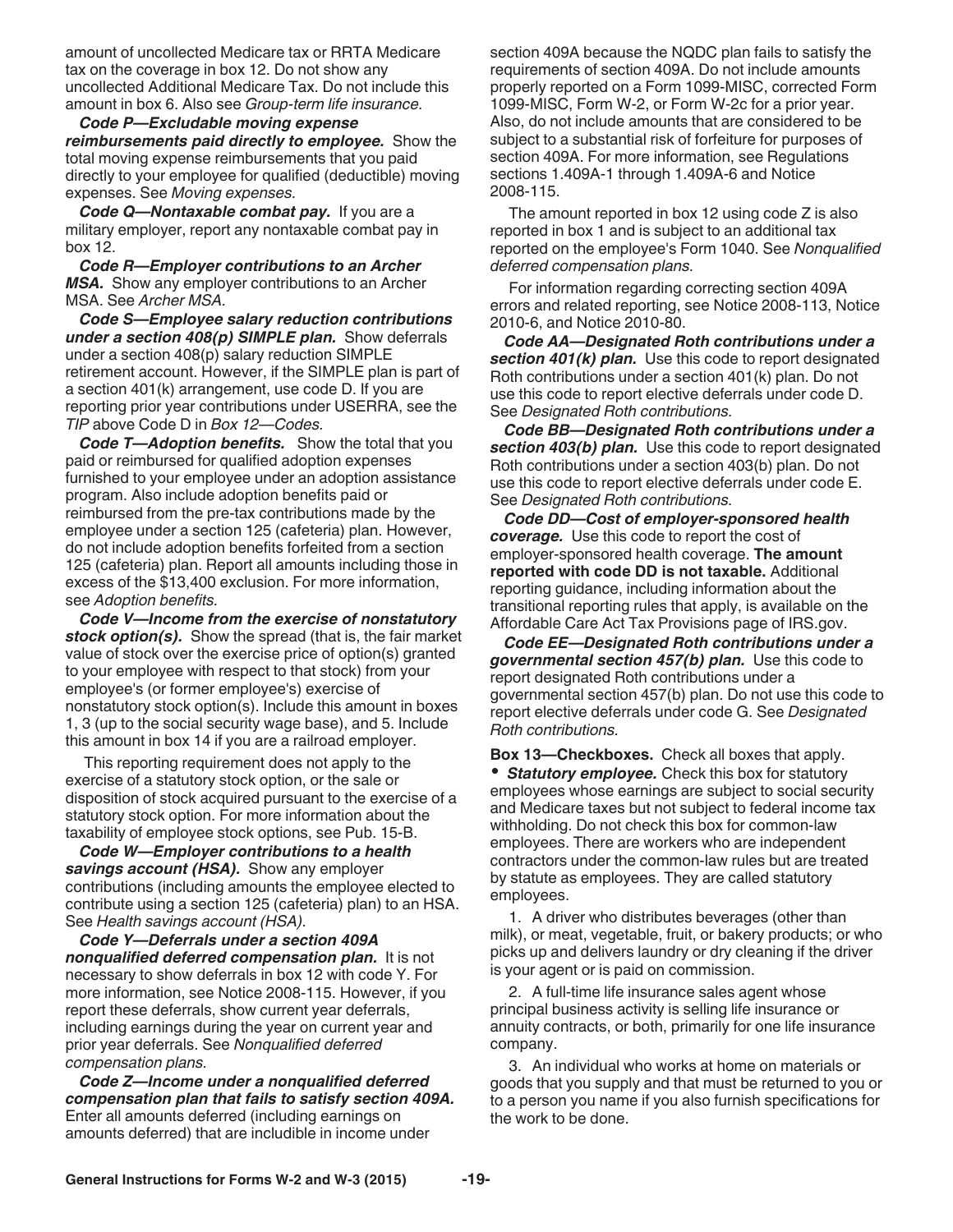amount of uncollected Medicare tax or RRTA Medicare tax on the coverage in box 12. Do not show any uncollected Additional Medicare Tax. Do not include this amount in box 6. Also see *Group-term life insurance.*

***Code P—Excludable moving expense reimbursements paid directly to employee.*** Show the total moving expense reimbursements that you paid directly to your employee for qualified (deductible) moving expenses. See *Moving expenses.*

***Code Q—Nontaxable combat pay.*** If you are a military employer, report any nontaxable combat pay in box 12.

***Code R—Employer contributions to an Archer MSA.*** Show any employer contributions to an Archer MSA. See *Archer MSA.*

***Code S—Employee salary reduction contributions under a section 408(p) SIMPLE plan.*** Show deferrals under a section 408(p) salary reduction SIMPLE retirement account. However, if the SIMPLE plan is part of a section 401(k) arrangement, use code D. If you are reporting prior year contributions under USERRA, see the *TIP* above Code D in *Box 12—Codes.*

***Code T—Adoption benefits.*** Show the total that you paid or reimbursed for qualified adoption expenses furnished to your employee under an adoption assistance program. Also include adoption benefits paid or reimbursed from the pre-tax contributions made by the employee under a section 125 (cafeteria) plan. However, do not include adoption benefits forfeited from a section 125 (cafeteria) plan. Report all amounts including those in excess of the $13,400 exclusion. For more information, see *Adoption benefits.*

***Code V—Income from the exercise of nonstatutory stock option(s).*** Show the spread (that is, the fair market value of stock over the exercise price of option(s) granted to your employee with respect to that stock) from your employee's (or former employee's) exercise of nonstatutory stock option(s). Include this amount in boxes 1, 3 (up to the social security wage base), and 5. Include this amount in box 14 if you are a railroad employer.

This reporting requirement does not apply to the exercise of a statutory stock option, or the sale or disposition of stock acquired pursuant to the exercise of a statutory stock option. For more information about the taxability of employee stock options, see Pub. 15-B.

***Code W—Employer contributions to a health savings account (HSA).*** Show any employer contributions (including amounts the employee elected to contribute using a section 125 (cafeteria) plan) to an HSA. See *Health savings account (HSA).*

***Code Y—Deferrals under a section 409A nonqualified deferred compensation plan.*** It is not necessary to show deferrals in box 12 with code Y. For more information, see Notice 2008-115. However, if you report these deferrals, show current year deferrals, including earnings during the year on current year and prior year deferrals. See *Nonqualified deferred compensation plans.*

***Code Z—Income under a nonqualified deferred compensation plan that fails to satisfy section 409A.*** Enter all amounts deferred (including earnings on amounts deferred) that are includible in income under section 409A because the NQDC plan fails to satisfy the requirements of section 409A. Do not include amounts properly reported on a Form 1099-MISC, corrected Form 1099-MISC, Form W-2, or Form W-2c for a prior year. Also, do not include amounts that are considered to be subject to a substantial risk of forfeiture for purposes of section 409A. For more information, see Regulations sections 1.409A-1 through 1.409A-6 and Notice 2008-115.

The amount reported in box 12 using code Z is also reported in box 1 and is subject to an additional tax reported on the employee's Form 1040. See *Nonqualified deferred compensation plans.*

For information regarding correcting section 409A errors and related reporting, see Notice 2008-113, Notice 2010-6, and Notice 2010-80.

***Code AA—Designated Roth contributions under a section 401(k) plan.*** Use this code to report designated Roth contributions under a section 401(k) plan. Do not use this code to report elective deferrals under code D. See *Designated Roth contributions.*

***Code BB—Designated Roth contributions under a section 403(b) plan.*** Use this code to report designated Roth contributions under a section 403(b) plan. Do not use this code to report elective deferrals under code E. See *Designated Roth contributions.*

***Code DD—Cost of employer-sponsored health coverage.*** Use this code to report the cost of employer-sponsored health coverage. **The amount reported with code DD is not taxable.** Additional reporting guidance, including information about the transitional reporting rules that apply, is available on the Affordable Care Act Tax Provisions page of IRS.gov.

***Code EE—Designated Roth contributions under a governmental section 457(b) plan.*** Use this code to report designated Roth contributions under a governmental section 457(b) plan. Do not use this code to report elective deferrals under code G. See *Designated Roth contributions.*

**Box 13—Checkboxes.** Check all boxes that apply.

- ***Statutory employee.*** Check this box for statutory employees whose earnings are subject to social security and Medicare taxes but not subject to federal income tax withholding. Do not check this box for common-law employees. There are workers who are independent contractors under the common-law rules but are treated by statute as employees. They are called statutory employees.

1. A driver who distributes beverages (other than milk), or meat, vegetable, fruit, or bakery products; or who picks up and delivers laundry or dry cleaning if the driver is your agent or is paid on commission.

2. A full-time life insurance sales agent whose principal business activity is selling life insurance or annuity contracts, or both, primarily for one life insurance company.

3. An individual who works at home on materials or goods that you supply and that must be returned to you or to a person you name if you also furnish specifications for the work to be done.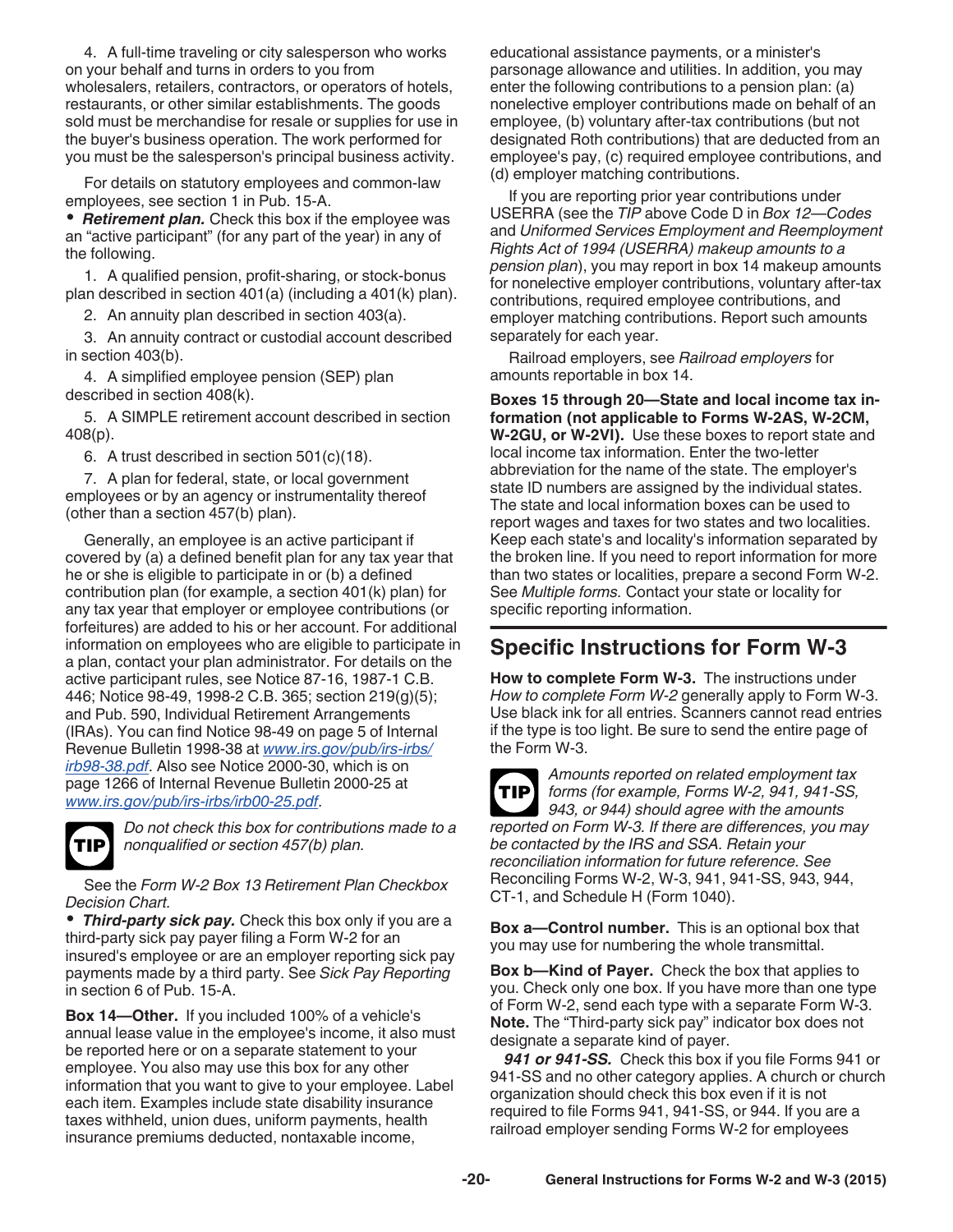4. A full-time traveling or city salesperson who works on your behalf and turns in orders to you from wholesalers, retailers, contractors, or operators of hotels, restaurants, or other similar establishments. The goods sold must be merchandise for resale or supplies for use in the buyer's business operation. The work performed for you must be the salesperson's principal business activity.

For details on statutory employees and common-law employees, see section 1 in Pub. 15-A.

- ***Retirement plan.*** Check this box if the employee was an "active participant" (for any part of the year) in any of the following.

1. A qualified pension, profit-sharing, or stock-bonus plan described in section 401(a) (including a 401(k) plan).
2. An annuity plan described in section 403(a).
3. An annuity contract or custodial account described in section 403(b).
4. A simplified employee pension (SEP) plan described in section 408(k).
5. A SIMPLE retirement account described in section 408(p).
6. A trust described in section 501(c)(18).
7. A plan for federal, state, or local government employees or by an agency or instrumentality thereof (other than a section 457(b) plan).

Generally, an employee is an active participant if covered by (a) a defined benefit plan for any tax year that he or she is eligible to participate in or (b) a defined contribution plan (for example, a section 401(k) plan) for any tax year that employer or employee contributions (or forfeitures) are added to his or her account. For additional information on employees who are eligible to participate in a plan, contact your plan administrator. For details on the active participant rules, see Notice 87-16, 1987-1 C.B. 446; Notice 98-49, 1998-2 C.B. 365; section 219(g)(5); and Pub. 590, Individual Retirement Arrangements (IRAs). You can find Notice 98-49 on page 5 of Internal Revenue Bulletin 1998-38 at *www.irs.gov/pub/irs-irbs/irb98-38.pdf*. Also see Notice 2000-30, which is on page 1266 of Internal Revenue Bulletin 2000-25 at *www.irs.gov/pub/irs-irbs/irb00-25.pdf*.

> **TIP** *Do not check this box for contributions made to a nonqualified or section 457(b) plan.*

See the *Form W-2 Box 13 Retirement Plan Checkbox Decision Chart.*

- ***Third-party sick pay.*** Check this box only if you are a third-party sick pay payer filing a Form W-2 for an insured's employee or are an employer reporting sick pay payments made by a third party. See *Sick Pay Reporting* in section 6 of Pub. 15-A.

**Box 14—Other.** If you included 100% of a vehicle's annual lease value in the employee's income, it also must be reported here or on a separate statement to your employee. You also may use this box for any other information that you want to give to your employee. Label each item. Examples include state disability insurance taxes withheld, union dues, uniform payments, health insurance premiums deducted, nontaxable income, educational assistance payments, or a minister's parsonage allowance and utilities. In addition, you may enter the following contributions to a pension plan: (a) nonelective employer contributions made on behalf of an employee, (b) voluntary after-tax contributions (but not designated Roth contributions) that are deducted from an employee's pay, (c) required employee contributions, and (d) employer matching contributions.

If you are reporting prior year contributions under USERRA (see the *TIP* above Code D in *Box 12—Codes* and *Uniformed Services Employment and Reemployment Rights Act of 1994 (USERRA) makeup amounts to a pension plan*), you may report in box 14 makeup amounts for nonelective employer contributions, voluntary after-tax contributions, required employee contributions, and employer matching contributions. Report such amounts separately for each year.

Railroad employers, see *Railroad employers* for amounts reportable in box 14.

**Boxes 15 through 20—State and local income tax information (not applicable to Forms W-2AS, W-2CM, W-2GU, or W-2VI).** Use these boxes to report state and local income tax information. Enter the two-letter abbreviation for the name of the state. The employer's state ID numbers are assigned by the individual states. The state and local information boxes can be used to report wages and taxes for two states and two localities. Keep each state's and locality's information separated by the broken line. If you need to report information for more than two states or localities, prepare a second Form W-2. See *Multiple forms.* Contact your state or locality for specific reporting information.

## Specific Instructions for Form W-3

**How to complete Form W-3.** The instructions under *How to complete Form W-2* generally apply to Form W-3. Use black ink for all entries. Scanners cannot read entries if the type is too light. Be sure to send the entire page of the Form W-3.

> **TIP** *Amounts reported on related employment tax forms (for example, Forms W-2, 941, 941-SS, 943, or 944) should agree with the amounts reported on Form W-3. If there are differences, you may be contacted by the IRS and SSA. Retain your reconciliation information for future reference. See* Reconciling Forms W-2, W-3, 941, 941-SS, 943, 944, CT-1, and Schedule H (Form 1040).

**Box a—Control number.** This is an optional box that you may use for numbering the whole transmittal.

**Box b—Kind of Payer.** Check the box that applies to you. Check only one box. If you have more than one type of Form W-2, send each type with a separate Form W-3. **Note.** The "Third-party sick pay" indicator box does not designate a separate kind of payer.

***941 or 941-SS.*** Check this box if you file Forms 941 or 941-SS and no other category applies. A church or church organization should check this box even if it is not required to file Forms 941, 941-SS, or 944. If you are a railroad employer sending Forms W-2 for employees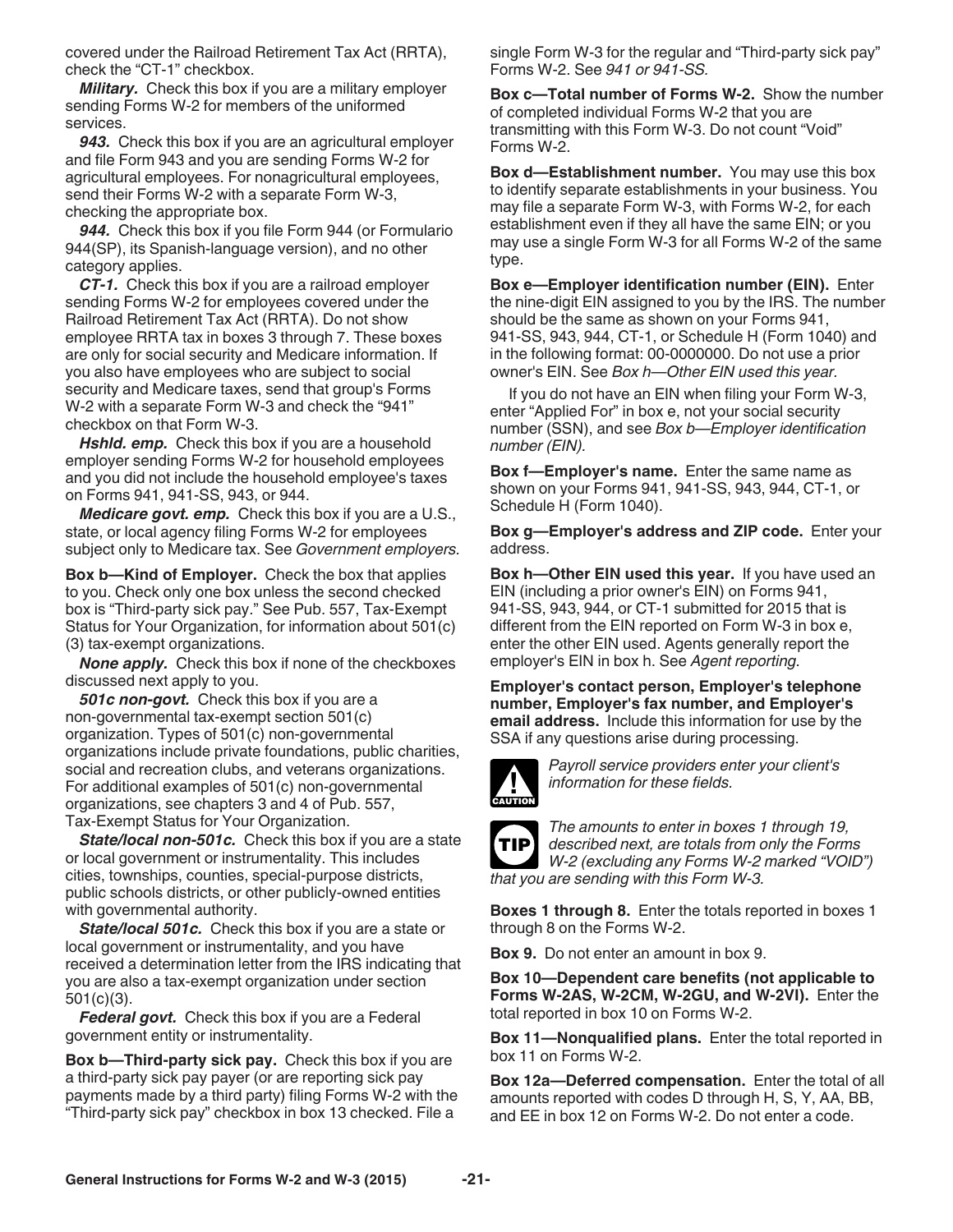covered under the Railroad Retirement Tax Act (RRTA), check the "CT-1" checkbox.

***Military.*** Check this box if you are a military employer sending Forms W-2 for members of the uniformed services.

***943.*** Check this box if you are an agricultural employer and file Form 943 and you are sending Forms W-2 for agricultural employees. For nonagricultural employees, send their Forms W-2 with a separate Form W-3, checking the appropriate box.

***944.*** Check this box if you file Form 944 (or Formulario 944(SP), its Spanish-language version), and no other category applies.

***CT-1.*** Check this box if you are a railroad employer sending Forms W-2 for employees covered under the Railroad Retirement Tax Act (RRTA). Do not show employee RRTA tax in boxes 3 through 7. These boxes are only for social security and Medicare information. If you also have employees who are subject to social security and Medicare taxes, send that group's Forms W-2 with a separate Form W-3 and check the "941" checkbox on that Form W-3.

***Hshld. emp.*** Check this box if you are a household employer sending Forms W-2 for household employees and you did not include the household employee's taxes on Forms 941, 941-SS, 943, or 944.

***Medicare govt. emp.*** Check this box if you are a U.S., state, or local agency filing Forms W-2 for employees subject only to Medicare tax. See *Government employers.*

**Box b—Kind of Employer.** Check the box that applies to you. Check only one box unless the second checked box is "Third-party sick pay." See Pub. 557, Tax-Exempt Status for Your Organization, for information about 501(c)(3) tax-exempt organizations.

***None apply.*** Check this box if none of the checkboxes discussed next apply to you.

***501c non-govt.*** Check this box if you are a non-governmental tax-exempt section 501(c) organization. Types of 501(c) non-governmental organizations include private foundations, public charities, social and recreation clubs, and veterans organizations. For additional examples of 501(c) non-governmental organizations, see chapters 3 and 4 of Pub. 557, Tax-Exempt Status for Your Organization.

***State/local non-501c.*** Check this box if you are a state or local government or instrumentality. This includes cities, townships, counties, special-purpose districts, public schools districts, or other publicly-owned entities with governmental authority.

***State/local 501c.*** Check this box if you are a state or local government or instrumentality, and you have received a determination letter from the IRS indicating that you are also a tax-exempt organization under section 501(c)(3).

***Federal govt.*** Check this box if you are a Federal government entity or instrumentality.

**Box b—Third-party sick pay.** Check this box if you are a third-party sick pay payer (or are reporting sick pay payments made by a third party) filing Forms W-2 with the "Third-party sick pay" checkbox in box 13 checked. File a single Form W-3 for the regular and "Third-party sick pay" Forms W-2. See *941 or 941-SS.*

**Box c—Total number of Forms W-2.** Show the number of completed individual Forms W-2 that you are transmitting with this Form W-3. Do not count "Void" Forms W-2.

**Box d—Establishment number.** You may use this box to identify separate establishments in your business. You may file a separate Form W-3, with Forms W-2, for each establishment even if they all have the same EIN; or you may use a single Form W-3 for all Forms W-2 of the same type.

**Box e—Employer identification number (EIN).** Enter the nine-digit EIN assigned to you by the IRS. The number should be the same as shown on your Forms 941, 941-SS, 943, 944, CT-1, or Schedule H (Form 1040) and in the following format: 00-0000000. Do not use a prior owner's EIN. See *Box h—Other EIN used this year.*

If you do not have an EIN when filing your Form W-3, enter "Applied For" in box e, not your social security number (SSN), and see *Box b—Employer identification number (EIN).*

**Box f—Employer's name.** Enter the same name as shown on your Forms 941, 941-SS, 943, 944, CT-1, or Schedule H (Form 1040).

**Box g—Employer's address and ZIP code.** Enter your address.

**Box h—Other EIN used this year.** If you have used an EIN (including a prior owner's EIN) on Forms 941, 941-SS, 943, 944, or CT-1 submitted for 2015 that is different from the EIN reported on Form W-3 in box e, enter the other EIN used. Agents generally report the employer's EIN in box h. See *Agent reporting.*

**Employer's contact person, Employer's telephone number, Employer's fax number, and Employer's email address.** Include this information for use by the SSA if any questions arise during processing.

CAUTION: *Payroll service providers enter your client's information for these fields.*

TIP: *The amounts to enter in boxes 1 through 19, described next, are totals from only the Forms W-2 (excluding any Forms W-2 marked "VOID") that you are sending with this Form W-3.*

**Boxes 1 through 8.** Enter the totals reported in boxes 1 through 8 on the Forms W-2.

**Box 9.** Do not enter an amount in box 9.

**Box 10—Dependent care benefits (not applicable to Forms W-2AS, W-2CM, W-2GU, and W-2VI).** Enter the total reported in box 10 on Forms W-2.

**Box 11—Nonqualified plans.** Enter the total reported in box 11 on Forms W-2.

**Box 12a—Deferred compensation.** Enter the total of all amounts reported with codes D through H, S, Y, AA, BB, and EE in box 12 on Forms W-2. Do not enter a code.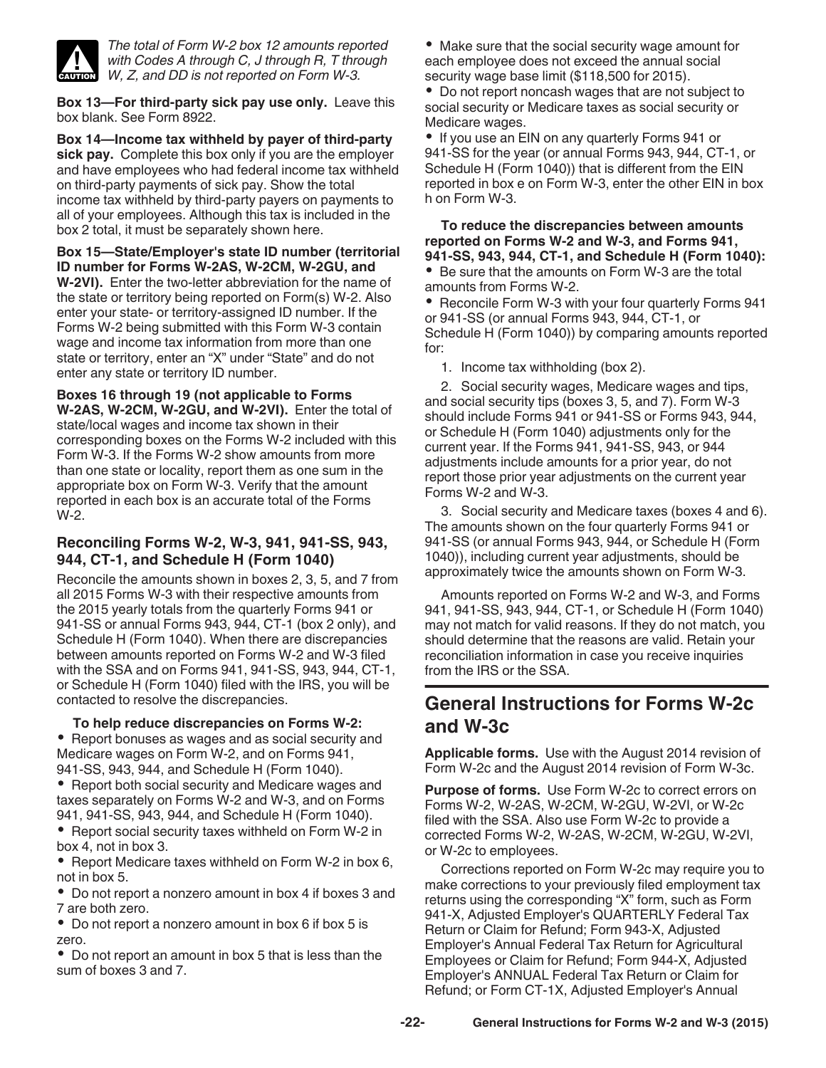*The total of Form W-2 box 12 amounts reported with Codes A through C, J through R, T through W, Z, and DD is not reported on Form W-3.*

**Box 13—For third-party sick pay use only.** Leave this box blank. See Form 8922.

**Box 14—Income tax withheld by payer of third-party sick pay.** Complete this box only if you are the employer and have employees who had federal income tax withheld on third-party payments of sick pay. Show the total income tax withheld by third-party payers on payments to all of your employees. Although this tax is included in the box 2 total, it must be separately shown here.

**Box 15—State/Employer's state ID number (territorial ID number for Forms W-2AS, W-2CM, W-2GU, and W-2VI).** Enter the two-letter abbreviation for the name of the state or territory being reported on Form(s) W-2. Also enter your state- or territory-assigned ID number. If the Forms W-2 being submitted with this Form W-3 contain wage and income tax information from more than one state or territory, enter an "X" under "State" and do not enter any state or territory ID number.

**Boxes 16 through 19 (not applicable to Forms W-2AS, W-2CM, W-2GU, and W-2VI).** Enter the total of state/local wages and income tax shown in their corresponding boxes on the Forms W-2 included with this Form W-3. If the Forms W-2 show amounts from more than one state or locality, report them as one sum in the appropriate box on Form W-3. Verify that the amount reported in each box is an accurate total of the Forms W-2.

### Reconciling Forms W-2, W-3, 941, 941-SS, 943, 944, CT-1, and Schedule H (Form 1040)

Reconcile the amounts shown in boxes 2, 3, 5, and 7 from all 2015 Forms W-3 with their respective amounts from the 2015 yearly totals from the quarterly Forms 941 or 941-SS or annual Forms 943, 944, CT-1 (box 2 only), and Schedule H (Form 1040). When there are discrepancies between amounts reported on Forms W-2 and W-3 filed with the SSA and on Forms 941, 941-SS, 943, 944, CT-1, or Schedule H (Form 1040) filed with the IRS, you will be contacted to resolve the discrepancies.

**To help reduce discrepancies on Forms W-2:**

- Report bonuses as wages and as social security and Medicare wages on Form W-2, and on Forms 941, 941-SS, 943, 944, and Schedule H (Form 1040).
- Report both social security and Medicare wages and taxes separately on Forms W-2 and W-3, and on Forms 941, 941-SS, 943, 944, and Schedule H (Form 1040).
- Report social security taxes withheld on Form W-2 in box 4, not in box 3.
- Report Medicare taxes withheld on Form W-2 in box 6, not in box 5.
- Do not report a nonzero amount in box 4 if boxes 3 and 7 are both zero.
- Do not report a nonzero amount in box 6 if box 5 is zero.
- Do not report an amount in box 5 that is less than the sum of boxes 3 and 7.
- Make sure that the social security wage amount for each employee does not exceed the annual social security wage base limit ($118,500 for 2015).
- Do not report noncash wages that are not subject to social security or Medicare taxes as social security or Medicare wages.
- If you use an EIN on any quarterly Forms 941 or 941-SS for the year (or annual Forms 943, 944, CT-1, or Schedule H (Form 1040)) that is different from the EIN reported in box e on Form W-3, enter the other EIN in box h on Form W-3.

**To reduce the discrepancies between amounts reported on Forms W-2 and W-3, and Forms 941, 941-SS, 943, 944, CT-1, and Schedule H (Form 1040):**

- Be sure that the amounts on Form W-3 are the total amounts from Forms W-2.
- Reconcile Form W-3 with your four quarterly Forms 941 or 941-SS (or annual Forms 943, 944, CT-1, or Schedule H (Form 1040)) by comparing amounts reported for:

1. Income tax withholding (box 2).
2. Social security wages, Medicare wages and tips, and social security tips (boxes 3, 5, and 7). Form W-3 should include Forms 941 or 941-SS or Forms 943, 944, or Schedule H (Form 1040) adjustments only for the current year. If the Forms 941, 941-SS, 943, or 944 adjustments include amounts for a prior year, do not report those prior year adjustments on the current year Forms W-2 and W-3.
3. Social security and Medicare taxes (boxes 4 and 6). The amounts shown on the four quarterly Forms 941 or 941-SS (or annual Forms 943, 944, or Schedule H (Form 1040)), including current year adjustments, should be approximately twice the amounts shown on Form W-3.

Amounts reported on Forms W-2 and W-3, and Forms 941, 941-SS, 943, 944, CT-1, or Schedule H (Form 1040) may not match for valid reasons. If they do not match, you should determine that the reasons are valid. Retain your reconciliation information in case you receive inquiries from the IRS or the SSA.

## General Instructions for Forms W-2c and W-3c

**Applicable forms.** Use with the August 2014 revision of Form W-2c and the August 2014 revision of Form W-3c.

**Purpose of forms.** Use Form W-2c to correct errors on Forms W-2, W-2AS, W-2CM, W-2GU, W-2VI, or W-2c filed with the SSA. Also use Form W-2c to provide a corrected Forms W-2, W-2AS, W-2CM, W-2GU, W-2VI, or W-2c to employees.

Corrections reported on Form W-2c may require you to make corrections to your previously filed employment tax returns using the corresponding "X" form, such as Form 941-X, Adjusted Employer's QUARTERLY Federal Tax Return or Claim for Refund; Form 943-X, Adjusted Employer's Annual Federal Tax Return for Agricultural Employees or Claim for Refund; Form 944-X, Adjusted Employer's ANNUAL Federal Tax Return or Claim for Refund; or Form CT-1X, Adjusted Employer's Annual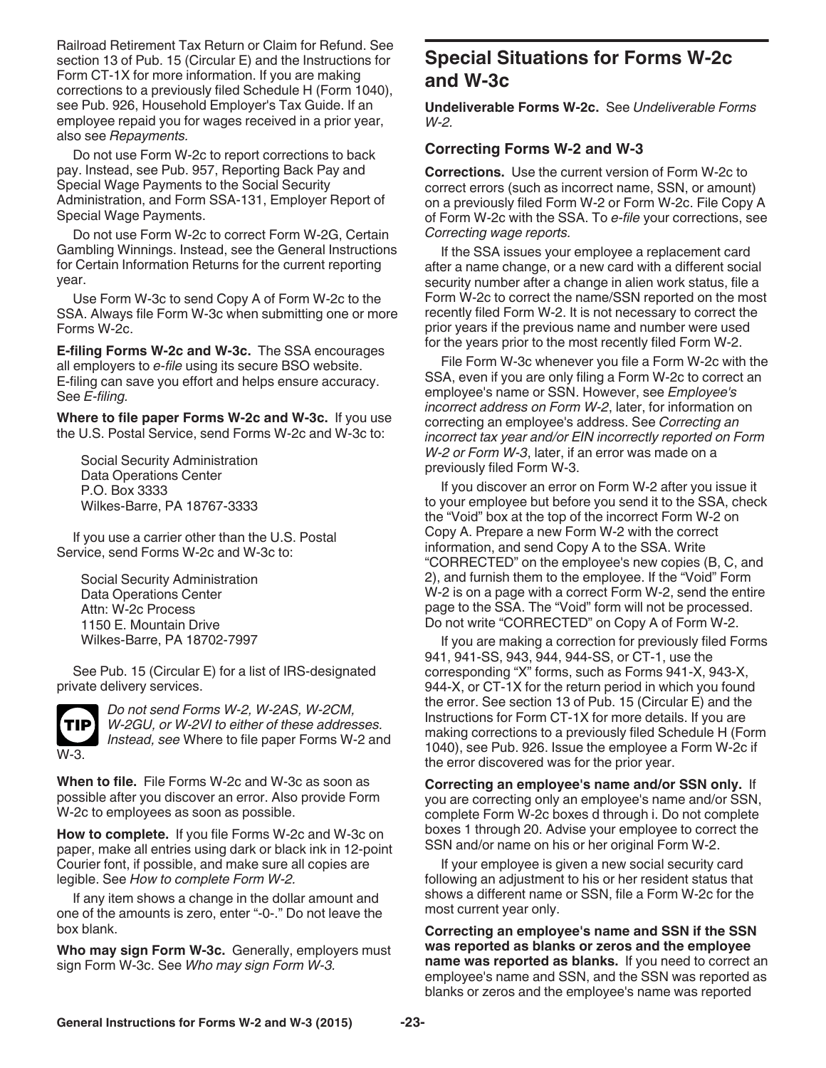Railroad Retirement Tax Return or Claim for Refund. See section 13 of Pub. 15 (Circular E) and the Instructions for Form CT-1X for more information. If you are making corrections to a previously filed Schedule H (Form 1040), see Pub. 926, Household Employer's Tax Guide. If an employee repaid you for wages received in a prior year, also see *Repayments.*

Do not use Form W-2c to report corrections to back pay. Instead, see Pub. 957, Reporting Back Pay and Special Wage Payments to the Social Security Administration, and Form SSA-131, Employer Report of Special Wage Payments.

Do not use Form W-2c to correct Form W-2G, Certain Gambling Winnings. Instead, see the General Instructions for Certain Information Returns for the current reporting year.

Use Form W-3c to send Copy A of Form W-2c to the SSA. Always file Form W-3c when submitting one or more Forms W-2c.

**E-filing Forms W-2c and W-3c.** The SSA encourages all employers to *e-file* using its secure BSO website. E-filing can save you effort and helps ensure accuracy. See *E-filing.*

**Where to file paper Forms W-2c and W-3c.** If you use the U.S. Postal Service, send Forms W-2c and W-3c to:

Social Security Administration
Data Operations Center
P.O. Box 3333
Wilkes-Barre, PA 18767-3333

If you use a carrier other than the U.S. Postal Service, send Forms W-2c and W-3c to:

Social Security Administration
Data Operations Center
Attn: W-2c Process
1150 E. Mountain Drive
Wilkes-Barre, PA 18702-7997

See Pub. 15 (Circular E) for a list of IRS-designated private delivery services.

**TIP** *Do not send Forms W-2, W-2AS, W-2CM, W-2GU, or W-2VI to either of these addresses. Instead, see* Where to file paper Forms W-2 and W-3.

**When to file.** File Forms W-2c and W-3c as soon as possible after you discover an error. Also provide Form W-2c to employees as soon as possible.

**How to complete.** If you file Forms W-2c and W-3c on paper, make all entries using dark or black ink in 12-point Courier font, if possible, and make sure all copies are legible. See *How to complete Form W-2.*

If any item shows a change in the dollar amount and one of the amounts is zero, enter "-0-." Do not leave the box blank.

**Who may sign Form W-3c.** Generally, employers must sign Form W-3c. See *Who may sign Form W-3.*

## Special Situations for Forms W-2c and W-3c

**Undeliverable Forms W-2c.** See *Undeliverable Forms W-2.*

### Correcting Forms W-2 and W-3

**Corrections.** Use the current version of Form W-2c to correct errors (such as incorrect name, SSN, or amount) on a previously filed Form W-2 or Form W-2c. File Copy A of Form W-2c with the SSA. To *e-file* your corrections, see *Correcting wage reports.*

If the SSA issues your employee a replacement card after a name change, or a new card with a different social security number after a change in alien work status, file a Form W-2c to correct the name/SSN reported on the most recently filed Form W-2. It is not necessary to correct the prior years if the previous name and number were used for the years prior to the most recently filed Form W-2.

File Form W-3c whenever you file a Form W-2c with the SSA, even if you are only filing a Form W-2c to correct an employee's name or SSN. However, see *Employee's incorrect address on Form W-2*, later, for information on correcting an employee's address. See *Correcting an incorrect tax year and/or EIN incorrectly reported on Form W-2 or Form W-3*, later, if an error was made on a previously filed Form W-3.

If you discover an error on Form W-2 after you issue it to your employee but before you send it to the SSA, check the "Void" box at the top of the incorrect Form W-2 on Copy A. Prepare a new Form W-2 with the correct information, and send Copy A to the SSA. Write "CORRECTED" on the employee's new copies (B, C, and 2), and furnish them to the employee. If the "Void" Form W-2 is on a page with a correct Form W-2, send the entire page to the SSA. The "Void" form will not be processed. Do not write "CORRECTED" on Copy A of Form W-2.

If you are making a correction for previously filed Forms 941, 941-SS, 943, 944, 944-SS, or CT-1, use the corresponding "X" forms, such as Forms 941-X, 943-X, 944-X, or CT-1X for the return period in which you found the error. See section 13 of Pub. 15 (Circular E) and the Instructions for Form CT-1X for more details. If you are making corrections to a previously filed Schedule H (Form 1040), see Pub. 926. Issue the employee a Form W-2c if the error discovered was for the prior year.

**Correcting an employee's name and/or SSN only.** If you are correcting only an employee's name and/or SSN, complete Form W-2c boxes d through i. Do not complete boxes 1 through 20. Advise your employee to correct the SSN and/or name on his or her original Form W-2.

If your employee is given a new social security card following an adjustment to his or her resident status that shows a different name or SSN, file a Form W-2c for the most current year only.

**Correcting an employee's name and SSN if the SSN was reported as blanks or zeros and the employee name was reported as blanks.** If you need to correct an employee's name and SSN, and the SSN was reported as blanks or zeros and the employee's name was reported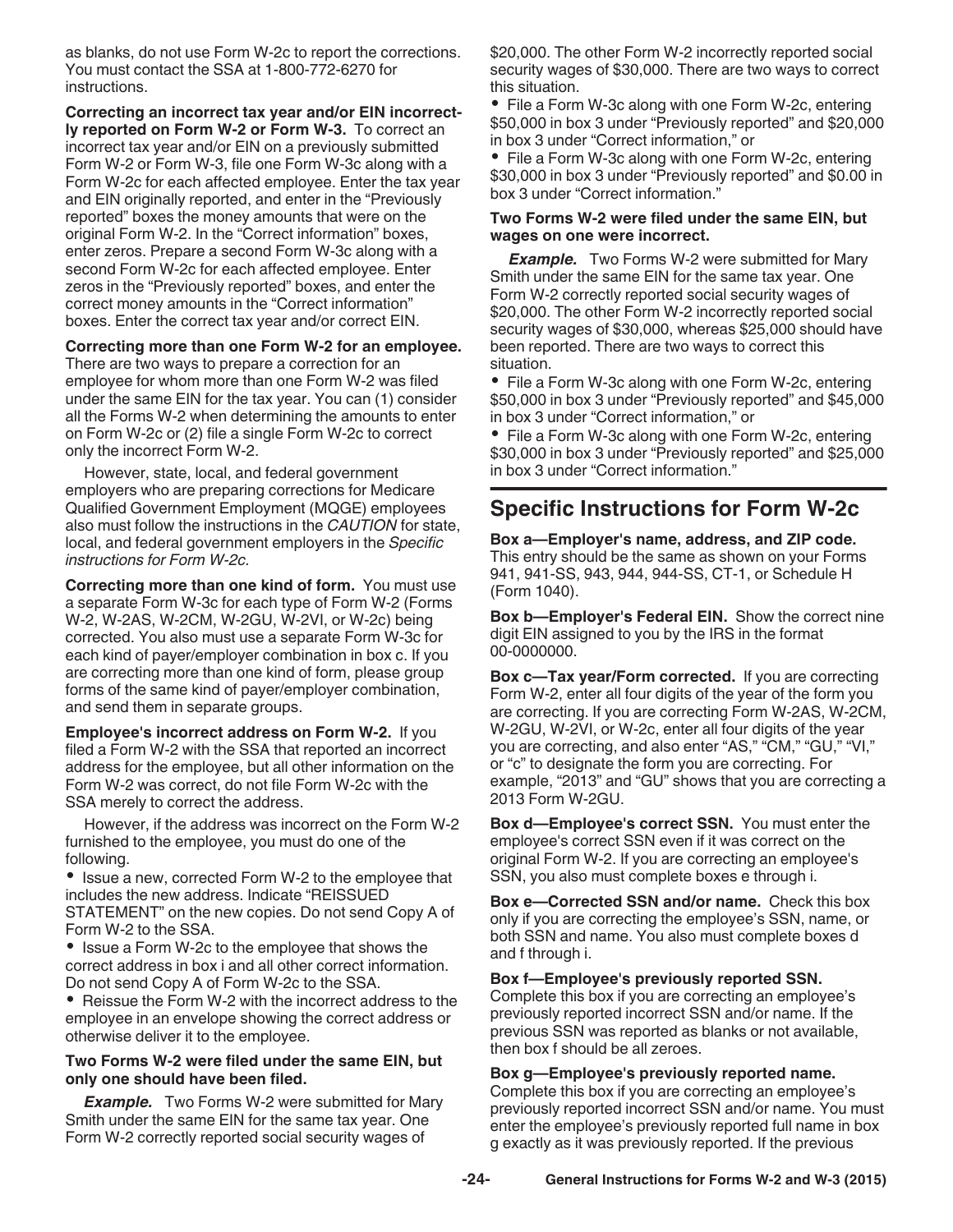as blanks, do not use Form W-2c to report the corrections. You must contact the SSA at 1-800-772-6270 for instructions.

**Correcting an incorrect tax year and/or EIN incorrectly reported on Form W-2 or Form W-3.** To correct an incorrect tax year and/or EIN on a previously submitted Form W-2 or Form W-3, file one Form W-3c along with a Form W-2c for each affected employee. Enter the tax year and EIN originally reported, and enter in the "Previously reported" boxes the money amounts that were on the original Form W-2. In the "Correct information" boxes, enter zeros. Prepare a second Form W-3c along with a second Form W-2c for each affected employee. Enter zeros in the "Previously reported" boxes, and enter the correct money amounts in the "Correct information" boxes. Enter the correct tax year and/or correct EIN.

**Correcting more than one Form W-2 for an employee.** There are two ways to prepare a correction for an employee for whom more than one Form W-2 was filed under the same EIN for the tax year. You can (1) consider all the Forms W-2 when determining the amounts to enter on Form W-2c or (2) file a single Form W-2c to correct only the incorrect Form W-2.

However, state, local, and federal government employers who are preparing corrections for Medicare Qualified Government Employment (MQGE) employees also must follow the instructions in the *CAUTION* for state, local, and federal government employers in the *Specific instructions for Form W-2c.*

**Correcting more than one kind of form.** You must use a separate Form W-3c for each type of Form W-2 (Forms W-2, W-2AS, W-2CM, W-2GU, W-2VI, or W-2c) being corrected. You also must use a separate Form W-3c for each kind of payer/employer combination in box c. If you are correcting more than one kind of form, please group forms of the same kind of payer/employer combination, and send them in separate groups.

**Employee's incorrect address on Form W-2.** If you filed a Form W-2 with the SSA that reported an incorrect address for the employee, but all other information on the Form W-2 was correct, do not file Form W-2c with the SSA merely to correct the address.

However, if the address was incorrect on the Form W-2 furnished to the employee, you must do one of the following.

- Issue a new, corrected Form W-2 to the employee that includes the new address. Indicate "REISSUED STATEMENT" on the new copies. Do not send Copy A of Form W-2 to the SSA.
- Issue a Form W-2c to the employee that shows the correct address in box i and all other correct information. Do not send Copy A of Form W-2c to the SSA.
- Reissue the Form W-2 with the incorrect address to the employee in an envelope showing the correct address or otherwise deliver it to the employee.

**Two Forms W-2 were filed under the same EIN, but only one should have been filed.**

***Example.*** Two Forms W-2 were submitted for Mary Smith under the same EIN for the same tax year. One Form W-2 correctly reported social security wages of $20,000. The other Form W-2 incorrectly reported social security wages of $30,000. There are two ways to correct this situation.

- File a Form W-3c along with one Form W-2c, entering $50,000 in box 3 under "Previously reported" and $20,000 in box 3 under "Correct information," or
- File a Form W-3c along with one Form W-2c, entering $30,000 in box 3 under "Previously reported" and $0.00 in box 3 under "Correct information."

**Two Forms W-2 were filed under the same EIN, but wages on one were incorrect.**

***Example.*** Two Forms W-2 were submitted for Mary Smith under the same EIN for the same tax year. One Form W-2 correctly reported social security wages of $20,000. The other Form W-2 incorrectly reported social security wages of $30,000, whereas $25,000 should have been reported. There are two ways to correct this situation.

- File a Form W-3c along with one Form W-2c, entering $50,000 in box 3 under "Previously reported" and $45,000 in box 3 under "Correct information," or
- File a Form W-3c along with one Form W-2c, entering $30,000 in box 3 under "Previously reported" and $25,000 in box 3 under "Correct information."

## Specific Instructions for Form W-2c

**Box a—Employer's name, address, and ZIP code.** This entry should be the same as shown on your Forms 941, 941-SS, 943, 944, 944-SS, CT-1, or Schedule H (Form 1040).

**Box b—Employer's Federal EIN.** Show the correct nine digit EIN assigned to you by the IRS in the format 00-0000000.

**Box c—Tax year/Form corrected.** If you are correcting Form W-2, enter all four digits of the year of the form you are correcting. If you are correcting Form W-2AS, W-2CM, W-2GU, W-2VI, or W-2c, enter all four digits of the year you are correcting, and also enter "AS," "CM," "GU," "VI," or "c" to designate the form you are correcting. For example, "2013" and "GU" shows that you are correcting a 2013 Form W-2GU.

**Box d—Employee's correct SSN.** You must enter the employee's correct SSN even if it was correct on the original Form W-2. If you are correcting an employee's SSN, you also must complete boxes e through i.

**Box e—Corrected SSN and/or name.** Check this box only if you are correcting the employee's SSN, name, or both SSN and name. You also must complete boxes d and f through i.

**Box f—Employee's previously reported SSN.** Complete this box if you are correcting an employee's previously reported incorrect SSN and/or name. If the previous SSN was reported as blanks or not available, then box f should be all zeroes.

**Box g—Employee's previously reported name.** Complete this box if you are correcting an employee's previously reported incorrect SSN and/or name. You must enter the employee's previously reported full name in box g exactly as it was previously reported. If the previous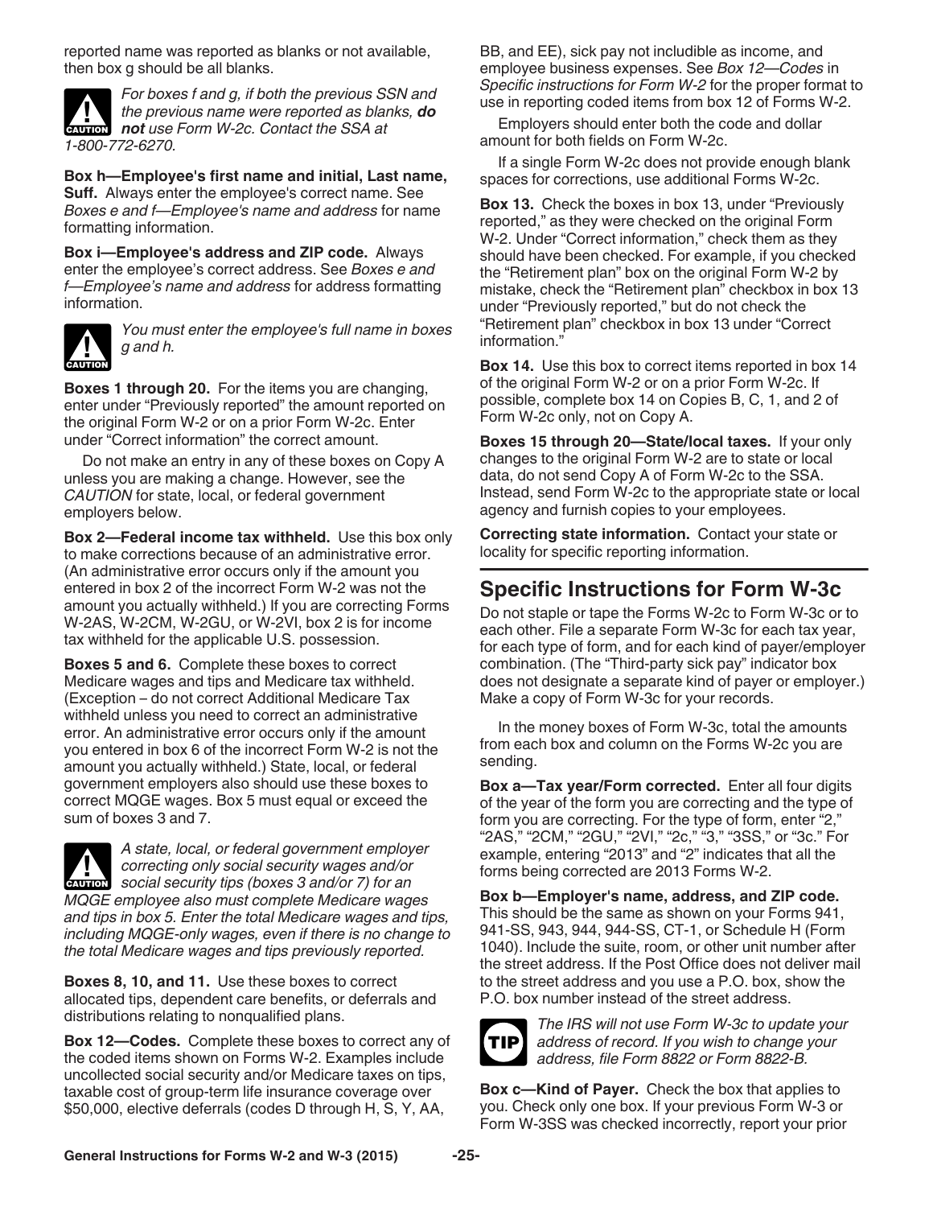reported name was reported as blanks or not available, then box g should be all blanks.

**CAUTION** *For boxes f and g, if both the previous SSN and the previous name were reported as blanks, **do not** use Form W-2c. Contact the SSA at 1-800-772-6270.*

**Box h—Employee's first name and initial, Last name, Suff.** Always enter the employee's correct name. See *Boxes e and f—Employee's name and address* for name formatting information.

**Box i—Employee's address and ZIP code.** Always enter the employee's correct address. See *Boxes e and f—Employee's name and address* for address formatting information.

**CAUTION** *You must enter the employee's full name in boxes g and h.*

**Boxes 1 through 20.** For the items you are changing, enter under "Previously reported" the amount reported on the original Form W-2 or on a prior Form W-2c. Enter under "Correct information" the correct amount.

Do not make an entry in any of these boxes on Copy A unless you are making a change. However, see the *CAUTION* for state, local, or federal government employers below.

**Box 2—Federal income tax withheld.** Use this box only to make corrections because of an administrative error. (An administrative error occurs only if the amount you entered in box 2 of the incorrect Form W-2 was not the amount you actually withheld.) If you are correcting Forms W-2AS, W-2CM, W-2GU, or W-2VI, box 2 is for income tax withheld for the applicable U.S. possession.

**Boxes 5 and 6.** Complete these boxes to correct Medicare wages and tips and Medicare tax withheld. (Exception – do not correct Additional Medicare Tax withheld unless you need to correct an administrative error. An administrative error occurs only if the amount you entered in box 6 of the incorrect Form W-2 is not the amount you actually withheld.) State, local, or federal government employers also should use these boxes to correct MQGE wages. Box 5 must equal or exceed the sum of boxes 3 and 7.

**CAUTION** *A state, local, or federal government employer correcting only social security wages and/or social security tips (boxes 3 and/or 7) for an MQGE employee also must complete Medicare wages and tips in box 5. Enter the total Medicare wages and tips, including MQGE-only wages, even if there is no change to the total Medicare wages and tips previously reported.*

**Boxes 8, 10, and 11.** Use these boxes to correct allocated tips, dependent care benefits, or deferrals and distributions relating to nonqualified plans.

**Box 12—Codes.** Complete these boxes to correct any of the coded items shown on Forms W-2. Examples include uncollected social security and/or Medicare taxes on tips, taxable cost of group-term life insurance coverage over $50,000, elective deferrals (codes D through H, S, Y, AA, BB, and EE), sick pay not includible as income, and employee business expenses. See *Box 12—Codes* in *Specific instructions for Form W-2* for the proper format to use in reporting coded items from box 12 of Forms W-2.

Employers should enter both the code and dollar amount for both fields on Form W-2c.

If a single Form W-2c does not provide enough blank spaces for corrections, use additional Forms W-2c.

**Box 13.** Check the boxes in box 13, under "Previously reported," as they were checked on the original Form W-2. Under "Correct information," check them as they should have been checked. For example, if you checked the "Retirement plan" box on the original Form W-2 by mistake, check the "Retirement plan" checkbox in box 13 under "Previously reported," but do not check the "Retirement plan" checkbox in box 13 under "Correct information."

**Box 14.** Use this box to correct items reported in box 14 of the original Form W-2 or on a prior Form W-2c. If possible, complete box 14 on Copies B, C, 1, and 2 of Form W-2c only, not on Copy A.

**Boxes 15 through 20—State/local taxes.** If your only changes to the original Form W-2 are to state or local data, do not send Copy A of Form W-2c to the SSA. Instead, send Form W-2c to the appropriate state or local agency and furnish copies to your employees.

**Correcting state information.** Contact your state or locality for specific reporting information.

## Specific Instructions for Form W-3c

Do not staple or tape the Forms W-2c to Form W-3c or to each other. File a separate Form W-3c for each tax year, for each type of form, and for each kind of payer/employer combination. (The "Third-party sick pay" indicator box does not designate a separate kind of payer or employer.) Make a copy of Form W-3c for your records.

In the money boxes of Form W-3c, total the amounts from each box and column on the Forms W-2c you are sending.

**Box a—Tax year/Form corrected.** Enter all four digits of the year of the form you are correcting and the type of form you are correcting. For the type of form, enter "2," "2AS," "2CM," "2GU," "2VI," "2c," "3," "3SS," or "3c." For example, entering "2013" and "2" indicates that all the forms being corrected are 2013 Forms W-2.

**Box b—Employer's name, address, and ZIP code.** This should be the same as shown on your Forms 941, 941-SS, 943, 944, 944-SS, CT-1, or Schedule H (Form 1040). Include the suite, room, or other unit number after the street address. If the Post Office does not deliver mail to the street address and you use a P.O. box, show the P.O. box number instead of the street address.

**TIP** *The IRS will not use Form W-3c to update your address of record. If you wish to change your address, file Form 8822 or Form 8822-B.*

**Box c—Kind of Payer.** Check the box that applies to you. Check only one box. If your previous Form W-3 or Form W-3SS was checked incorrectly, report your prior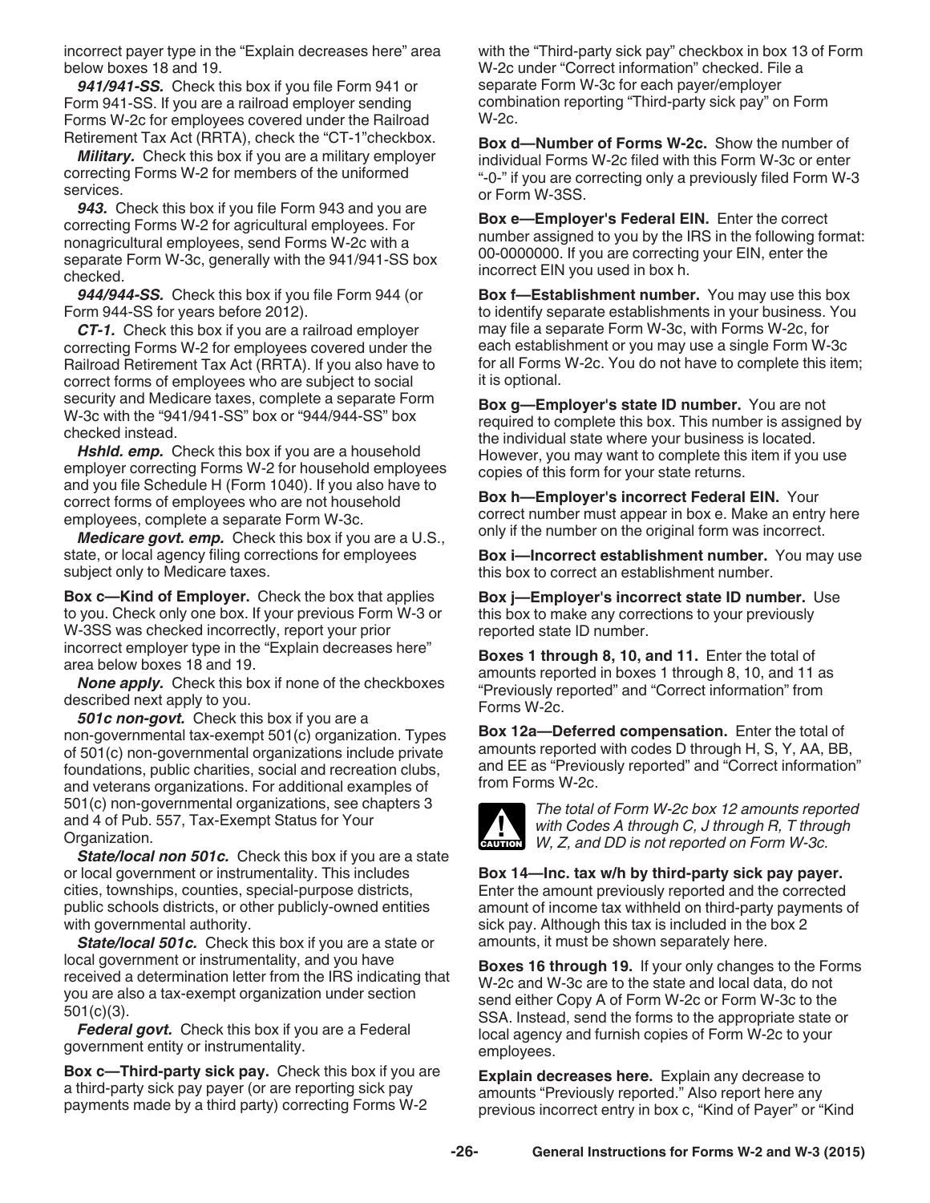incorrect payer type in the "Explain decreases here" area below boxes 18 and 19.

***941/941-SS.*** Check this box if you file Form 941 or Form 941-SS. If you are a railroad employer sending Forms W-2c for employees covered under the Railroad Retirement Tax Act (RRTA), check the "CT-1"checkbox.

***Military.*** Check this box if you are a military employer correcting Forms W-2 for members of the uniformed services.

***943.*** Check this box if you file Form 943 and you are correcting Forms W-2 for agricultural employees. For nonagricultural employees, send Forms W-2c with a separate Form W-3c, generally with the 941/941-SS box checked.

***944/944-SS.*** Check this box if you file Form 944 (or Form 944-SS for years before 2012).

***CT-1.*** Check this box if you are a railroad employer correcting Forms W-2 for employees covered under the Railroad Retirement Tax Act (RRTA). If you also have to correct forms of employees who are subject to social security and Medicare taxes, complete a separate Form W-3c with the "941/941-SS" box or "944/944-SS" box checked instead.

***Hshld. emp.*** Check this box if you are a household employer correcting Forms W-2 for household employees and you file Schedule H (Form 1040). If you also have to correct forms of employees who are not household employees, complete a separate Form W-3c.

***Medicare govt. emp.*** Check this box if you are a U.S., state, or local agency filing corrections for employees subject only to Medicare taxes.

**Box c—Kind of Employer.** Check the box that applies to you. Check only one box. If your previous Form W-3 or W-3SS was checked incorrectly, report your prior incorrect employer type in the "Explain decreases here" area below boxes 18 and 19.

***None apply.*** Check this box if none of the checkboxes described next apply to you.

***501c non-govt.*** Check this box if you are a non-governmental tax-exempt 501(c) organization. Types of 501(c) non-governmental organizations include private foundations, public charities, social and recreation clubs, and veterans organizations. For additional examples of 501(c) non-governmental organizations, see chapters 3 and 4 of Pub. 557, Tax-Exempt Status for Your Organization.

***State/local non 501c.*** Check this box if you are a state or local government or instrumentality. This includes cities, townships, counties, special-purpose districts, public schools districts, or other publicly-owned entities with governmental authority.

***State/local 501c.*** Check this box if you are a state or local government or instrumentality, and you have received a determination letter from the IRS indicating that you are also a tax-exempt organization under section 501(c)(3).

***Federal govt.*** Check this box if you are a Federal government entity or instrumentality.

**Box c—Third-party sick pay.** Check this box if you are a third-party sick pay payer (or are reporting sick pay payments made by a third party) correcting Forms W-2 with the "Third-party sick pay" checkbox in box 13 of Form W-2c under "Correct information" checked. File a separate Form W-3c for each payer/employer combination reporting "Third-party sick pay" on Form W-2c.

**Box d—Number of Forms W-2c.** Show the number of individual Forms W-2c filed with this Form W-3c or enter "-0-" if you are correcting only a previously filed Form W-3 or Form W-3SS.

**Box e—Employer's Federal EIN.** Enter the correct number assigned to you by the IRS in the following format: 00-0000000. If you are correcting your EIN, enter the incorrect EIN you used in box h.

**Box f—Establishment number.** You may use this box to identify separate establishments in your business. You may file a separate Form W-3c, with Forms W-2c, for each establishment or you may use a single Form W-3c for all Forms W-2c. You do not have to complete this item; it is optional.

**Box g—Employer's state ID number.** You are not required to complete this box. This number is assigned by the individual state where your business is located. However, you may want to complete this item if you use copies of this form for your state returns.

**Box h—Employer's incorrect Federal EIN.** Your correct number must appear in box e. Make an entry here only if the number on the original form was incorrect.

**Box i—Incorrect establishment number.** You may use this box to correct an establishment number.

**Box j—Employer's incorrect state ID number.** Use this box to make any corrections to your previously reported state ID number.

**Boxes 1 through 8, 10, and 11.** Enter the total of amounts reported in boxes 1 through 8, 10, and 11 as "Previously reported" and "Correct information" from Forms W-2c.

**Box 12a—Deferred compensation.** Enter the total of amounts reported with codes D through H, S, Y, AA, BB, and EE as "Previously reported" and "Correct information" from Forms W-2c.

**CAUTION:** *The total of Form W-2c box 12 amounts reported with Codes A through C, J through R, T through W, Z, and DD is not reported on Form W-3c.*

**Box 14—Inc. tax w/h by third-party sick pay payer.** Enter the amount previously reported and the corrected amount of income tax withheld on third-party payments of sick pay. Although this tax is included in the box 2 amounts, it must be shown separately here.

**Boxes 16 through 19.** If your only changes to the Forms W-2c and W-3c are to the state and local data, do not send either Copy A of Form W-2c or Form W-3c to the SSA. Instead, send the forms to the appropriate state or local agency and furnish copies of Form W-2c to your employees.

**Explain decreases here.** Explain any decrease to amounts "Previously reported." Also report here any previous incorrect entry in box c, "Kind of Payer" or "Kind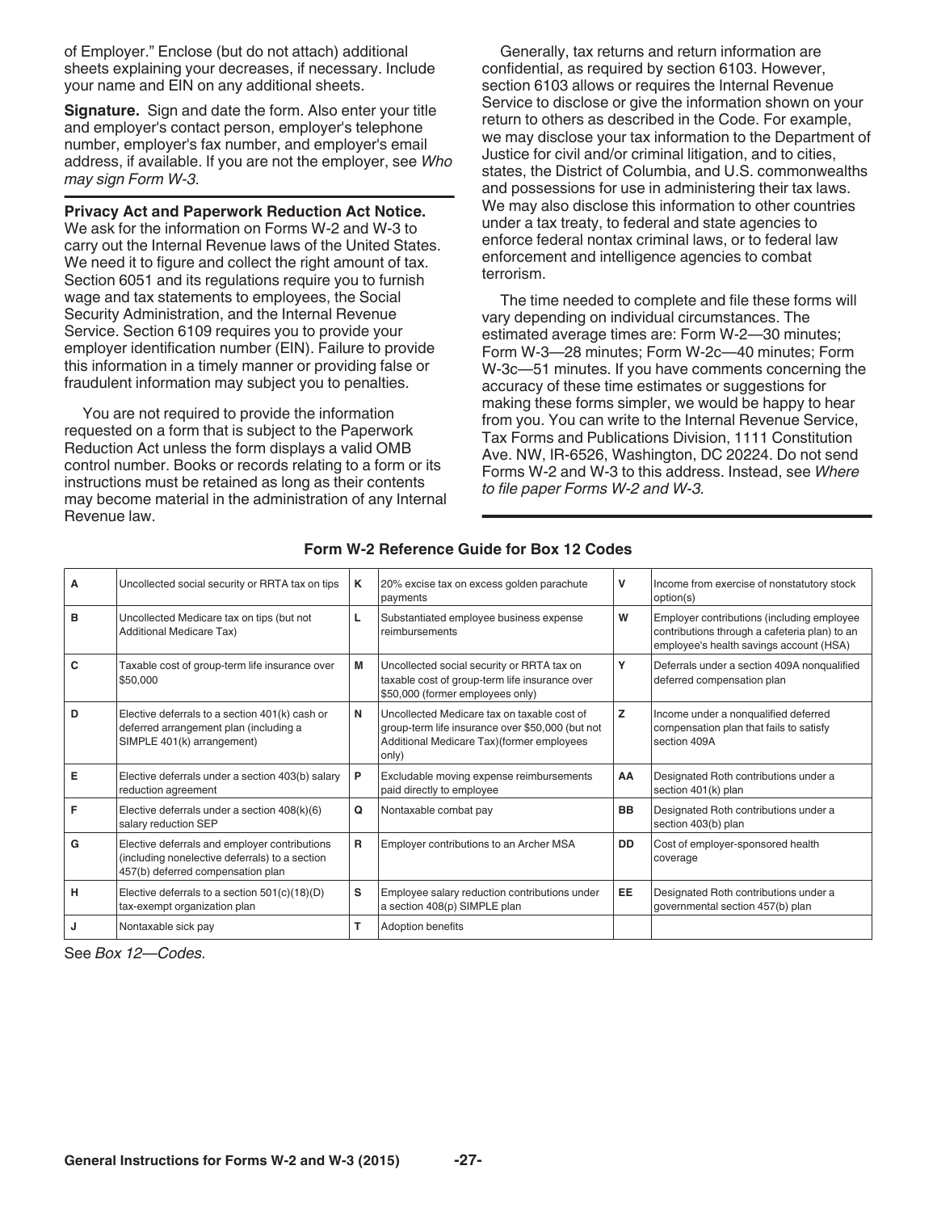of Employer." Enclose (but do not attach) additional sheets explaining your decreases, if necessary. Include your name and EIN on any additional sheets.

**Signature.** Sign and date the form. Also enter your title and employer's contact person, employer's telephone number, employer's fax number, and employer's email address, if available. If you are not the employer, see *Who may sign Form W-3.*

**Privacy Act and Paperwork Reduction Act Notice.** We ask for the information on Forms W-2 and W-3 to carry out the Internal Revenue laws of the United States. We need it to figure and collect the right amount of tax. Section 6051 and its regulations require you to furnish wage and tax statements to employees, the Social Security Administration, and the Internal Revenue Service. Section 6109 requires you to provide your employer identification number (EIN). Failure to provide this information in a timely manner or providing false or fraudulent information may subject you to penalties.

You are not required to provide the information requested on a form that is subject to the Paperwork Reduction Act unless the form displays a valid OMB control number. Books or records relating to a form or its instructions must be retained as long as their contents may become material in the administration of any Internal Revenue law.

Generally, tax returns and return information are confidential, as required by section 6103. However, section 6103 allows or requires the Internal Revenue Service to disclose or give the information shown on your return to others as described in the Code. For example, we may disclose your tax information to the Department of Justice for civil and/or criminal litigation, and to cities, states, the District of Columbia, and U.S. commonwealths and possessions for use in administering their tax laws. We may also disclose this information to other countries under a tax treaty, to federal and state agencies to enforce federal nontax criminal laws, or to federal law enforcement and intelligence agencies to combat terrorism.

The time needed to complete and file these forms will vary depending on individual circumstances. The estimated average times are: Form W-2—30 minutes; Form W-3—28 minutes; Form W-2c—40 minutes; Form W-3c—51 minutes. If you have comments concerning the accuracy of these time estimates or suggestions for making these forms simpler, we would be happy to hear from you. You can write to the Internal Revenue Service, Tax Forms and Publications Division, 1111 Constitution Ave. NW, IR-6526, Washington, DC 20224. Do not send Forms W-2 and W-3 to this address. Instead, see *Where to file paper Forms W-2 and W-3.*

**Form W-2 Reference Guide for Box 12 Codes**

| | | | | | |
|---|---|---|---|---|---|
| A | Uncollected social security or RRTA tax on tips | K | 20% excise tax on excess golden parachute payments | V | Income from exercise of nonstatutory stock option(s) |
| B | Uncollected Medicare tax on tips (but not Additional Medicare Tax) | L | Substantiated employee business expense reimbursements | W | Employer contributions (including employee contributions through a cafeteria plan) to an employee's health savings account (HSA) |
| C | Taxable cost of group-term life insurance over $50,000 | M | Uncollected social security or RRTA tax on taxable cost of group-term life insurance over $50,000 (former employees only) | Y | Deferrals under a section 409A nonqualified deferred compensation plan |
| D | Elective deferrals to a section 401(k) cash or deferred arrangement plan (including a SIMPLE 401(k) arrangement) | N | Uncollected Medicare tax on taxable cost of group-term life insurance over $50,000 (but not Additional Medicare Tax)(former employees only) | Z | Income under a nonqualified deferred compensation plan that fails to satisfy section 409A |
| E | Elective deferrals under a section 403(b) salary reduction agreement | P | Excludable moving expense reimbursements paid directly to employee | AA | Designated Roth contributions under a section 401(k) plan |
| F | Elective deferrals under a section 408(k)(6) salary reduction SEP | Q | Nontaxable combat pay | BB | Designated Roth contributions under a section 403(b) plan |
| G | Elective deferrals and employer contributions (including nonelective deferrals) to a section 457(b) deferred compensation plan | R | Employer contributions to an Archer MSA | DD | Cost of employer-sponsored health coverage |
| H | Elective deferrals to a section 501(c)(18)(D) tax-exempt organization plan | S | Employee salary reduction contributions under a section 408(p) SIMPLE plan | EE | Designated Roth contributions under a governmental section 457(b) plan |
| J | Nontaxable sick pay | T | Adoption benefits | | |

See *Box 12—Codes.*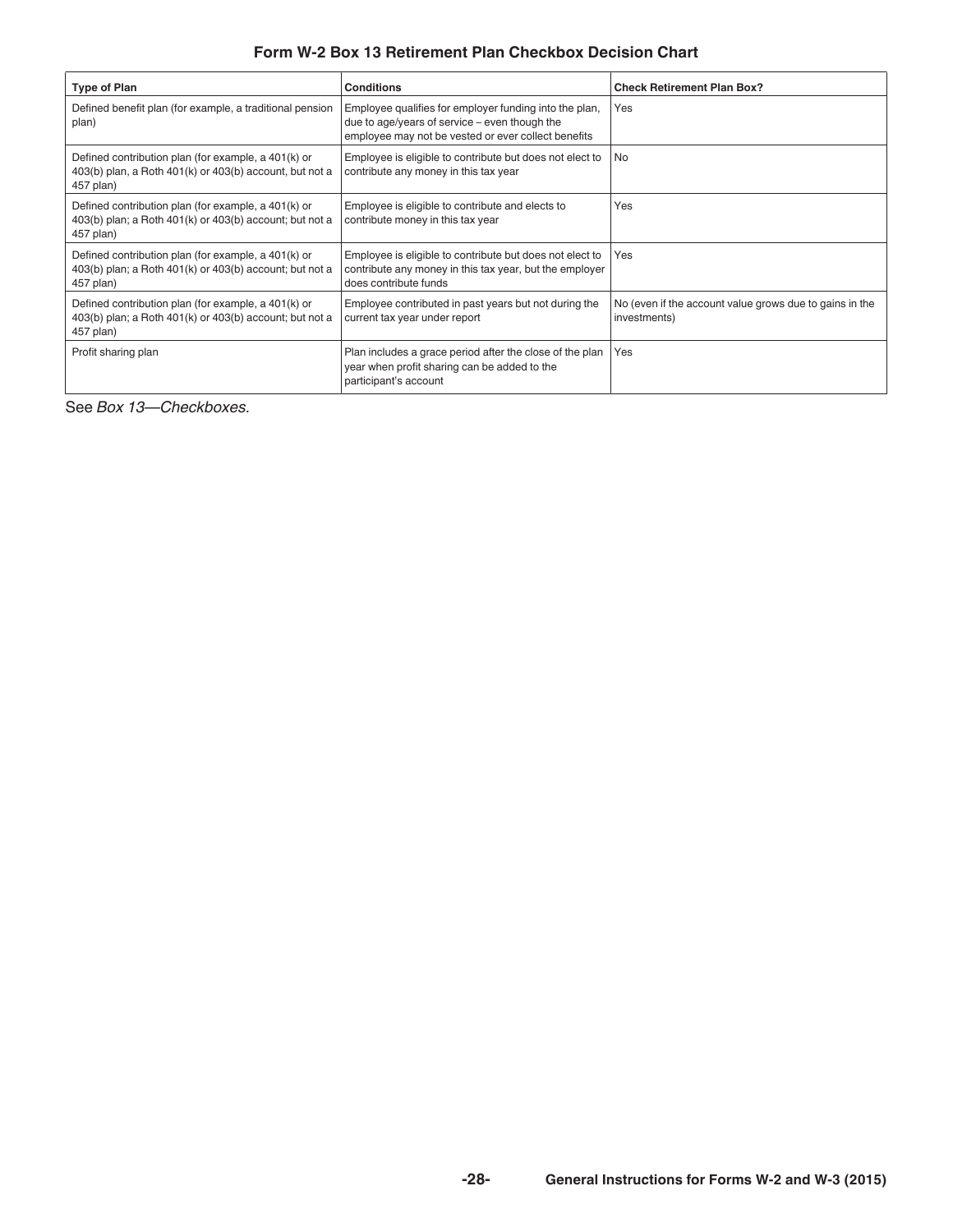## Form W-2 Box 13 Retirement Plan Checkbox Decision Chart

| Type of Plan | Conditions | Check Retirement Plan Box? |
|---|---|---|
| Defined benefit plan (for example, a traditional pension plan) | Employee qualifies for employer funding into the plan, due to age/years of service – even though the employee may not be vested or ever collect benefits | Yes |
| Defined contribution plan (for example, a 401(k) or 403(b) plan, a Roth 401(k) or 403(b) account, but not a 457 plan) | Employee is eligible to contribute but does not elect to contribute any money in this tax year | No |
| Defined contribution plan (for example, a 401(k) or 403(b) plan; a Roth 401(k) or 403(b) account; but not a 457 plan) | Employee is eligible to contribute and elects to contribute money in this tax year | Yes |
| Defined contribution plan (for example, a 401(k) or 403(b) plan; a Roth 401(k) or 403(b) account; but not a 457 plan) | Employee is eligible to contribute but does not elect to contribute any money in this tax year, but the employer does contribute funds | Yes |
| Defined contribution plan (for example, a 401(k) or 403(b) plan; a Roth 401(k) or 403(b) account; but not a 457 plan) | Employee contributed in past years but not during the current tax year under report | No (even if the account value grows due to gains in the investments) |
| Profit sharing plan | Plan includes a grace period after the close of the plan year when profit sharing can be added to the participant's account | Yes |

See *Box 13—Checkboxes.*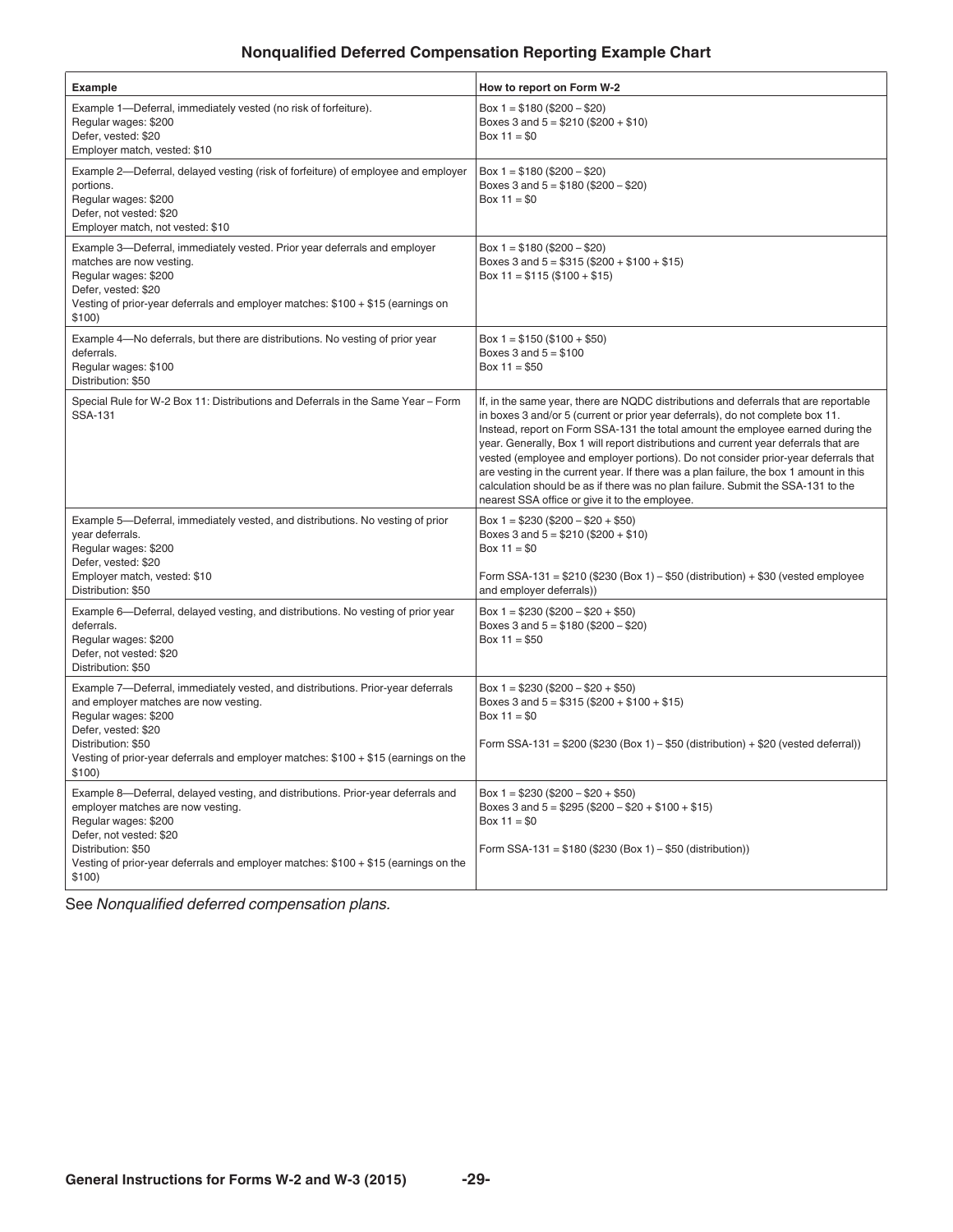## Nonqualified Deferred Compensation Reporting Example Chart

| Example | How to report on Form W-2 |
| --- | --- |
| Example 1—Deferral, immediately vested (no risk of forfeiture).<br>Regular wages: $200<br>Defer, vested: $20<br>Employer match, vested: $10 | Box 1 = $180 ($200 – $20)<br>Boxes 3 and 5 = $210 ($200 + $10)<br>Box 11 = $0 |
| Example 2—Deferral, delayed vesting (risk of forfeiture) of employee and employer portions.<br>Regular wages: $200<br>Defer, not vested: $20<br>Employer match, not vested: $10 | Box 1 = $180 ($200 – $20)<br>Boxes 3 and 5 = $180 ($200 – $20)<br>Box 11 = $0 |
| Example 3—Deferral, immediately vested. Prior year deferrals and employer matches are now vesting.<br>Regular wages: $200<br>Defer, vested: $20<br>Vesting of prior-year deferrals and employer matches: $100 + $15 (earnings on $100) | Box 1 = $180 ($200 – $20)<br>Boxes 3 and 5 = $315 ($200 + $100 + $15)<br>Box 11 = $115 ($100 + $15) |
| Example 4—No deferrals, but there are distributions. No vesting of prior year deferrals.<br>Regular wages: $100<br>Distribution: $50 | Box 1 = $150 ($100 + $50)<br>Boxes 3 and 5 = $100<br>Box 11 = $50 |
| Special Rule for W-2 Box 11: Distributions and Deferrals in the Same Year – Form SSA-131 | If, in the same year, there are NQDC distributions and deferrals that are reportable in boxes 3 and/or 5 (current or prior year deferrals), do not complete box 11. Instead, report on Form SSA-131 the total amount the employee earned during the year. Generally, Box 1 will report distributions and current year deferrals that are vested (employee and employer portions). Do not consider prior-year deferrals that are vesting in the current year. If there was a plan failure, the box 1 amount in this calculation should be as if there was no plan failure. Submit the SSA-131 to the nearest SSA office or give it to the employee. |
| Example 5—Deferral, immediately vested, and distributions. No vesting of prior year deferrals.<br>Regular wages: $200<br>Defer, vested: $20<br>Employer match, vested: $10<br>Distribution: $50 | Box 1 = $230 ($200 – $20 + $50)<br>Boxes 3 and 5 = $210 ($200 + $10)<br>Box 11 = $0<br><br>Form SSA-131 = $210 ($230 (Box 1) – $50 (distribution) + $30 (vested employee and employer deferrals)) |
| Example 6—Deferral, delayed vesting, and distributions. No vesting of prior year deferrals.<br>Regular wages: $200<br>Defer, not vested: $20<br>Distribution: $50 | Box 1 = $230 ($200 – $20 + $50)<br>Boxes 3 and 5 = $180 ($200 – $20)<br>Box 11 = $50 |
| Example 7—Deferral, immediately vested, and distributions. Prior-year deferrals and employer matches are now vesting.<br>Regular wages: $200<br>Defer, vested: $20<br>Distribution: $50<br>Vesting of prior-year deferrals and employer matches: $100 + $15 (earnings on the $100) | Box 1 = $230 ($200 – $20 + $50)<br>Boxes 3 and 5 = $315 ($200 + $100 + $15)<br>Box 11 = $0<br><br>Form SSA-131 = $200 ($230 (Box 1) – $50 (distribution) + $20 (vested deferral)) |
| Example 8—Deferral, delayed vesting, and distributions. Prior-year deferrals and employer matches are now vesting.<br>Regular wages: $200<br>Defer, not vested: $20<br>Distribution: $50<br>Vesting of prior-year deferrals and employer matches: $100 + $15 (earnings on the $100) | Box 1 = $230 ($200 – $20 + $50)<br>Boxes 3 and 5 = $295 ($200 – $20 + $100 + $15)<br>Box 11 = $0<br><br>Form SSA-131 = $180 ($230 (Box 1) – $50 (distribution)) |

See *Nonqualified deferred compensation plans.*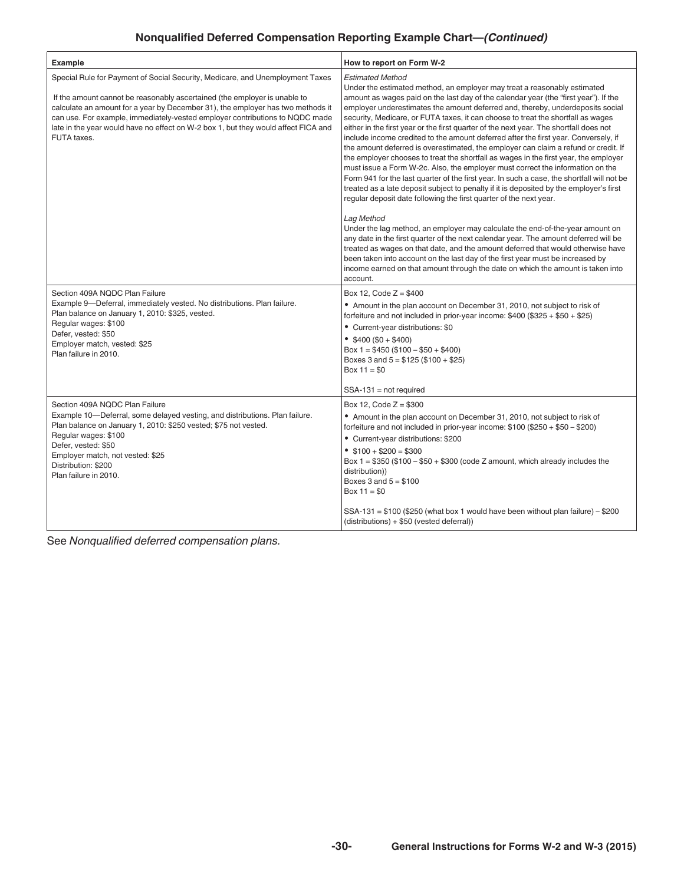### Nonqualified Deferred Compensation Reporting Example Chart—*(Continued)*

| Example | How to report on Form W-2 |
|---|---|
| Special Rule for Payment of Social Security, Medicare, and Unemployment Taxes<br><br>If the amount cannot be reasonably ascertained (the employer is unable to calculate an amount for a year by December 31), the employer has two methods it can use. For example, immediately-vested employer contributions to NQDC made late in the year would have no effect on W-2 box 1, but they would affect FICA and FUTA taxes. | *Estimated Method*<br>Under the estimated method, an employer may treat a reasonably estimated amount as wages paid on the last day of the calendar year (the "first year"). If the employer underestimates the amount deferred and, thereby, underdeposits social security, Medicare, or FUTA taxes, it can choose to treat the shortfall as wages either in the first year or the first quarter of the next year. The shortfall does not include income credited to the amount deferred after the first year. Conversely, if the amount deferred is overestimated, the employer can claim a refund or credit. If the employer chooses to treat the shortfall as wages in the first year, the employer must issue a Form W-2c. Also, the employer must correct the information on the Form 941 for the last quarter of the first year. In such a case, the shortfall will not be treated as a late deposit subject to penalty if it is deposited by the employer's first regular deposit date following the first quarter of the next year.<br><br>*Lag Method*<br>Under the lag method, an employer may calculate the end-of-the-year amount on any date in the first quarter of the next calendar year. The amount deferred will be treated as wages on that date, and the amount deferred that would otherwise have been taken into account on the last day of the first year must be increased by income earned on that amount through the date on which the amount is taken into account. |
| Section 409A NQDC Plan Failure<br>Example 9—Deferral, immediately vested. No distributions. Plan failure.<br>Plan balance on January 1, 2010: $325, vested.<br>Regular wages: $100<br>Defer, vested: $50<br>Employer match, vested: $25<br>Plan failure in 2010. | Box 12, Code Z = $400<br>• Amount in the plan account on December 31, 2010, not subject to risk of forfeiture and not included in prior-year income: $400 ($325 + $50 + $25)<br>• Current-year distributions: $0<br>• $400 ($0 + $400)<br>Box 1 = $450 ($100 – $50 + $400)<br>Boxes 3 and 5 = $125 ($100 + $25)<br>Box 11 = $0<br><br>SSA-131 = not required |
| Section 409A NQDC Plan Failure<br>Example 10—Deferral, some delayed vesting, and distributions. Plan failure.<br>Plan balance on January 1, 2010: $250 vested; $75 not vested.<br>Regular wages: $100<br>Defer, vested: $50<br>Employer match, not vested: $25<br>Distribution: $200<br>Plan failure in 2010. | Box 12, Code Z = $300<br>• Amount in the plan account on December 31, 2010, not subject to risk of forfeiture and not included in prior-year income: $100 ($250 + $50 – $200)<br>• Current-year distributions: $200<br>• $100 + $200 = $300<br>Box 1 = $350 ($100 – $50 + $300 (code Z amount, which already includes the distribution))<br>Boxes 3 and 5 = $100<br>Box 11 = $0<br><br>SSA-131 = $100 ($250 (what box 1 would have been without plan failure) – $200 (distributions) + $50 (vested deferral)) |

See *Nonqualified deferred compensation plans.*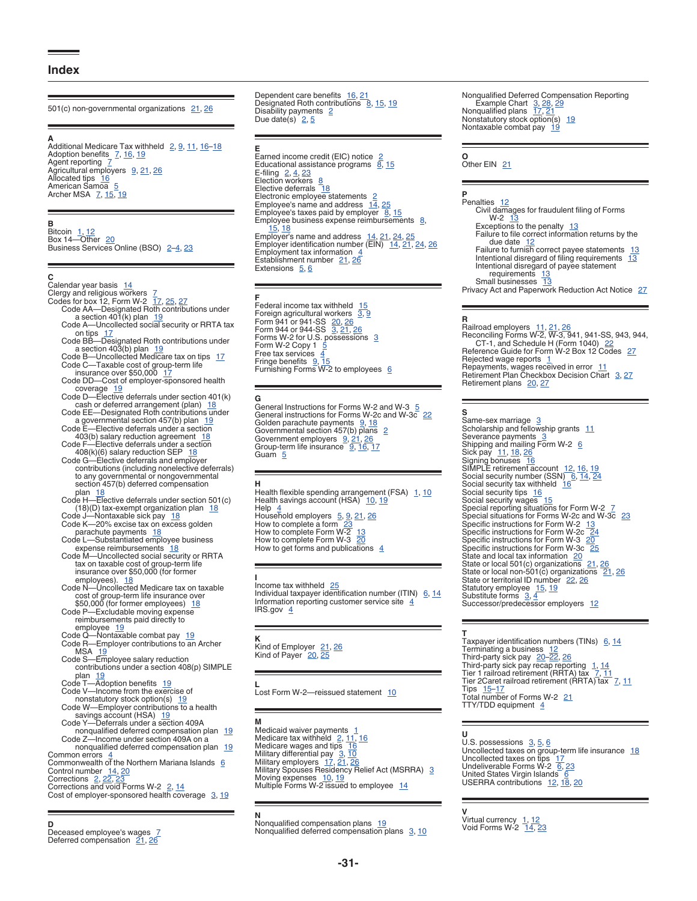# Index

501(c) non-governmental organizations 21, 26

**A**

Additional Medicare Tax withheld 2, 9, 11, 16–18
Adoption benefits 7, 16, 19
Agent reporting 7
Agricultural employers 9, 21, 26
Allocated tips 16
American Samoa 5
Archer MSA 7, 15, 19

**B**

Bitcoin 1, 12
Box 14—Other 20
Business Services Online (BSO) 2–4, 23

**C**

Calendar year basis 14
Clergy and religious workers 7
Codes for box 12, Form W-2 17, 25, 27
- Code AA—Designated Roth contributions under a section 401(k) plan 19
- Code A—Uncollected social security or RRTA tax on tips 17
- Code BB—Designated Roth contributions under a section 403(b) plan 19
- Code B—Uncollected Medicare tax on tips 17
- Code C—Taxable cost of group-term life insurance over $50,000 17
- Code DD—Cost of employer-sponsored health coverage 19
- Code D—Elective deferrals under section 401(k) cash or deferred arrangement (plan) 18
- Code EE—Designated Roth contributions under a governmental section 457(b) plan 19
- Code E—Elective deferrals under a section 403(b) salary reduction agreement 18
- Code F—Elective deferrals under a section 408(k)(6) salary reduction SEP 18
- Code G—Elective deferrals and employer contributions (including nonelective deferrals) to any governmental or nongovernmental section 457(b) deferred compensation plan 18
- Code H—Elective deferrals under section 501(c)(18)(D) tax-exempt organization plan 18
- Code J—Nontaxable sick pay 18
- Code K—20% excise tax on excess golden parachute payments 18
- Code L—Substantiated employee business expense reimbursements 18
- Code M—Uncollected social security or RRTA tax on taxable cost of group-term life insurance over $50,000 (for former employees). 18
- Code N—Uncollected Medicare tax on taxable cost of group-term life insurance over $50,000 (for former employees) 18
- Code P—Excludable moving expense reimbursements paid directly to employee 19
- Code Q—Nontaxable combat pay 19
- Code R—Employer contributions to an Archer MSA 19
- Code S—Employee salary reduction contributions under a section 408(p) SIMPLE plan 19
- Code T—Adoption benefits 19
- Code V—Income from the exercise of nonstatutory stock option(s) 19
- Code W—Employer contributions to a health savings account (HSA) 19
- Code Y—Deferrals under a section 409A nonqualified deferred compensation plan 19
- Code Z—Income under section 409A on a nonqualified deferred compensation plan 19

Common errors 4
Commonwealth of the Northern Mariana Islands 6
Control number 14, 20
Corrections 2, 22, 23
Corrections and void Forms W-2 2, 14
Cost of employer-sponsored health coverage 3, 19

**D**

Deceased employee's wages 7
Deferred compensation 21, 26
Dependent care benefits 16, 21
Designated Roth contributions 8, 15, 19
Disability payments 2
Due date(s) 2, 5

**E**

Earned income credit (EIC) notice 2
Educational assistance programs 8, 15
E-filing 2, 4, 23
Election workers 8
Elective deferrals 18
Electronic employee statements 2
Employee's name and address 14, 25
Employee's taxes paid by employer 8, 15
Employee business expense reimbursements 8, 15, 18
Employer's name and address 14, 21, 24, 25
Employer identification number (EIN) 14, 21, 24, 26
Employment tax information 4
Establishment number 21, 26
Extensions 5, 6

**F**

Federal income tax withheld 15
Foreign agricultural workers 3, 9
Form 941 or 941-SS 20, 26
Form 944 or 944-SS 3, 21, 26
Forms W-2 for U.S. possessions 3
Form W-2 Copy 1 5
Free tax services 4
Fringe benefits 9, 15
Furnishing Forms W-2 to employees 6

**G**

General Instructions for Forms W-2 and W-3 5
General instructions for Forms W-2c and W-3c 22
Golden parachute payments 9, 18
Governmental section 457(b) plans 2
Government employers 9, 21, 26
Group-term life insurance 9, 16, 17
Guam 5

**H**

Health flexible spending arrangement (FSA) 1, 10
Health savings account (HSA) 10, 19
Help 4
Household employers 5, 9, 21, 26
How to complete a form 23
How to complete Form W-2 13
How to complete Form W-3 20
How to get forms and publications 4

**I**

Income tax withheld 25
Individual taxpayer identification number (ITIN) 6, 14
Information reporting customer service site 4
IRS.gov 4

**K**

Kind of Employer 21, 26
Kind of Payer 20, 25

**L**

Lost Form W-2—reissued statement 10

**M**

Medicaid waiver payments 1
Medicare tax withheld 2, 11, 16
Medicare wages and tips 16
Military differential pay 3, 10
Military employers 17, 21, 26
Military Spouses Residency Relief Act (MSRRA) 3
Moving expenses 10, 19
Multiple Forms W-2 issued to employee 14

**N**

Nonqualified compensation plans 19
Nonqualified deferred compensation plans 3, 10
Nonqualified Deferred Compensation Reporting Example Chart 3, 28, 29
Nonqualified plans 17, 21
Nonstatutory stock option(s) 19
Nontaxable combat pay 19

**O**

Other EIN 21

**P**

Penalties 12
- Civil damages for fraudulent filing of Forms W-2 13
- Exceptions to the penalty 13
- Failure to file correct information returns by the due date 12
- Failure to furnish correct payee statements 13
- Intentional disregard of filing requirements 13
- Intentional disregard of payee statement requirements 13
- Small businesses 13

Privacy Act and Paperwork Reduction Act Notice 27

**R**

Railroad employers 11, 21, 26
Reconciling Forms W-2, W-3, 941, 941-SS, 943, 944, CT-1, and Schedule H (Form 1040) 22
Reference Guide for Form W-2 Box 12 Codes 27
Rejected wage reports 1
Repayments, wages received in error 11
Retirement Plan Checkbox Decision Chart 3, 27
Retirement plans 20, 27

**S**

Same-sex marriage 3
Scholarship and fellowship grants 11
Severance payments 3
Shipping and mailing Form W-2 6
Sick pay 11, 18, 26
Signing bonuses 16
SIMPLE retirement account 12, 16, 19
Social security number (SSN) 6, 14, 24
Social security tax withheld 16
Social security tips 16
Social security wages 15
Special reporting situations for Form W-2 7
Special situations for Forms W-2c and W-3c 23
Specific instructions for Form W-2 13
Specific instructions for Form W-2c 24
Specific instructions for Form W-3 20
Specific instructions for Form W-3c 25
State and local tax information 20
State or local 501(c) organizations 21, 26
State or local non-501(c) organizations 21, 26
State or territorial ID number 22, 26
Statutory employee 15, 19
Substitute forms 3, 4
Successor/predecessor employers 12

**T**

Taxpayer identification numbers (TINs) 6, 14
Terminating a business 12
Third-party sick pay 20–22, 26
Third-party sick pay recap reporting 1, 14
Tier 1 railroad retirement (RRTA) tax 7, 11
Tier 2Caret railroad retirement (RRTA) tax 7, 11
Tips 15–17
Total number of Forms W-2 21
TTY/TDD equipment 4

**U**

U.S. possessions 3, 5, 6
Uncollected taxes on group-term life insurance 18
Uncollected taxes on tips 17
Undeliverable Forms W-2 6, 23
United States Virgin Islands 6
USERRA contributions 12, 18, 20

**V**

Virtual currency 1, 12
Void Forms W-2 14, 23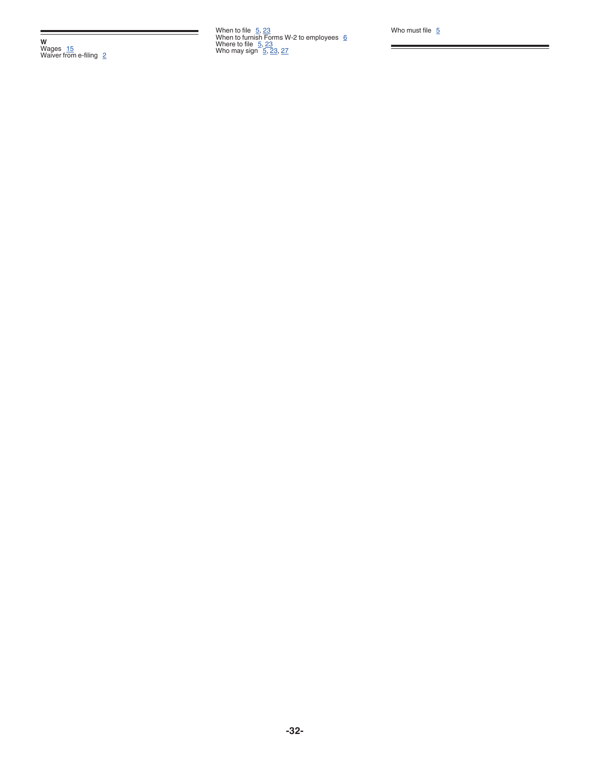**W**

Wages 15
Waiver from e-filing 2

When to file 5, 23
When to furnish Forms W-2 to employees 6
Where to file 5, 23
Who may sign 5, 23, 27

Who must file 5